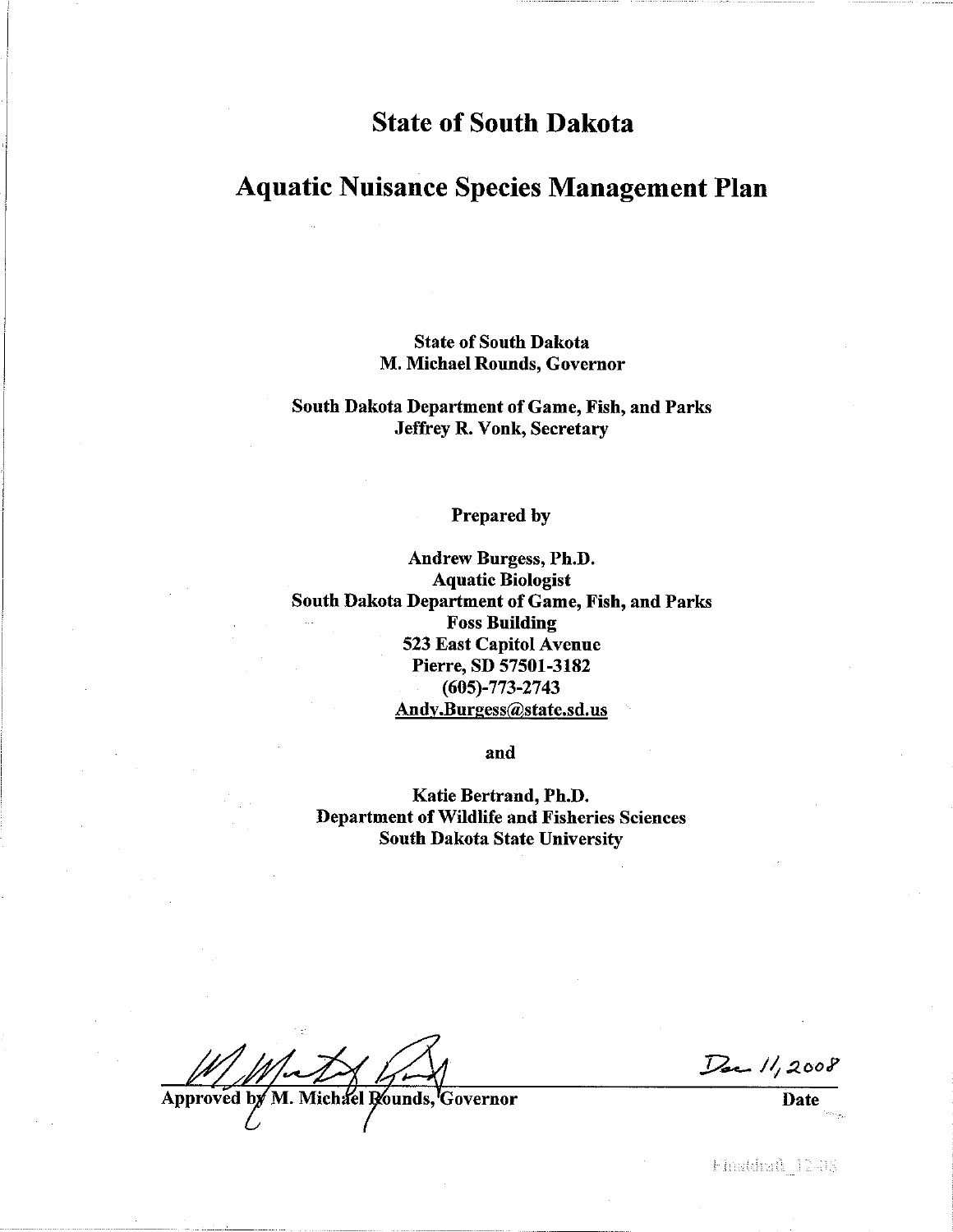# State of South Dakota

# Aquatic Nuisance Species Management Plan

**State of South Dakota**
**M. Michael Rounds, Governor**

**South Dakota Department of Game, Fish, and Parks**
**Jeffrey R. Vonk, Secretary**

**Prepared by**

**Andrew Burgess, Ph.D.**
**Aquatic Biologist**
**South Dakota Department of Game, Fish, and Parks**
**Foss Building**
**523 East Capitol Avenue**
**Pierre, SD 57501-3182**
**(605)-773-2743**
**Andy.Burgess@state.sd.us**

**and**

**Katie Bertrand, Ph.D.**
**Department of Wildlife and Fisheries Sciences**
**South Dakota State University**

Approved by M. Michael Rounds, Governor — Dec 11, 2008

**Date**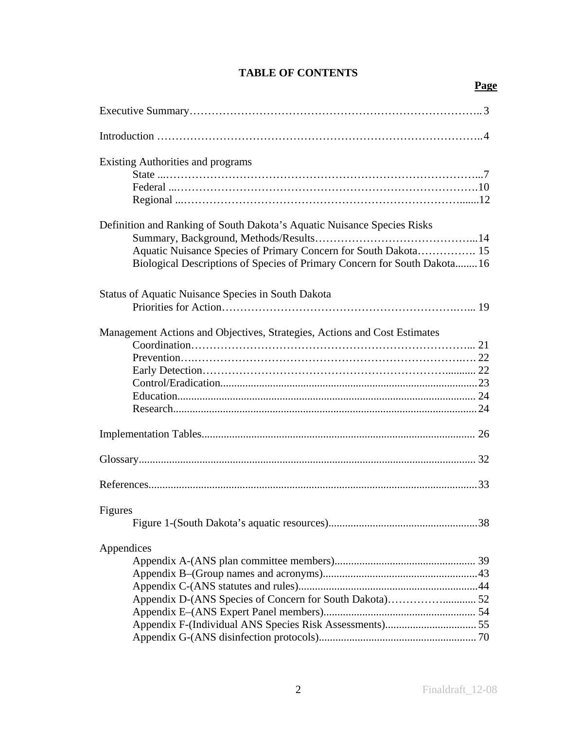# TABLE OF CONTENTS

**Page**

Executive Summary ........................................................................ 3

Introduction ........................................................................ 4

Existing Authorities and programs
- State ........................................................................ 7
- Federal ........................................................................ 10
- Regional ........................................................................ 12

Definition and Ranking of South Dakota's Aquatic Nuisance Species Risks
- Summary, Background, Methods/Results ........................................ 14
- Aquatic Nuisance Species of Primary Concern for South Dakota ................ 15
- Biological Descriptions of Species of Primary Concern for South Dakota ........ 16

Status of Aquatic Nuisance Species in South Dakota
- Priorities for Action ........................................................ 19

Management Actions and Objectives, Strategies, Actions and Cost Estimates
- Coordination ........................................................................ 21
- Prevention ........................................................................ 22
- Early Detection ........................................................................ 22
- Control/Eradication ........................................................................ 23
- Education ........................................................................ 24
- Research ........................................................................ 24

Implementation Tables ........................................................................ 26

Glossary ........................................................................ 32

References ........................................................................ 33

Figures
- Figure 1-(South Dakota's aquatic resources) ........................................ 38

Appendices
- Appendix A-(ANS plan committee members) ........................................ 39
- Appendix B–(Group names and acronyms) ........................................ 43
- Appendix C-(ANS statutes and rules) ........................................ 44
- Appendix D-(ANS Species of Concern for South Dakota) ........................ 52
- Appendix E–(ANS Expert Panel members) ........................................ 54
- Appendix F-(Individual ANS Species Risk Assessments) ........................ 55
- Appendix G-(ANS disinfection protocols) ........................................ 70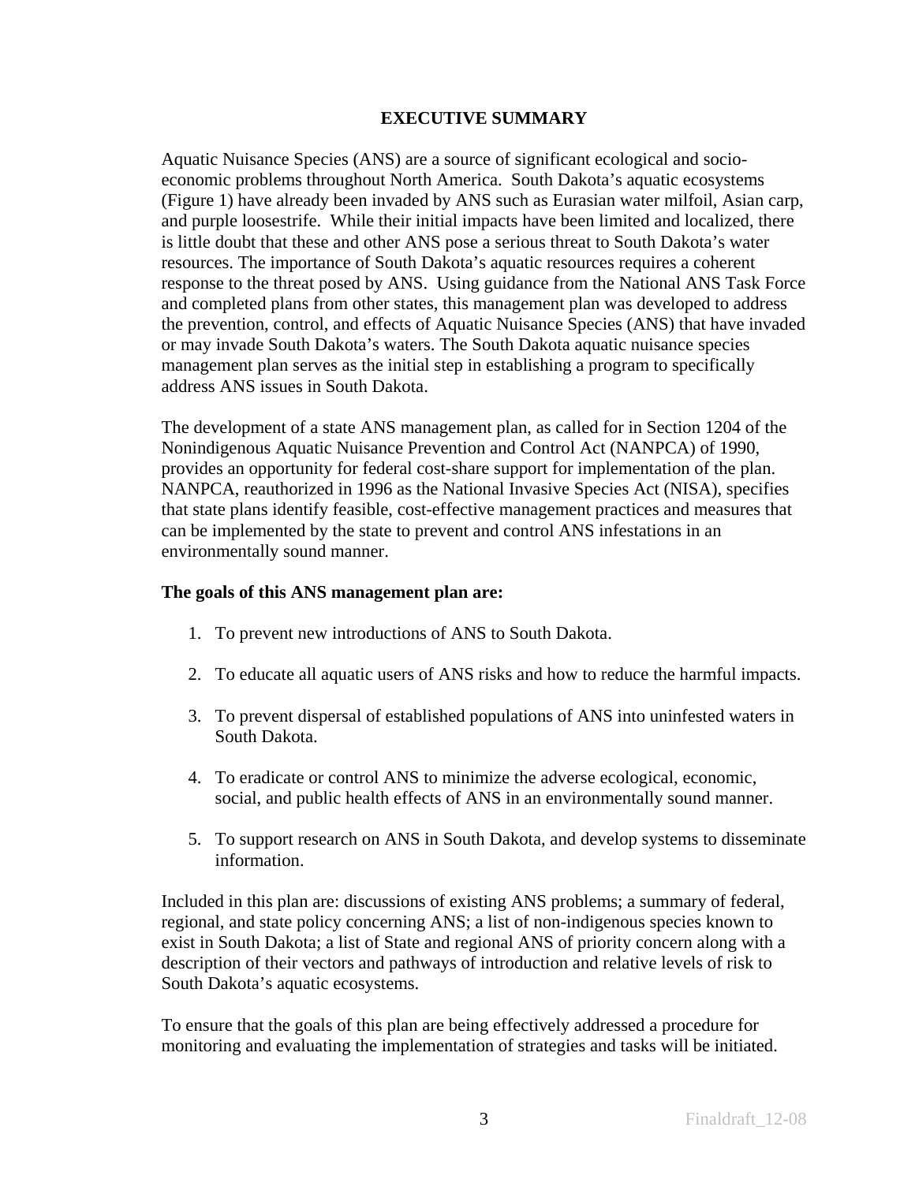## EXECUTIVE SUMMARY

Aquatic Nuisance Species (ANS) are a source of significant ecological and socio-economic problems throughout North America. South Dakota's aquatic ecosystems (Figure 1) have already been invaded by ANS such as Eurasian water milfoil, Asian carp, and purple loosestrife. While their initial impacts have been limited and localized, there is little doubt that these and other ANS pose a serious threat to South Dakota's water resources. The importance of South Dakota's aquatic resources requires a coherent response to the threat posed by ANS. Using guidance from the National ANS Task Force and completed plans from other states, this management plan was developed to address the prevention, control, and effects of Aquatic Nuisance Species (ANS) that have invaded or may invade South Dakota's waters. The South Dakota aquatic nuisance species management plan serves as the initial step in establishing a program to specifically address ANS issues in South Dakota.

The development of a state ANS management plan, as called for in Section 1204 of the Nonindigenous Aquatic Nuisance Prevention and Control Act (NANPCA) of 1990, provides an opportunity for federal cost-share support for implementation of the plan. NANPCA, reauthorized in 1996 as the National Invasive Species Act (NISA), specifies that state plans identify feasible, cost-effective management practices and measures that can be implemented by the state to prevent and control ANS infestations in an environmentally sound manner.

**The goals of this ANS management plan are:**

1. To prevent new introductions of ANS to South Dakota.
2. To educate all aquatic users of ANS risks and how to reduce the harmful impacts.
3. To prevent dispersal of established populations of ANS into uninfested waters in South Dakota.
4. To eradicate or control ANS to minimize the adverse ecological, economic, social, and public health effects of ANS in an environmentally sound manner.
5. To support research on ANS in South Dakota, and develop systems to disseminate information.

Included in this plan are: discussions of existing ANS problems; a summary of federal, regional, and state policy concerning ANS; a list of non-indigenous species known to exist in South Dakota; a list of State and regional ANS of priority concern along with a description of their vectors and pathways of introduction and relative levels of risk to South Dakota's aquatic ecosystems.

To ensure that the goals of this plan are being effectively addressed a procedure for monitoring and evaluating the implementation of strategies and tasks will be initiated.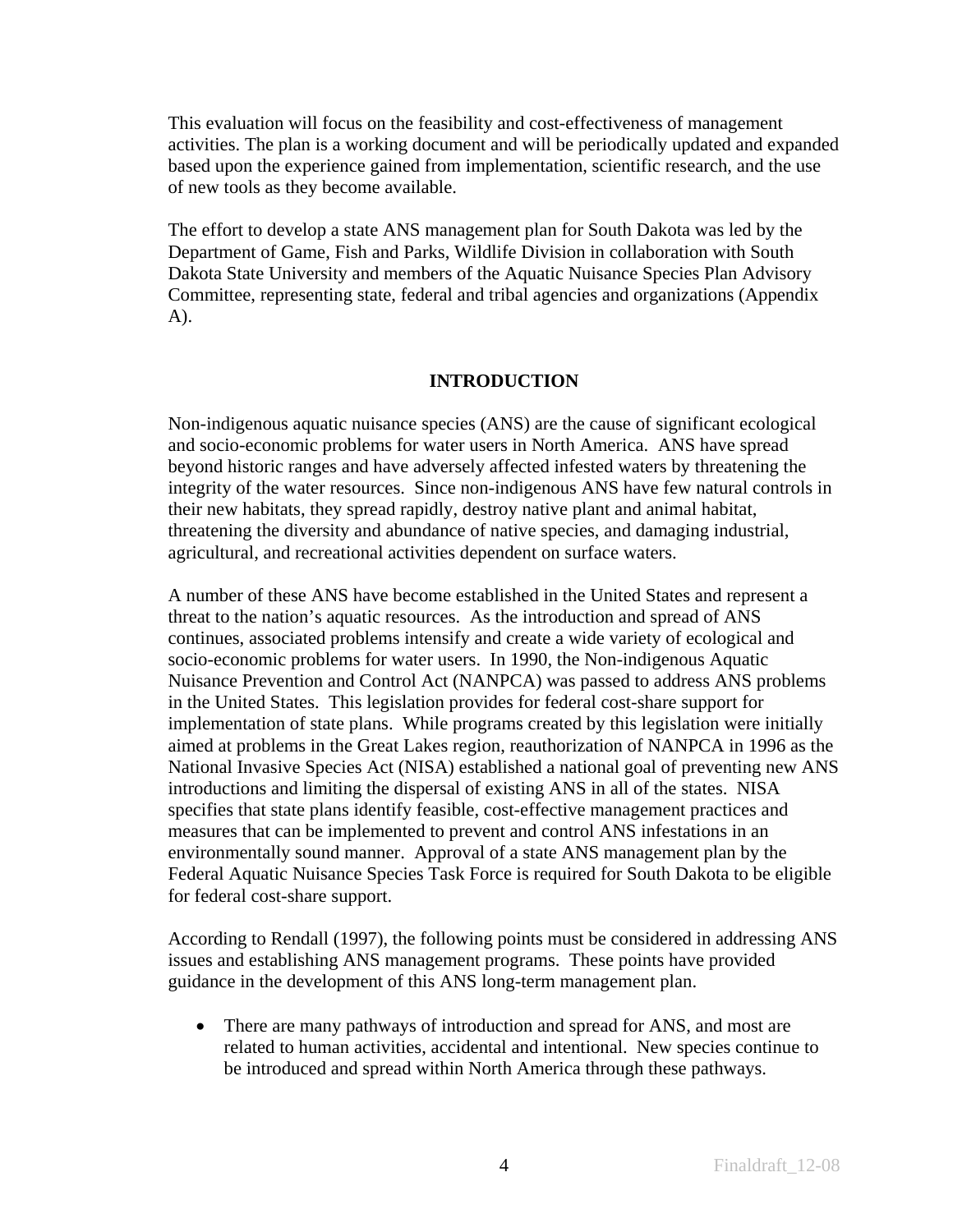This evaluation will focus on the feasibility and cost-effectiveness of management activities. The plan is a working document and will be periodically updated and expanded based upon the experience gained from implementation, scientific research, and the use of new tools as they become available.

The effort to develop a state ANS management plan for South Dakota was led by the Department of Game, Fish and Parks, Wildlife Division in collaboration with South Dakota State University and members of the Aquatic Nuisance Species Plan Advisory Committee, representing state, federal and tribal agencies and organizations (Appendix A).

## INTRODUCTION

Non-indigenous aquatic nuisance species (ANS) are the cause of significant ecological and socio-economic problems for water users in North America. ANS have spread beyond historic ranges and have adversely affected infested waters by threatening the integrity of the water resources. Since non-indigenous ANS have few natural controls in their new habitats, they spread rapidly, destroy native plant and animal habitat, threatening the diversity and abundance of native species, and damaging industrial, agricultural, and recreational activities dependent on surface waters.

A number of these ANS have become established in the United States and represent a threat to the nation's aquatic resources. As the introduction and spread of ANS continues, associated problems intensify and create a wide variety of ecological and socio-economic problems for water users. In 1990, the Non-indigenous Aquatic Nuisance Prevention and Control Act (NANPCA) was passed to address ANS problems in the United States. This legislation provides for federal cost-share support for implementation of state plans. While programs created by this legislation were initially aimed at problems in the Great Lakes region, reauthorization of NANPCA in 1996 as the National Invasive Species Act (NISA) established a national goal of preventing new ANS introductions and limiting the dispersal of existing ANS in all of the states. NISA specifies that state plans identify feasible, cost-effective management practices and measures that can be implemented to prevent and control ANS infestations in an environmentally sound manner. Approval of a state ANS management plan by the Federal Aquatic Nuisance Species Task Force is required for South Dakota to be eligible for federal cost-share support.

According to Rendall (1997), the following points must be considered in addressing ANS issues and establishing ANS management programs. These points have provided guidance in the development of this ANS long-term management plan.

- There are many pathways of introduction and spread for ANS, and most are related to human activities, accidental and intentional. New species continue to be introduced and spread within North America through these pathways.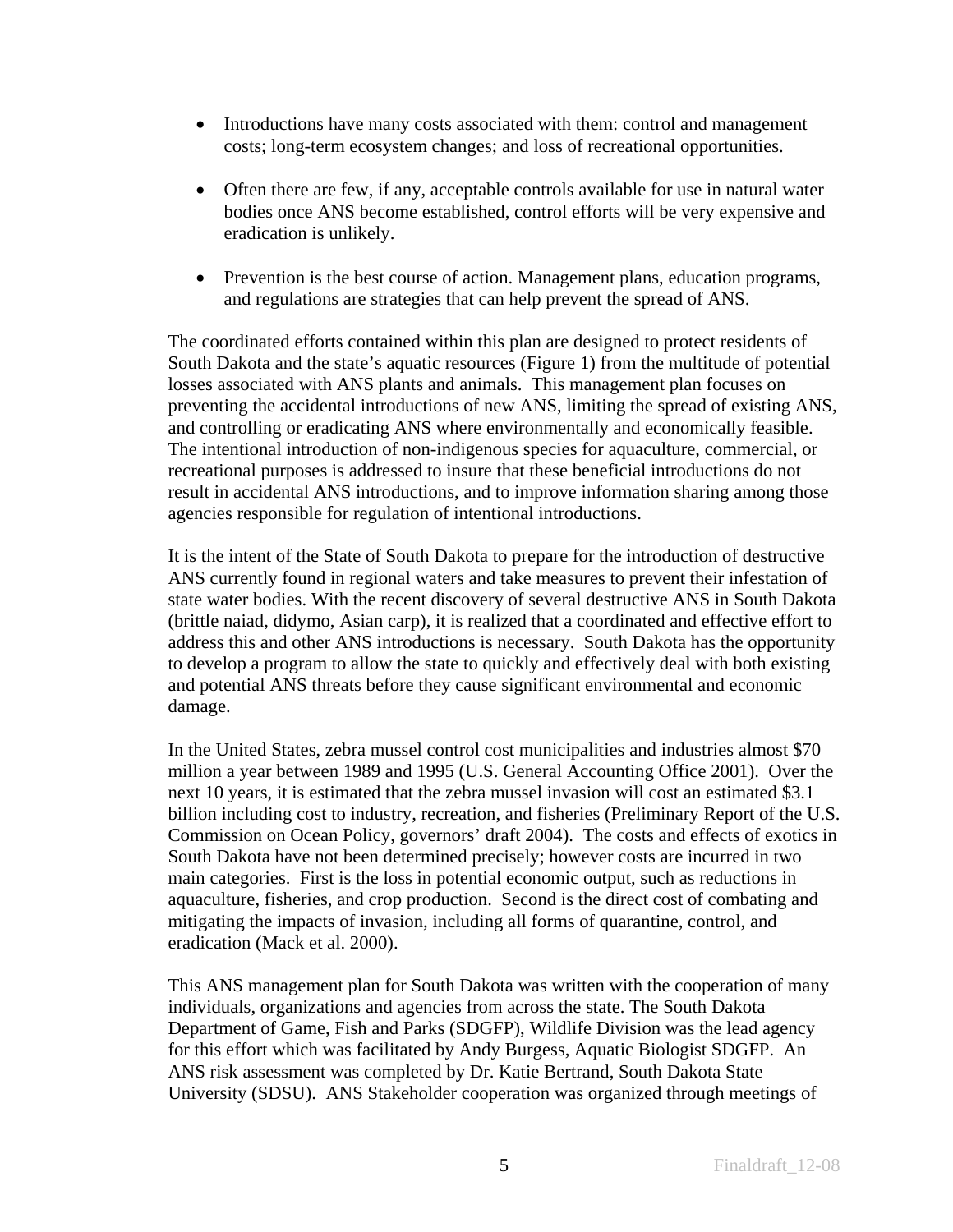- Introductions have many costs associated with them: control and management costs; long-term ecosystem changes; and loss of recreational opportunities.

- Often there are few, if any, acceptable controls available for use in natural water bodies once ANS become established, control efforts will be very expensive and eradication is unlikely.

- Prevention is the best course of action. Management plans, education programs, and regulations are strategies that can help prevent the spread of ANS.

The coordinated efforts contained within this plan are designed to protect residents of South Dakota and the state's aquatic resources (Figure 1) from the multitude of potential losses associated with ANS plants and animals. This management plan focuses on preventing the accidental introductions of new ANS, limiting the spread of existing ANS, and controlling or eradicating ANS where environmentally and economically feasible. The intentional introduction of non-indigenous species for aquaculture, commercial, or recreational purposes is addressed to insure that these beneficial introductions do not result in accidental ANS introductions, and to improve information sharing among those agencies responsible for regulation of intentional introductions.

It is the intent of the State of South Dakota to prepare for the introduction of destructive ANS currently found in regional waters and take measures to prevent their infestation of state water bodies. With the recent discovery of several destructive ANS in South Dakota (brittle naiad, didymo, Asian carp), it is realized that a coordinated and effective effort to address this and other ANS introductions is necessary. South Dakota has the opportunity to develop a program to allow the state to quickly and effectively deal with both existing and potential ANS threats before they cause significant environmental and economic damage.

In the United States, zebra mussel control cost municipalities and industries almost $70 million a year between 1989 and 1995 (U.S. General Accounting Office 2001). Over the next 10 years, it is estimated that the zebra mussel invasion will cost an estimated $3.1 billion including cost to industry, recreation, and fisheries (Preliminary Report of the U.S. Commission on Ocean Policy, governors' draft 2004). The costs and effects of exotics in South Dakota have not been determined precisely; however costs are incurred in two main categories. First is the loss in potential economic output, such as reductions in aquaculture, fisheries, and crop production. Second is the direct cost of combating and mitigating the impacts of invasion, including all forms of quarantine, control, and eradication (Mack et al. 2000).

This ANS management plan for South Dakota was written with the cooperation of many individuals, organizations and agencies from across the state. The South Dakota Department of Game, Fish and Parks (SDGFP), Wildlife Division was the lead agency for this effort which was facilitated by Andy Burgess, Aquatic Biologist SDGFP. An ANS risk assessment was completed by Dr. Katie Bertrand, South Dakota State University (SDSU). ANS Stakeholder cooperation was organized through meetings of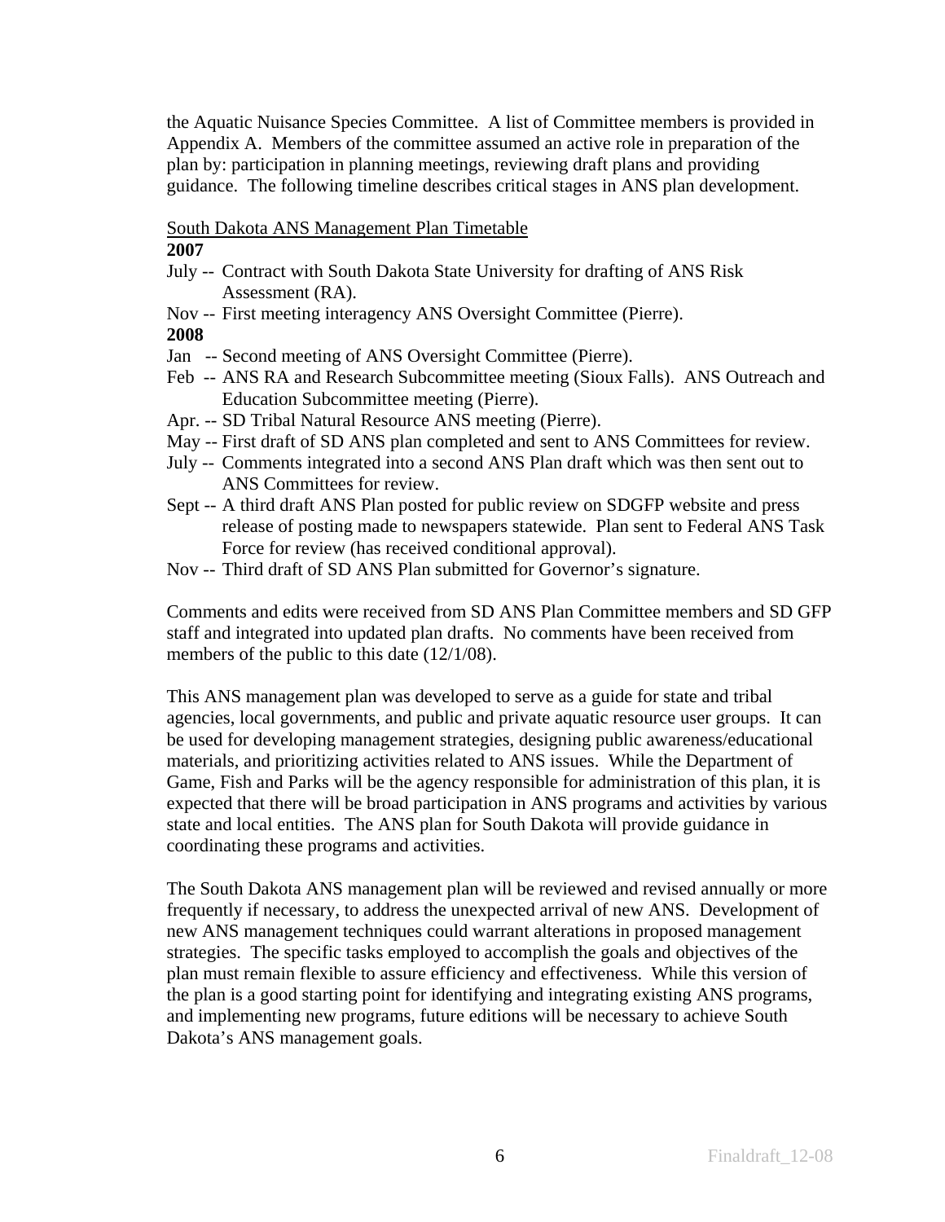the Aquatic Nuisance Species Committee. A list of Committee members is provided in Appendix A. Members of the committee assumed an active role in preparation of the plan by: participation in planning meetings, reviewing draft plans and providing guidance. The following timeline describes critical stages in ANS plan development.

South Dakota ANS Management Plan Timetable

**2007**

July -- Contract with South Dakota State University for drafting of ANS Risk Assessment (RA).

Nov -- First meeting interagency ANS Oversight Committee (Pierre).

**2008**

Jan -- Second meeting of ANS Oversight Committee (Pierre).

Feb -- ANS RA and Research Subcommittee meeting (Sioux Falls). ANS Outreach and Education Subcommittee meeting (Pierre).

Apr. -- SD Tribal Natural Resource ANS meeting (Pierre).

May -- First draft of SD ANS plan completed and sent to ANS Committees for review.

July -- Comments integrated into a second ANS Plan draft which was then sent out to ANS Committees for review.

Sept -- A third draft ANS Plan posted for public review on SDGFP website and press release of posting made to newspapers statewide. Plan sent to Federal ANS Task Force for review (has received conditional approval).

Nov -- Third draft of SD ANS Plan submitted for Governor's signature.

Comments and edits were received from SD ANS Plan Committee members and SD GFP staff and integrated into updated plan drafts. No comments have been received from members of the public to this date (12/1/08).

This ANS management plan was developed to serve as a guide for state and tribal agencies, local governments, and public and private aquatic resource user groups. It can be used for developing management strategies, designing public awareness/educational materials, and prioritizing activities related to ANS issues. While the Department of Game, Fish and Parks will be the agency responsible for administration of this plan, it is expected that there will be broad participation in ANS programs and activities by various state and local entities. The ANS plan for South Dakota will provide guidance in coordinating these programs and activities.

The South Dakota ANS management plan will be reviewed and revised annually or more frequently if necessary, to address the unexpected arrival of new ANS. Development of new ANS management techniques could warrant alterations in proposed management strategies. The specific tasks employed to accomplish the goals and objectives of the plan must remain flexible to assure efficiency and effectiveness. While this version of the plan is a good starting point for identifying and integrating existing ANS programs, and implementing new programs, future editions will be necessary to achieve South Dakota's ANS management goals.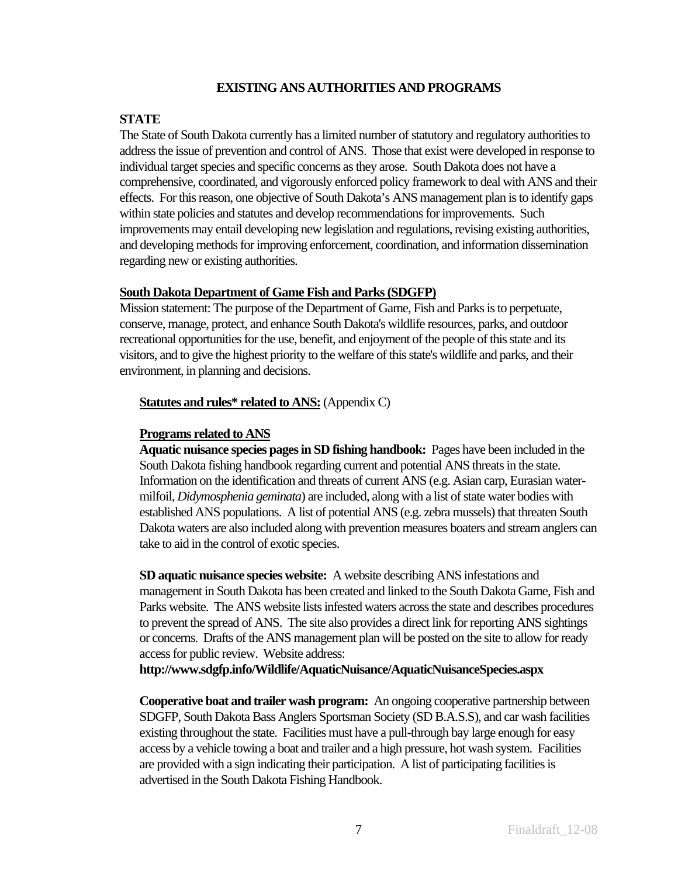## EXISTING ANS AUTHORITIES AND PROGRAMS

### STATE

The State of South Dakota currently has a limited number of statutory and regulatory authorities to address the issue of prevention and control of ANS. Those that exist were developed in response to individual target species and specific concerns as they arose. South Dakota does not have a comprehensive, coordinated, and vigorously enforced policy framework to deal with ANS and their effects. For this reason, one objective of South Dakota's ANS management plan is to identify gaps within state policies and statutes and develop recommendations for improvements. Such improvements may entail developing new legislation and regulations, revising existing authorities, and developing methods for improving enforcement, coordination, and information dissemination regarding new or existing authorities.

**South Dakota Department of Game Fish and Parks (SDGFP)**

Mission statement: The purpose of the Department of Game, Fish and Parks is to perpetuate, conserve, manage, protect, and enhance South Dakota's wildlife resources, parks, and outdoor recreational opportunities for the use, benefit, and enjoyment of the people of this state and its visitors, and to give the highest priority to the welfare of this state's wildlife and parks, and their environment, in planning and decisions.

**Statutes and rules* related to ANS:** (Appendix C)

**Programs related to ANS**

**Aquatic nuisance species pages in SD fishing handbook:** Pages have been included in the South Dakota fishing handbook regarding current and potential ANS threats in the state. Information on the identification and threats of current ANS (e.g. Asian carp, Eurasian water-milfoil, *Didymosphenia geminata*) are included, along with a list of state water bodies with established ANS populations. A list of potential ANS (e.g. zebra mussels) that threaten South Dakota waters are also included along with prevention measures boaters and stream anglers can take to aid in the control of exotic species.

**SD aquatic nuisance species website:** A website describing ANS infestations and management in South Dakota has been created and linked to the South Dakota Game, Fish and Parks website. The ANS website lists infested waters across the state and describes procedures to prevent the spread of ANS. The site also provides a direct link for reporting ANS sightings or concerns. Drafts of the ANS management plan will be posted on the site to allow for ready access for public review. Website address:
**http://www.sdgfp.info/Wildlife/AquaticNuisance/AquaticNuisanceSpecies.aspx**

**Cooperative boat and trailer wash program:** An ongoing cooperative partnership between SDGFP, South Dakota Bass Anglers Sportsman Society (SD B.A.S.S), and car wash facilities existing throughout the state. Facilities must have a pull-through bay large enough for easy access by a vehicle towing a boat and trailer and a high pressure, hot wash system. Facilities are provided with a sign indicating their participation. A list of participating facilities is advertised in the South Dakota Fishing Handbook.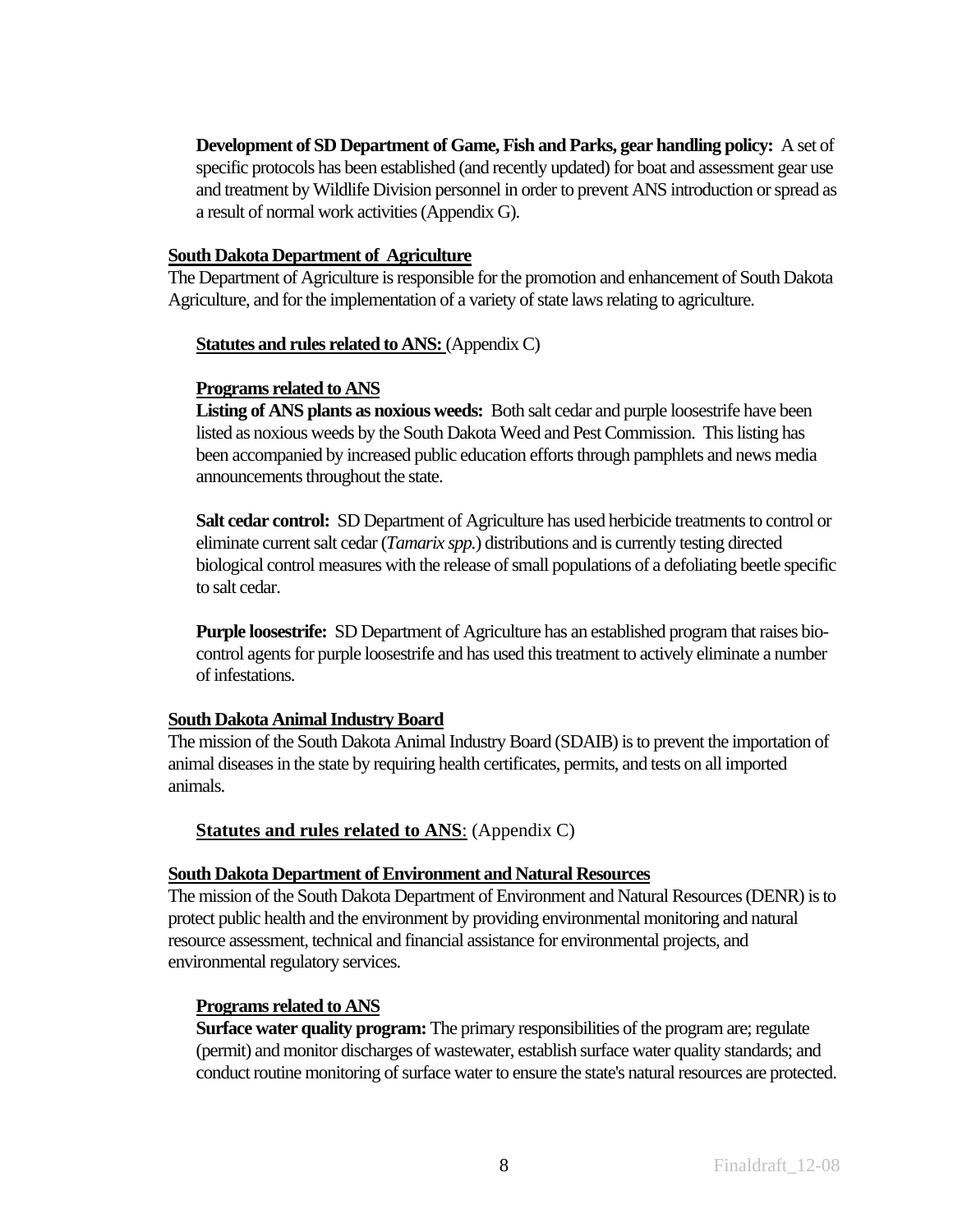**Development of SD Department of Game, Fish and Parks, gear handling policy:** A set of specific protocols has been established (and recently updated) for boat and assessment gear use and treatment by Wildlife Division personnel in order to prevent ANS introduction or spread as a result of normal work activities (Appendix G).

### South Dakota Department of Agriculture

The Department of Agriculture is responsible for the promotion and enhancement of South Dakota Agriculture, and for the implementation of a variety of state laws relating to agriculture.

**Statutes and rules related to ANS:** (Appendix C)

#### Programs related to ANS

**Listing of ANS plants as noxious weeds:** Both salt cedar and purple loosestrife have been listed as noxious weeds by the South Dakota Weed and Pest Commission. This listing has been accompanied by increased public education efforts through pamphlets and news media announcements throughout the state.

**Salt cedar control:** SD Department of Agriculture has used herbicide treatments to control or eliminate current salt cedar (*Tamarix spp.*) distributions and is currently testing directed biological control measures with the release of small populations of a defoliating beetle specific to salt cedar.

**Purple loosestrife:** SD Department of Agriculture has an established program that raises bio-control agents for purple loosestrife and has used this treatment to actively eliminate a number of infestations.

### South Dakota Animal Industry Board

The mission of the South Dakota Animal Industry Board (SDAIB) is to prevent the importation of animal diseases in the state by requiring health certificates, permits, and tests on all imported animals.

**Statutes and rules related to ANS**: (Appendix C)

### South Dakota Department of Environment and Natural Resources

The mission of the South Dakota Department of Environment and Natural Resources (DENR) is to protect public health and the environment by providing environmental monitoring and natural resource assessment, technical and financial assistance for environmental projects, and environmental regulatory services.

#### Programs related to ANS

**Surface water quality program:** The primary responsibilities of the program are; regulate (permit) and monitor discharges of wastewater, establish surface water quality standards; and conduct routine monitoring of surface water to ensure the state's natural resources are protected.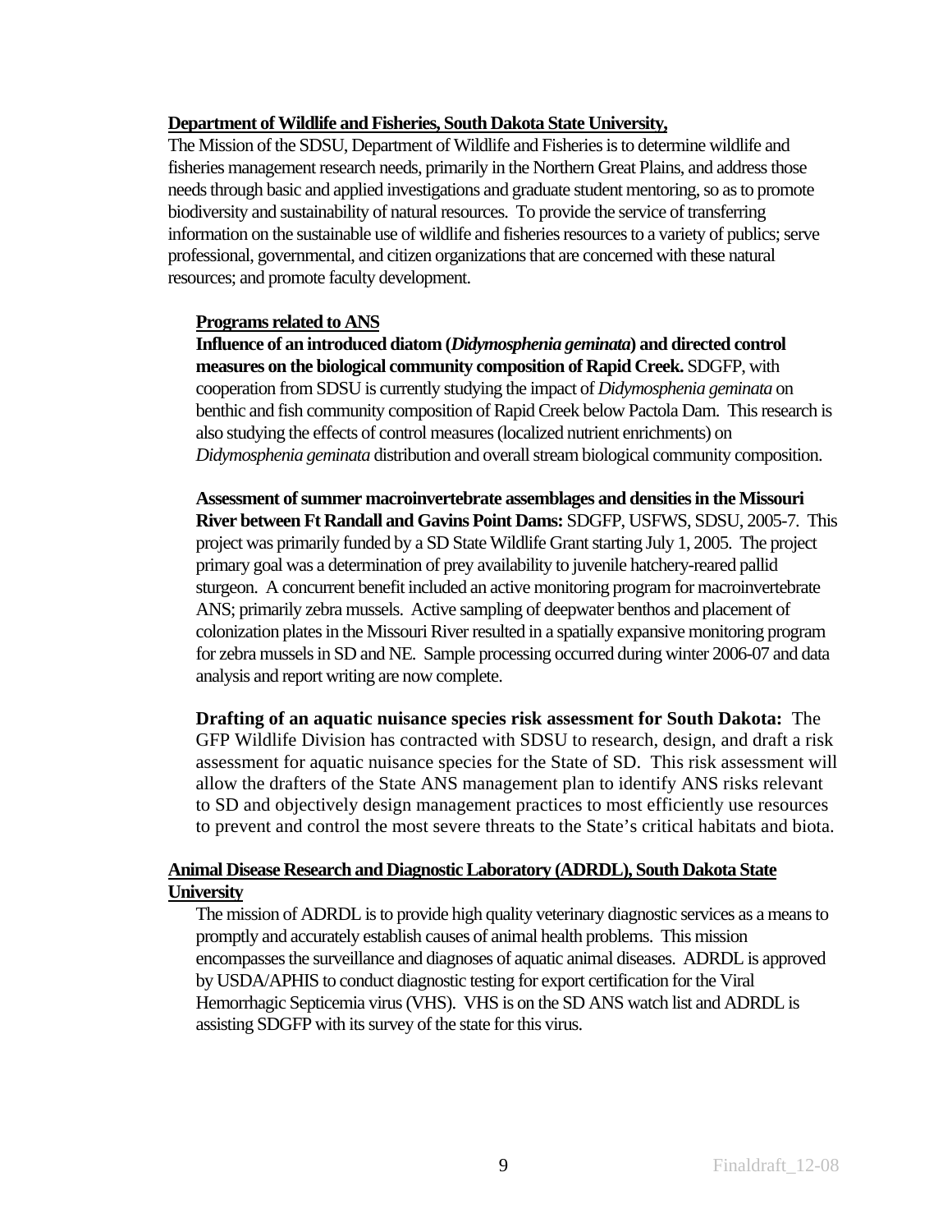**Department of Wildlife and Fisheries, South Dakota State University,**

The Mission of the SDSU, Department of Wildlife and Fisheries is to determine wildlife and fisheries management research needs, primarily in the Northern Great Plains, and address those needs through basic and applied investigations and graduate student mentoring, so as to promote biodiversity and sustainability of natural resources. To provide the service of transferring information on the sustainable use of wildlife and fisheries resources to a variety of publics; serve professional, governmental, and citizen organizations that are concerned with these natural resources; and promote faculty development.

**Programs related to ANS**

**Influence of an introduced diatom (*Didymosphenia geminata*) and directed control measures on the biological community composition of Rapid Creek.** SDGFP, with cooperation from SDSU is currently studying the impact of *Didymosphenia geminata* on benthic and fish community composition of Rapid Creek below Pactola Dam. This research is also studying the effects of control measures (localized nutrient enrichments) on *Didymosphenia geminata* distribution and overall stream biological community composition.

**Assessment of summer macroinvertebrate assemblages and densities in the Missouri River between Ft Randall and Gavins Point Dams:** SDGFP, USFWS, SDSU, 2005-7. This project was primarily funded by a SD State Wildlife Grant starting July 1, 2005. The project primary goal was a determination of prey availability to juvenile hatchery-reared pallid sturgeon. A concurrent benefit included an active monitoring program for macroinvertebrate ANS; primarily zebra mussels. Active sampling of deepwater benthos and placement of colonization plates in the Missouri River resulted in a spatially expansive monitoring program for zebra mussels in SD and NE. Sample processing occurred during winter 2006-07 and data analysis and report writing are now complete.

**Drafting of an aquatic nuisance species risk assessment for South Dakota:** The GFP Wildlife Division has contracted with SDSU to research, design, and draft a risk assessment for aquatic nuisance species for the State of SD. This risk assessment will allow the drafters of the State ANS management plan to identify ANS risks relevant to SD and objectively design management practices to most efficiently use resources to prevent and control the most severe threats to the State's critical habitats and biota.

**Animal Disease Research and Diagnostic Laboratory (ADRDL), South Dakota State University**

The mission of ADRDL is to provide high quality veterinary diagnostic services as a means to promptly and accurately establish causes of animal health problems. This mission encompasses the surveillance and diagnoses of aquatic animal diseases. ADRDL is approved by USDA/APHIS to conduct diagnostic testing for export certification for the Viral Hemorrhagic Septicemia virus (VHS). VHS is on the SD ANS watch list and ADRDL is assisting SDGFP with its survey of the state for this virus.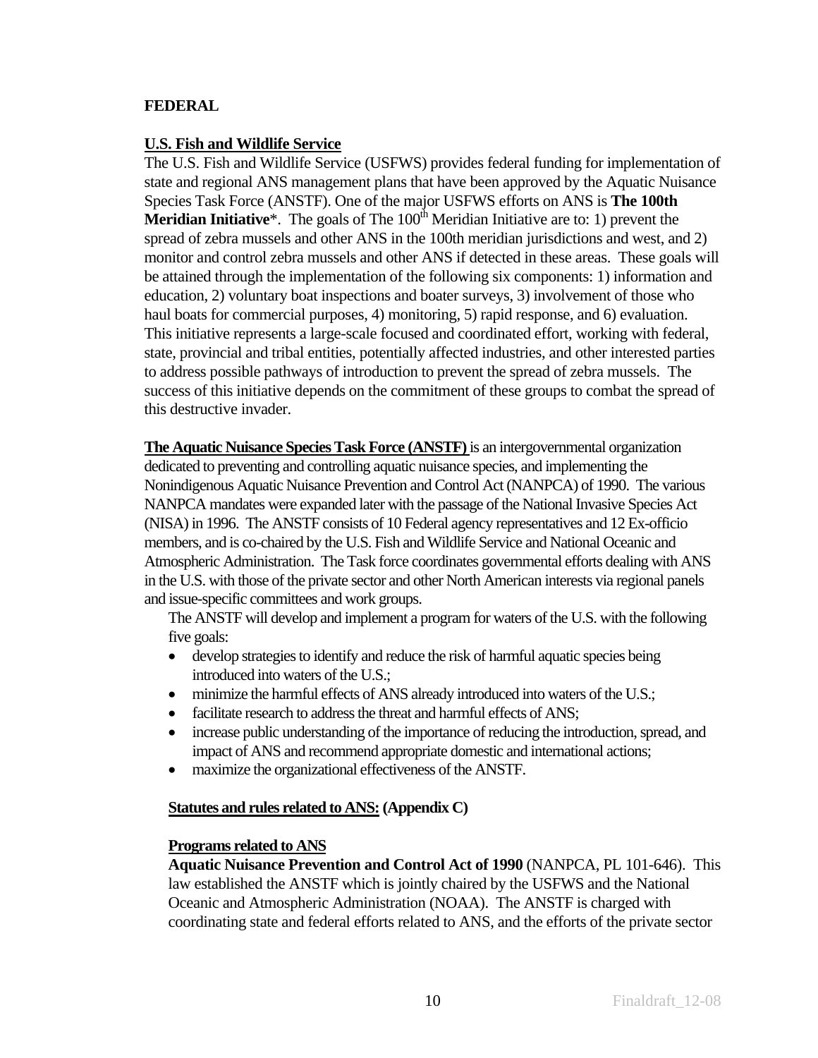**FEDERAL**

**U.S. Fish and Wildlife Service**

The U.S. Fish and Wildlife Service (USFWS) provides federal funding for implementation of state and regional ANS management plans that have been approved by the Aquatic Nuisance Species Task Force (ANSTF). One of the major USFWS efforts on ANS is **The 100th Meridian Initiative***. The goals of The 100$^{th}$ Meridian Initiative are to: 1) prevent the spread of zebra mussels and other ANS in the 100th meridian jurisdictions and west, and 2) monitor and control zebra mussels and other ANS if detected in these areas. These goals will be attained through the implementation of the following six components: 1) information and education, 2) voluntary boat inspections and boater surveys, 3) involvement of those who haul boats for commercial purposes, 4) monitoring, 5) rapid response, and 6) evaluation. This initiative represents a large-scale focused and coordinated effort, working with federal, state, provincial and tribal entities, potentially affected industries, and other interested parties to address possible pathways of introduction to prevent the spread of zebra mussels. The success of this initiative depends on the commitment of these groups to combat the spread of this destructive invader.

**The Aquatic Nuisance Species Task Force (ANSTF)** is an intergovernmental organization dedicated to preventing and controlling aquatic nuisance species, and implementing the Nonindigenous Aquatic Nuisance Prevention and Control Act (NANPCA) of 1990. The various NANPCA mandates were expanded later with the passage of the National Invasive Species Act (NISA) in 1996. The ANSTF consists of 10 Federal agency representatives and 12 Ex-officio members, and is co-chaired by the U.S. Fish and Wildlife Service and National Oceanic and Atmospheric Administration. The Task force coordinates governmental efforts dealing with ANS in the U.S. with those of the private sector and other North American interests via regional panels and issue-specific committees and work groups.

The ANSTF will develop and implement a program for waters of the U.S. with the following five goals:

- develop strategies to identify and reduce the risk of harmful aquatic species being introduced into waters of the U.S.;
- minimize the harmful effects of ANS already introduced into waters of the U.S.;
- facilitate research to address the threat and harmful effects of ANS;
- increase public understanding of the importance of reducing the introduction, spread, and impact of ANS and recommend appropriate domestic and international actions;
- maximize the organizational effectiveness of the ANSTF.

**Statutes and rules related to ANS: (Appendix C)**

**Programs related to ANS**

**Aquatic Nuisance Prevention and Control Act of 1990** (NANPCA, PL 101-646). This law established the ANSTF which is jointly chaired by the USFWS and the National Oceanic and Atmospheric Administration (NOAA). The ANSTF is charged with coordinating state and federal efforts related to ANS, and the efforts of the private sector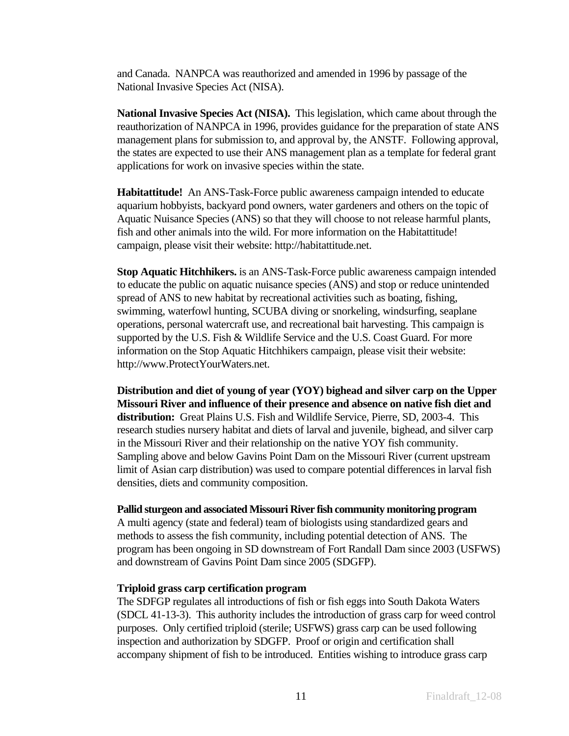and Canada. NANPCA was reauthorized and amended in 1996 by passage of the National Invasive Species Act (NISA).

**National Invasive Species Act (NISA).** This legislation, which came about through the reauthorization of NANPCA in 1996, provides guidance for the preparation of state ANS management plans for submission to, and approval by, the ANSTF. Following approval, the states are expected to use their ANS management plan as a template for federal grant applications for work on invasive species within the state.

**Habitattitude!** An ANS-Task-Force public awareness campaign intended to educate aquarium hobbyists, backyard pond owners, water gardeners and others on the topic of Aquatic Nuisance Species (ANS) so that they will choose to not release harmful plants, fish and other animals into the wild. For more information on the Habitattitude! campaign, please visit their website: http://habitattitude.net.

**Stop Aquatic Hitchhikers.** is an ANS-Task-Force public awareness campaign intended to educate the public on aquatic nuisance species (ANS) and stop or reduce unintended spread of ANS to new habitat by recreational activities such as boating, fishing, swimming, waterfowl hunting, SCUBA diving or snorkeling, windsurfing, seaplane operations, personal watercraft use, and recreational bait harvesting. This campaign is supported by the U.S. Fish & Wildlife Service and the U.S. Coast Guard. For more information on the Stop Aquatic Hitchhikers campaign, please visit their website: http://www.ProtectYourWaters.net.

**Distribution and diet of young of year (YOY) bighead and silver carp on the Upper Missouri River and influence of their presence and absence on native fish diet and distribution:** Great Plains U.S. Fish and Wildlife Service, Pierre, SD, 2003-4. This research studies nursery habitat and diets of larval and juvenile, bighead, and silver carp in the Missouri River and their relationship on the native YOY fish community. Sampling above and below Gavins Point Dam on the Missouri River (current upstream limit of Asian carp distribution) was used to compare potential differences in larval fish densities, diets and community composition.

**Pallid sturgeon and associated Missouri River fish community monitoring program**
A multi agency (state and federal) team of biologists using standardized gears and methods to assess the fish community, including potential detection of ANS. The program has been ongoing in SD downstream of Fort Randall Dam since 2003 (USFWS) and downstream of Gavins Point Dam since 2005 (SDGFP).

**Triploid grass carp certification program**
The SDFGP regulates all introductions of fish or fish eggs into South Dakota Waters (SDCL 41-13-3). This authority includes the introduction of grass carp for weed control purposes. Only certified triploid (sterile; USFWS) grass carp can be used following inspection and authorization by SDGFP. Proof or origin and certification shall accompany shipment of fish to be introduced. Entities wishing to introduce grass carp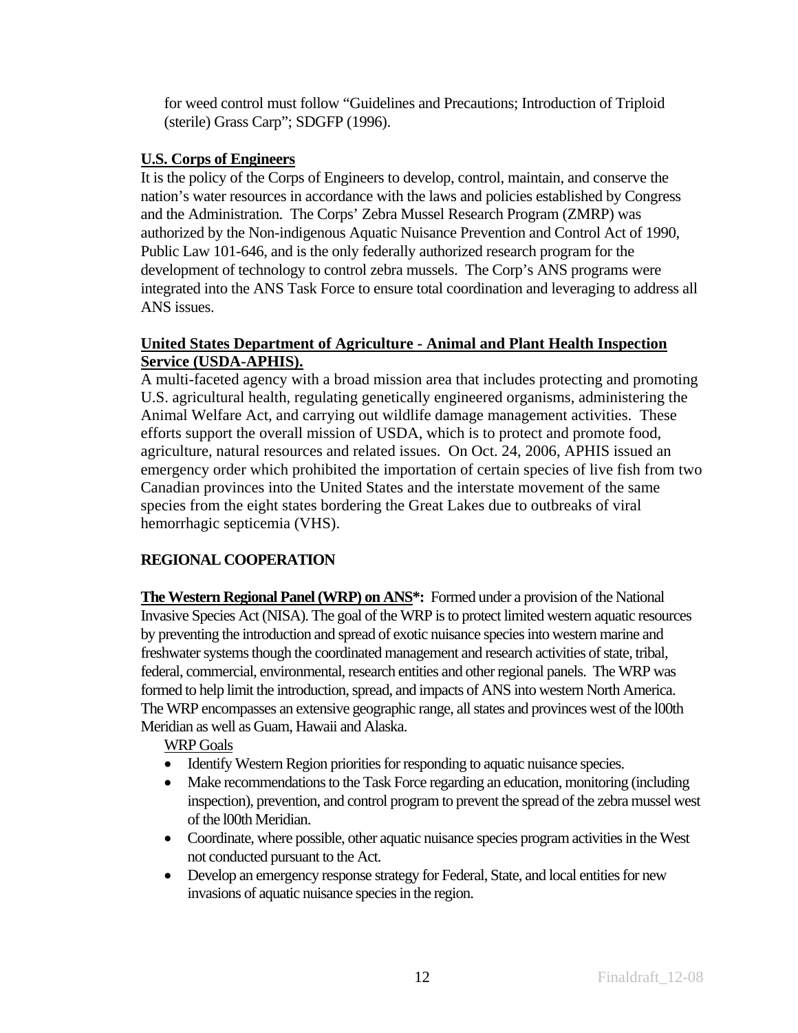for weed control must follow "Guidelines and Precautions; Introduction of Triploid (sterile) Grass Carp"; SDGFP (1996).

**U.S. Corps of Engineers**

It is the policy of the Corps of Engineers to develop, control, maintain, and conserve the nation's water resources in accordance with the laws and policies established by Congress and the Administration. The Corps' Zebra Mussel Research Program (ZMRP) was authorized by the Non-indigenous Aquatic Nuisance Prevention and Control Act of 1990, Public Law 101-646, and is the only federally authorized research program for the development of technology to control zebra mussels. The Corp's ANS programs were integrated into the ANS Task Force to ensure total coordination and leveraging to address all ANS issues.

**United States Department of Agriculture - Animal and Plant Health Inspection Service (USDA-APHIS).**

A multi-faceted agency with a broad mission area that includes protecting and promoting U.S. agricultural health, regulating genetically engineered organisms, administering the Animal Welfare Act, and carrying out wildlife damage management activities. These efforts support the overall mission of USDA, which is to protect and promote food, agriculture, natural resources and related issues. On Oct. 24, 2006, APHIS issued an emergency order which prohibited the importation of certain species of live fish from two Canadian provinces into the United States and the interstate movement of the same species from the eight states bordering the Great Lakes due to outbreaks of viral hemorrhagic septicemia (VHS).

## REGIONAL COOPERATION

**The Western Regional Panel (WRP) on ANS*:** Formed under a provision of the National Invasive Species Act (NISA). The goal of the WRP is to protect limited western aquatic resources by preventing the introduction and spread of exotic nuisance species into western marine and freshwater systems though the coordinated management and research activities of state, tribal, federal, commercial, environmental, research entities and other regional panels. The WRP was formed to help limit the introduction, spread, and impacts of ANS into western North America. The WRP encompasses an extensive geographic range, all states and provinces west of the l00th Meridian as well as Guam, Hawaii and Alaska.

WRP Goals

- Identify Western Region priorities for responding to aquatic nuisance species.
- Make recommendations to the Task Force regarding an education, monitoring (including inspection), prevention, and control program to prevent the spread of the zebra mussel west of the l00th Meridian.
- Coordinate, where possible, other aquatic nuisance species program activities in the West not conducted pursuant to the Act.
- Develop an emergency response strategy for Federal, State, and local entities for new invasions of aquatic nuisance species in the region.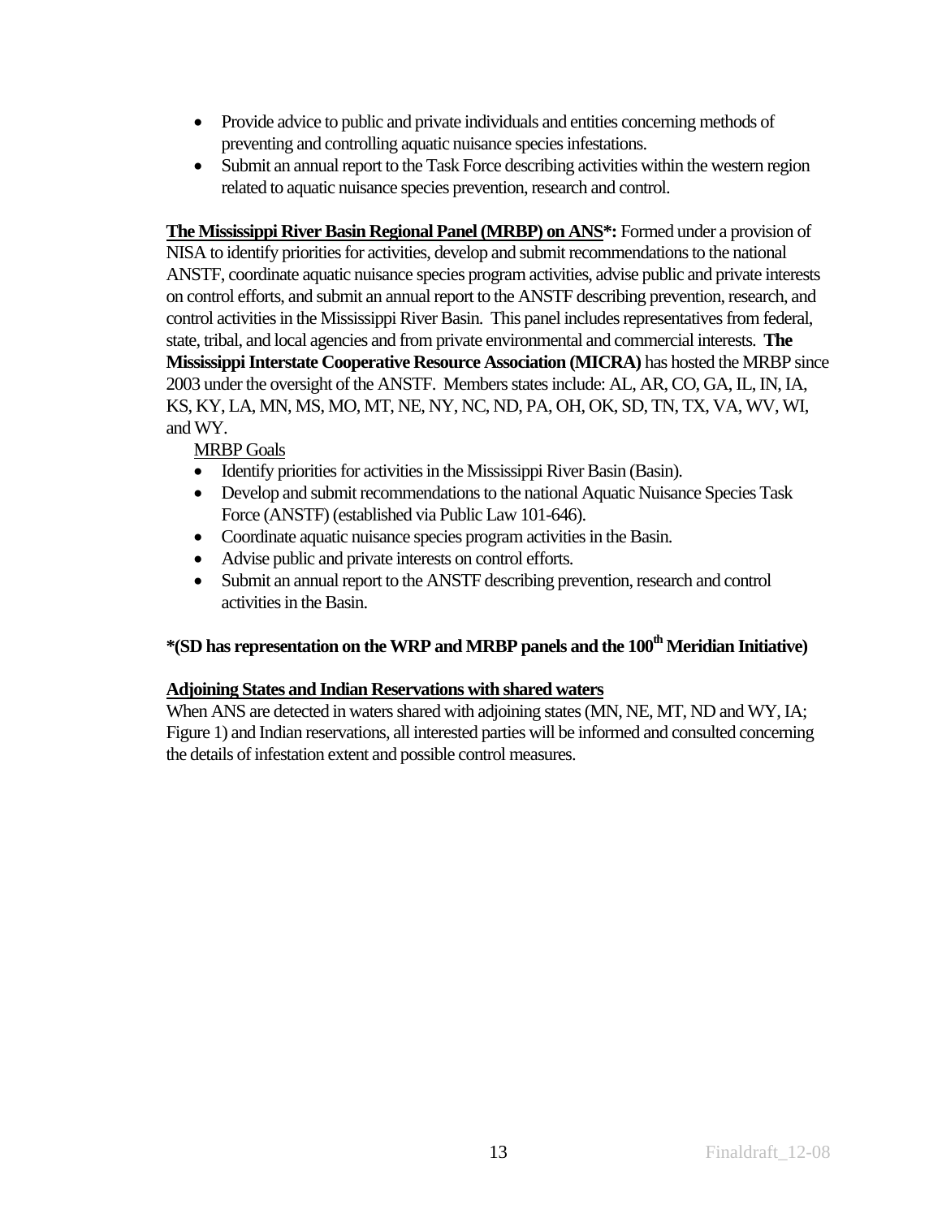- Provide advice to public and private individuals and entities concerning methods of preventing and controlling aquatic nuisance species infestations.
- Submit an annual report to the Task Force describing activities within the western region related to aquatic nuisance species prevention, research and control.

**The Mississippi River Basin Regional Panel (MRBP) on ANS*:** Formed under a provision of NISA to identify priorities for activities, develop and submit recommendations to the national ANSTF, coordinate aquatic nuisance species program activities, advise public and private interests on control efforts, and submit an annual report to the ANSTF describing prevention, research, and control activities in the Mississippi River Basin. This panel includes representatives from federal, state, tribal, and local agencies and from private environmental and commercial interests. **The Mississippi Interstate Cooperative Resource Association (MICRA)** has hosted the MRBP since 2003 under the oversight of the ANSTF. Members states include: AL, AR, CO, GA, IL, IN, IA, KS, KY, LA, MN, MS, MO, MT, NE, NY, NC, ND, PA, OH, OK, SD, TN, TX, VA, WV, WI, and WY.

MRBP Goals

- Identify priorities for activities in the Mississippi River Basin (Basin).
- Develop and submit recommendations to the national Aquatic Nuisance Species Task Force (ANSTF) (established via Public Law 101-646).
- Coordinate aquatic nuisance species program activities in the Basin.
- Advise public and private interests on control efforts.
- Submit an annual report to the ANSTF describing prevention, research and control activities in the Basin.

**\*(SD has representation on the WRP and MRBP panels and the 100th Meridian Initiative)**

**Adjoining States and Indian Reservations with shared waters**

When ANS are detected in waters shared with adjoining states (MN, NE, MT, ND and WY, IA; Figure 1) and Indian reservations, all interested parties will be informed and consulted concerning the details of infestation extent and possible control measures.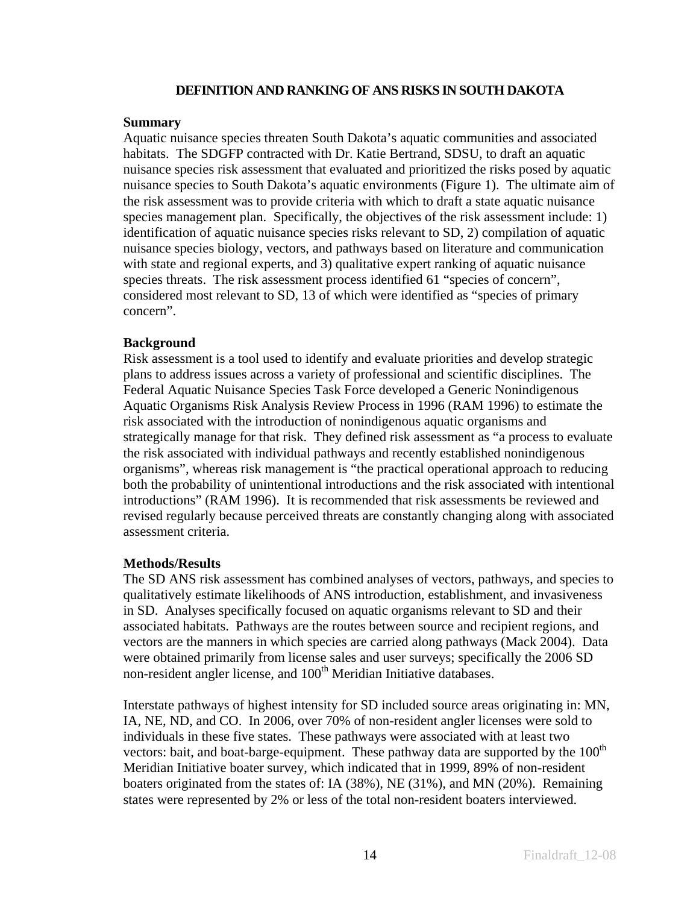## DEFINITION AND RANKING OF ANS RISKS IN SOUTH DAKOTA

**Summary**
Aquatic nuisance species threaten South Dakota's aquatic communities and associated habitats. The SDGFP contracted with Dr. Katie Bertrand, SDSU, to draft an aquatic nuisance species risk assessment that evaluated and prioritized the risks posed by aquatic nuisance species to South Dakota's aquatic environments (Figure 1). The ultimate aim of the risk assessment was to provide criteria with which to draft a state aquatic nuisance species management plan. Specifically, the objectives of the risk assessment include: 1) identification of aquatic nuisance species risks relevant to SD, 2) compilation of aquatic nuisance species biology, vectors, and pathways based on literature and communication with state and regional experts, and 3) qualitative expert ranking of aquatic nuisance species threats. The risk assessment process identified 61 "species of concern", considered most relevant to SD, 13 of which were identified as "species of primary concern".

**Background**
Risk assessment is a tool used to identify and evaluate priorities and develop strategic plans to address issues across a variety of professional and scientific disciplines. The Federal Aquatic Nuisance Species Task Force developed a Generic Nonindigenous Aquatic Organisms Risk Analysis Review Process in 1996 (RAM 1996) to estimate the risk associated with the introduction of nonindigenous aquatic organisms and strategically manage for that risk. They defined risk assessment as "a process to evaluate the risk associated with individual pathways and recently established nonindigenous organisms", whereas risk management is "the practical operational approach to reducing both the probability of unintentional introductions and the risk associated with intentional introductions" (RAM 1996). It is recommended that risk assessments be reviewed and revised regularly because perceived threats are constantly changing along with associated assessment criteria.

**Methods/Results**
The SD ANS risk assessment has combined analyses of vectors, pathways, and species to qualitatively estimate likelihoods of ANS introduction, establishment, and invasiveness in SD. Analyses specifically focused on aquatic organisms relevant to SD and their associated habitats. Pathways are the routes between source and recipient regions, and vectors are the manners in which species are carried along pathways (Mack 2004). Data were obtained primarily from license sales and user surveys; specifically the 2006 SD non-resident angler license, and 100th Meridian Initiative databases.

Interstate pathways of highest intensity for SD included source areas originating in: MN, IA, NE, ND, and CO. In 2006, over 70% of non-resident angler licenses were sold to individuals in these five states. These pathways were associated with at least two vectors: bait, and boat-barge-equipment. These pathway data are supported by the 100th Meridian Initiative boater survey, which indicated that in 1999, 89% of non-resident boaters originated from the states of: IA (38%), NE (31%), and MN (20%). Remaining states were represented by 2% or less of the total non-resident boaters interviewed.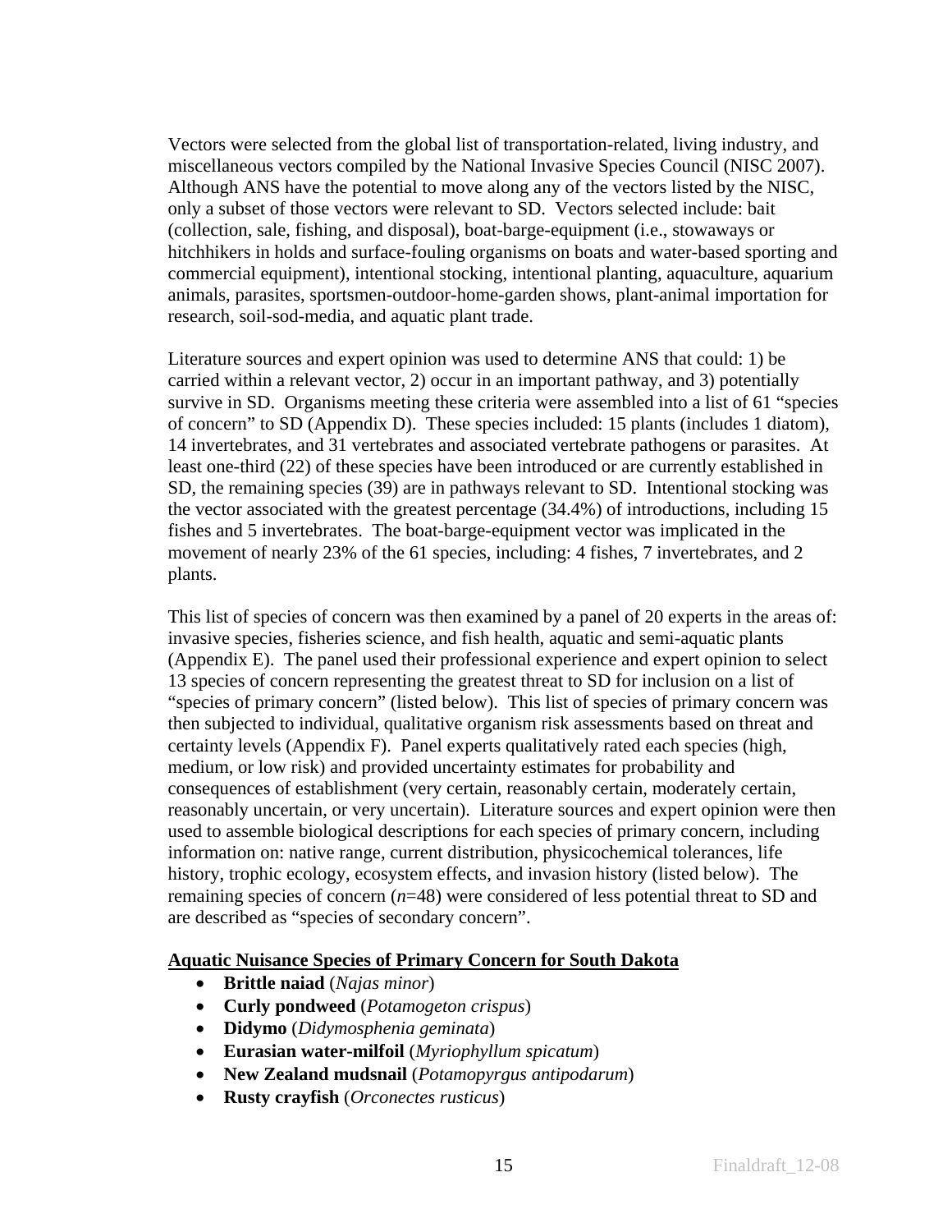Vectors were selected from the global list of transportation-related, living industry, and miscellaneous vectors compiled by the National Invasive Species Council (NISC 2007). Although ANS have the potential to move along any of the vectors listed by the NISC, only a subset of those vectors were relevant to SD. Vectors selected include: bait (collection, sale, fishing, and disposal), boat-barge-equipment (i.e., stowaways or hitchhikers in holds and surface-fouling organisms on boats and water-based sporting and commercial equipment), intentional stocking, intentional planting, aquaculture, aquarium animals, parasites, sportsmen-outdoor-home-garden shows, plant-animal importation for research, soil-sod-media, and aquatic plant trade.

Literature sources and expert opinion was used to determine ANS that could: 1) be carried within a relevant vector, 2) occur in an important pathway, and 3) potentially survive in SD. Organisms meeting these criteria were assembled into a list of 61 "species of concern" to SD (Appendix D). These species included: 15 plants (includes 1 diatom), 14 invertebrates, and 31 vertebrates and associated vertebrate pathogens or parasites. At least one-third (22) of these species have been introduced or are currently established in SD, the remaining species (39) are in pathways relevant to SD. Intentional stocking was the vector associated with the greatest percentage (34.4%) of introductions, including 15 fishes and 5 invertebrates. The boat-barge-equipment vector was implicated in the movement of nearly 23% of the 61 species, including: 4 fishes, 7 invertebrates, and 2 plants.

This list of species of concern was then examined by a panel of 20 experts in the areas of: invasive species, fisheries science, and fish health, aquatic and semi-aquatic plants (Appendix E). The panel used their professional experience and expert opinion to select 13 species of concern representing the greatest threat to SD for inclusion on a list of "species of primary concern" (listed below). This list of species of primary concern was then subjected to individual, qualitative organism risk assessments based on threat and certainty levels (Appendix F). Panel experts qualitatively rated each species (high, medium, or low risk) and provided uncertainty estimates for probability and consequences of establishment (very certain, reasonably certain, moderately certain, reasonably uncertain, or very uncertain). Literature sources and expert opinion were then used to assemble biological descriptions for each species of primary concern, including information on: native range, current distribution, physicochemical tolerances, life history, trophic ecology, ecosystem effects, and invasion history (listed below). The remaining species of concern (*n*=48) were considered of less potential threat to SD and are described as "species of secondary concern".

**Aquatic Nuisance Species of Primary Concern for South Dakota**

- **Brittle naiad** (*Najas minor*)
- **Curly pondweed** (*Potamogeton crispus*)
- **Didymo** (*Didymosphenia geminata*)
- **Eurasian water-milfoil** (*Myriophyllum spicatum*)
- **New Zealand mudsnail** (*Potamopyrgus antipodarum*)
- **Rusty crayfish** (*Orconectes rusticus*)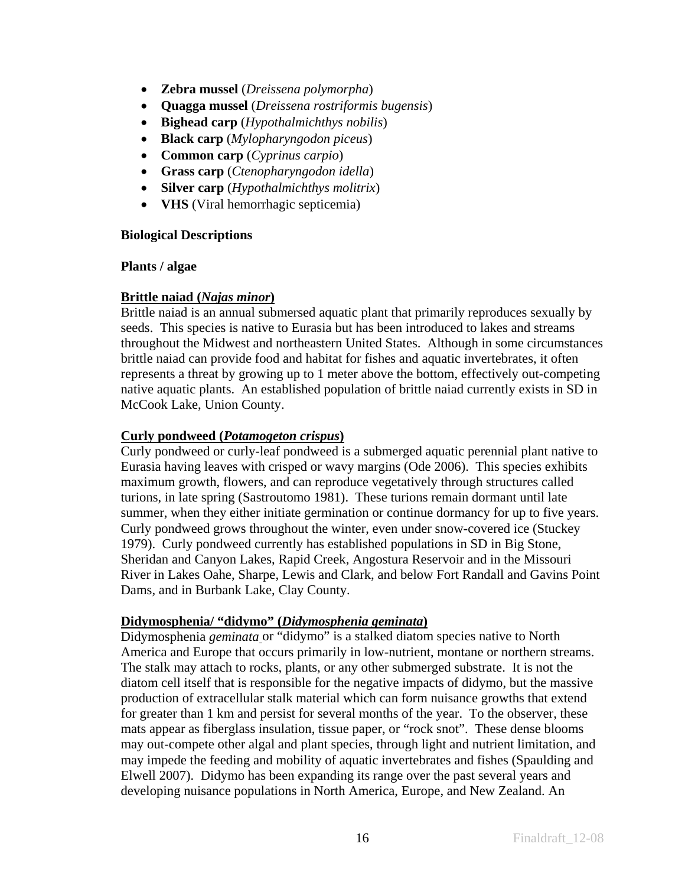- **Zebra mussel** (*Dreissena polymorpha*)
- **Quagga mussel** (*Dreissena rostriformis bugensis*)
- **Bighead carp** (*Hypothalmichthys nobilis*)
- **Black carp** (*Mylopharyngodon piceus*)
- **Common carp** (*Cyprinus carpio*)
- **Grass carp** (*Ctenopharyngodon idella*)
- **Silver carp** (*Hypothalmichthys molitrix*)
- **VHS** (Viral hemorrhagic septicemia)

**Biological Descriptions**

**Plants / algae**

**Brittle naiad (*Najas minor*)**

Brittle naiad is an annual submersed aquatic plant that primarily reproduces sexually by seeds. This species is native to Eurasia but has been introduced to lakes and streams throughout the Midwest and northeastern United States. Although in some circumstances brittle naiad can provide food and habitat for fishes and aquatic invertebrates, it often represents a threat by growing up to 1 meter above the bottom, effectively out-competing native aquatic plants. An established population of brittle naiad currently exists in SD in McCook Lake, Union County.

**Curly pondweed (*Potamogeton crispus*)**

Curly pondweed or curly-leaf pondweed is a submerged aquatic perennial plant native to Eurasia having leaves with crisped or wavy margins (Ode 2006). This species exhibits maximum growth, flowers, and can reproduce vegetatively through structures called turions, in late spring (Sastroutomo 1981). These turions remain dormant until late summer, when they either initiate germination or continue dormancy for up to five years. Curly pondweed grows throughout the winter, even under snow-covered ice (Stuckey 1979). Curly pondweed currently has established populations in SD in Big Stone, Sheridan and Canyon Lakes, Rapid Creek, Angostura Reservoir and in the Missouri River in Lakes Oahe, Sharpe, Lewis and Clark, and below Fort Randall and Gavins Point Dams, and in Burbank Lake, Clay County.

**Didymosphenia/ "didymo" (*Didymosphenia geminata*)**

Didymosphenia *geminata* or "didymo" is a stalked diatom species native to North America and Europe that occurs primarily in low-nutrient, montane or northern streams. The stalk may attach to rocks, plants, or any other submerged substrate. It is not the diatom cell itself that is responsible for the negative impacts of didymo, but the massive production of extracellular stalk material which can form nuisance growths that extend for greater than 1 km and persist for several months of the year. To the observer, these mats appear as fiberglass insulation, tissue paper, or "rock snot". These dense blooms may out-compete other algal and plant species, through light and nutrient limitation, and may impede the feeding and mobility of aquatic invertebrates and fishes (Spaulding and Elwell 2007). Didymo has been expanding its range over the past several years and developing nuisance populations in North America, Europe, and New Zealand. An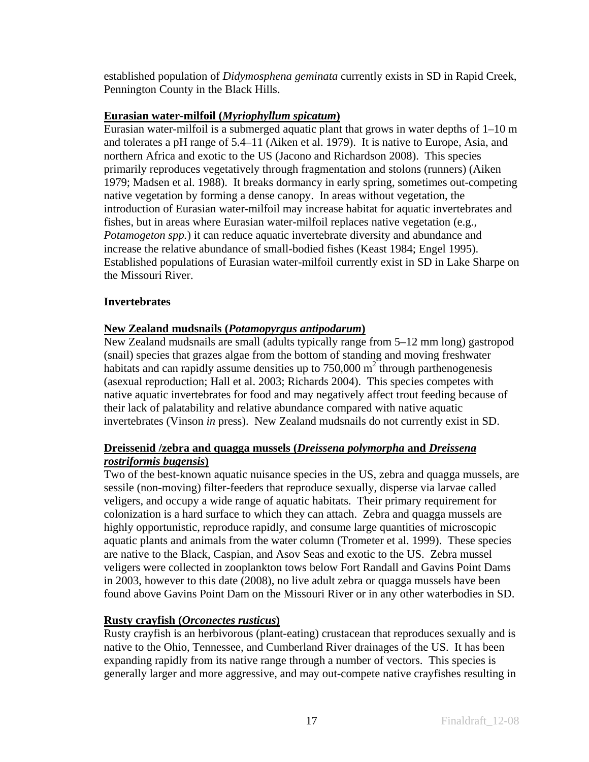established population of *Didymosphena geminata* currently exists in SD in Rapid Creek, Pennington County in the Black Hills.

**Eurasian water-milfoil (*Myriophyllum spicatum*)**
Eurasian water-milfoil is a submerged aquatic plant that grows in water depths of 1–10 m and tolerates a pH range of 5.4–11 (Aiken et al. 1979). It is native to Europe, Asia, and northern Africa and exotic to the US (Jacono and Richardson 2008). This species primarily reproduces vegetatively through fragmentation and stolons (runners) (Aiken 1979; Madsen et al. 1988). It breaks dormancy in early spring, sometimes out-competing native vegetation by forming a dense canopy. In areas without vegetation, the introduction of Eurasian water-milfoil may increase habitat for aquatic invertebrates and fishes, but in areas where Eurasian water-milfoil replaces native vegetation (e.g., *Potamogeton spp.*) it can reduce aquatic invertebrate diversity and abundance and increase the relative abundance of small-bodied fishes (Keast 1984; Engel 1995). Established populations of Eurasian water-milfoil currently exist in SD in Lake Sharpe on the Missouri River.

**Invertebrates**

**New Zealand mudsnails (*Potamopyrgus antipodarum*)**
New Zealand mudsnails are small (adults typically range from 5–12 mm long) gastropod (snail) species that grazes algae from the bottom of standing and moving freshwater habitats and can rapidly assume densities up to 750,000 $m^2$ through parthenogenesis (asexual reproduction; Hall et al. 2003; Richards 2004). This species competes with native aquatic invertebrates for food and may negatively affect trout feeding because of their lack of palatability and relative abundance compared with native aquatic invertebrates (Vinson *in* press). New Zealand mudsnails do not currently exist in SD.

**Dreissenid /zebra and quagga mussels (*Dreissena polymorpha* and *Dreissena rostriformis bugensis*)**
Two of the best-known aquatic nuisance species in the US, zebra and quagga mussels, are sessile (non-moving) filter-feeders that reproduce sexually, disperse via larvae called veligers, and occupy a wide range of aquatic habitats. Their primary requirement for colonization is a hard surface to which they can attach. Zebra and quagga mussels are highly opportunistic, reproduce rapidly, and consume large quantities of microscopic aquatic plants and animals from the water column (Trometer et al. 1999). These species are native to the Black, Caspian, and Asov Seas and exotic to the US. Zebra mussel veligers were collected in zooplankton tows below Fort Randall and Gavins Point Dams in 2003, however to this date (2008), no live adult zebra or quagga mussels have been found above Gavins Point Dam on the Missouri River or in any other waterbodies in SD.

**Rusty crayfish (*Orconectes rusticus*)**
Rusty crayfish is an herbivorous (plant-eating) crustacean that reproduces sexually and is native to the Ohio, Tennessee, and Cumberland River drainages of the US. It has been expanding rapidly from its native range through a number of vectors. This species is generally larger and more aggressive, and may out-compete native crayfishes resulting in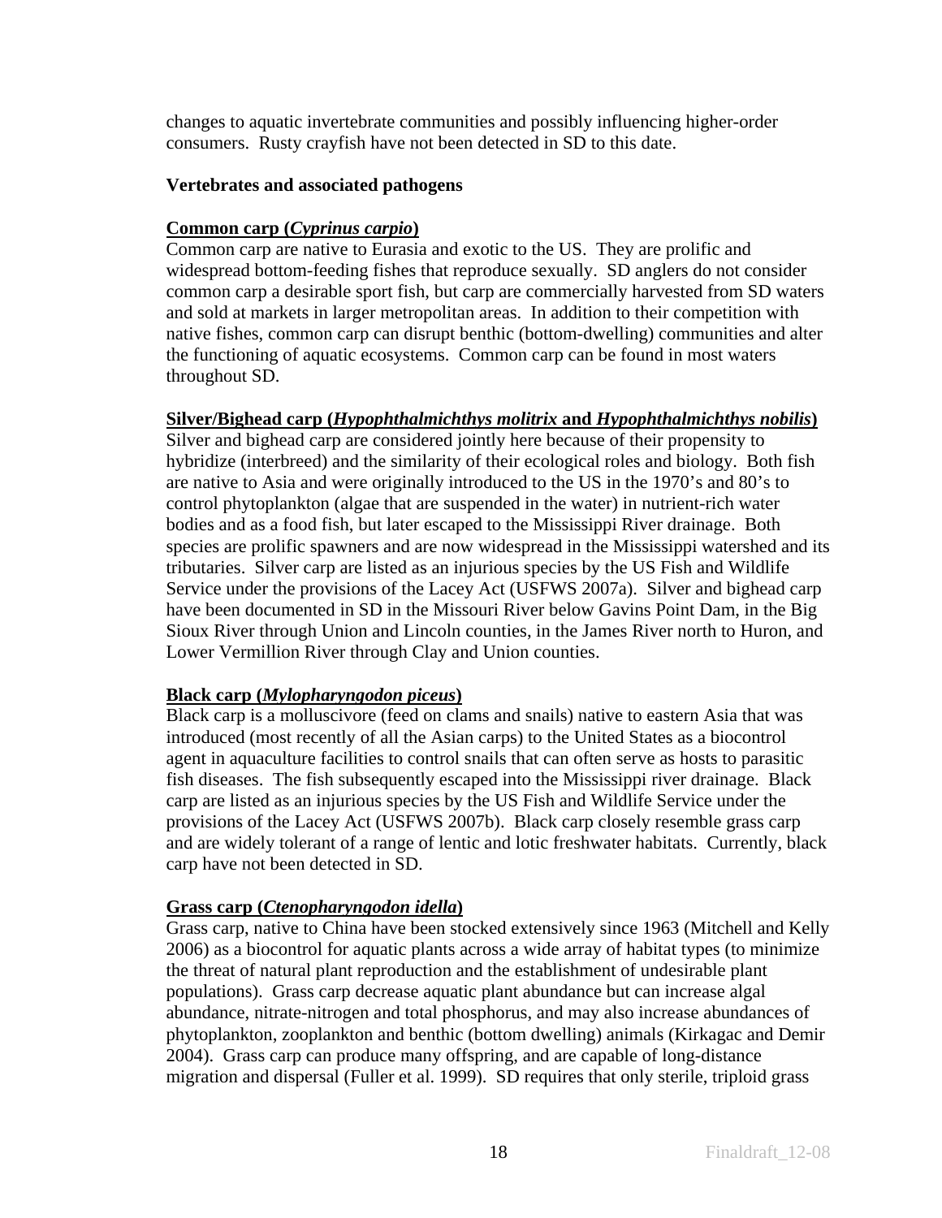changes to aquatic invertebrate communities and possibly influencing higher-order consumers. Rusty crayfish have not been detected in SD to this date.

**Vertebrates and associated pathogens**

**Common carp (*Cyprinus carpio*)**

Common carp are native to Eurasia and exotic to the US. They are prolific and widespread bottom-feeding fishes that reproduce sexually. SD anglers do not consider common carp a desirable sport fish, but carp are commercially harvested from SD waters and sold at markets in larger metropolitan areas. In addition to their competition with native fishes, common carp can disrupt benthic (bottom-dwelling) communities and alter the functioning of aquatic ecosystems. Common carp can be found in most waters throughout SD.

**Silver/Bighead carp (*Hypophthalmichthys molitrix* and *Hypophthalmichthys nobilis*)**

Silver and bighead carp are considered jointly here because of their propensity to hybridize (interbreed) and the similarity of their ecological roles and biology. Both fish are native to Asia and were originally introduced to the US in the 1970's and 80's to control phytoplankton (algae that are suspended in the water) in nutrient-rich water bodies and as a food fish, but later escaped to the Mississippi River drainage. Both species are prolific spawners and are now widespread in the Mississippi watershed and its tributaries. Silver carp are listed as an injurious species by the US Fish and Wildlife Service under the provisions of the Lacey Act (USFWS 2007a). Silver and bighead carp have been documented in SD in the Missouri River below Gavins Point Dam, in the Big Sioux River through Union and Lincoln counties, in the James River north to Huron, and Lower Vermillion River through Clay and Union counties.

**Black carp (*Mylopharyngodon piceus*)**

Black carp is a molluscivore (feed on clams and snails) native to eastern Asia that was introduced (most recently of all the Asian carps) to the United States as a biocontrol agent in aquaculture facilities to control snails that can often serve as hosts to parasitic fish diseases. The fish subsequently escaped into the Mississippi river drainage. Black carp are listed as an injurious species by the US Fish and Wildlife Service under the provisions of the Lacey Act (USFWS 2007b). Black carp closely resemble grass carp and are widely tolerant of a range of lentic and lotic freshwater habitats. Currently, black carp have not been detected in SD.

**Grass carp (*Ctenopharyngodon idella*)**

Grass carp, native to China have been stocked extensively since 1963 (Mitchell and Kelly 2006) as a biocontrol for aquatic plants across a wide array of habitat types (to minimize the threat of natural plant reproduction and the establishment of undesirable plant populations). Grass carp decrease aquatic plant abundance but can increase algal abundance, nitrate-nitrogen and total phosphorus, and may also increase abundances of phytoplankton, zooplankton and benthic (bottom dwelling) animals (Kirkagac and Demir 2004). Grass carp can produce many offspring, and are capable of long-distance migration and dispersal (Fuller et al. 1999). SD requires that only sterile, triploid grass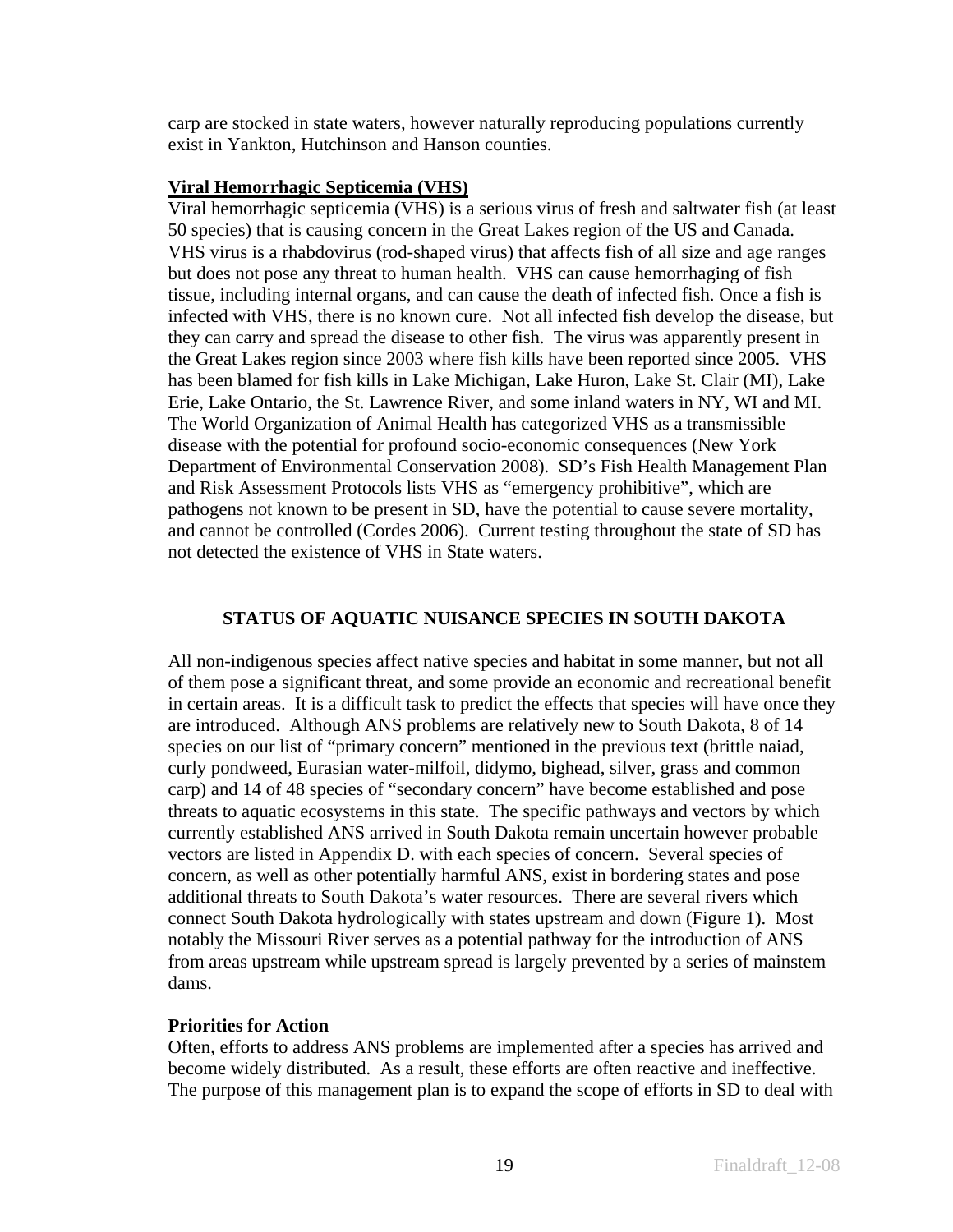carp are stocked in state waters, however naturally reproducing populations currently exist in Yankton, Hutchinson and Hanson counties.

**Viral Hemorrhagic Septicemia (VHS)**

Viral hemorrhagic septicemia (VHS) is a serious virus of fresh and saltwater fish (at least 50 species) that is causing concern in the Great Lakes region of the US and Canada. VHS virus is a rhabdovirus (rod-shaped virus) that affects fish of all size and age ranges but does not pose any threat to human health. VHS can cause hemorrhaging of fish tissue, including internal organs, and can cause the death of infected fish. Once a fish is infected with VHS, there is no known cure. Not all infected fish develop the disease, but they can carry and spread the disease to other fish. The virus was apparently present in the Great Lakes region since 2003 where fish kills have been reported since 2005. VHS has been blamed for fish kills in Lake Michigan, Lake Huron, Lake St. Clair (MI), Lake Erie, Lake Ontario, the St. Lawrence River, and some inland waters in NY, WI and MI. The World Organization of Animal Health has categorized VHS as a transmissible disease with the potential for profound socio-economic consequences (New York Department of Environmental Conservation 2008). SD's Fish Health Management Plan and Risk Assessment Protocols lists VHS as "emergency prohibitive", which are pathogens not known to be present in SD, have the potential to cause severe mortality, and cannot be controlled (Cordes 2006). Current testing throughout the state of SD has not detected the existence of VHS in State waters.

## STATUS OF AQUATIC NUISANCE SPECIES IN SOUTH DAKOTA

All non-indigenous species affect native species and habitat in some manner, but not all of them pose a significant threat, and some provide an economic and recreational benefit in certain areas. It is a difficult task to predict the effects that species will have once they are introduced. Although ANS problems are relatively new to South Dakota, 8 of 14 species on our list of "primary concern" mentioned in the previous text (brittle naiad, curly pondweed, Eurasian water-milfoil, didymo, bighead, silver, grass and common carp) and 14 of 48 species of "secondary concern" have become established and pose threats to aquatic ecosystems in this state. The specific pathways and vectors by which currently established ANS arrived in South Dakota remain uncertain however probable vectors are listed in Appendix D. with each species of concern. Several species of concern, as well as other potentially harmful ANS, exist in bordering states and pose additional threats to South Dakota's water resources. There are several rivers which connect South Dakota hydrologically with states upstream and down (Figure 1). Most notably the Missouri River serves as a potential pathway for the introduction of ANS from areas upstream while upstream spread is largely prevented by a series of mainstem dams.

**Priorities for Action**

Often, efforts to address ANS problems are implemented after a species has arrived and become widely distributed. As a result, these efforts are often reactive and ineffective. The purpose of this management plan is to expand the scope of efforts in SD to deal with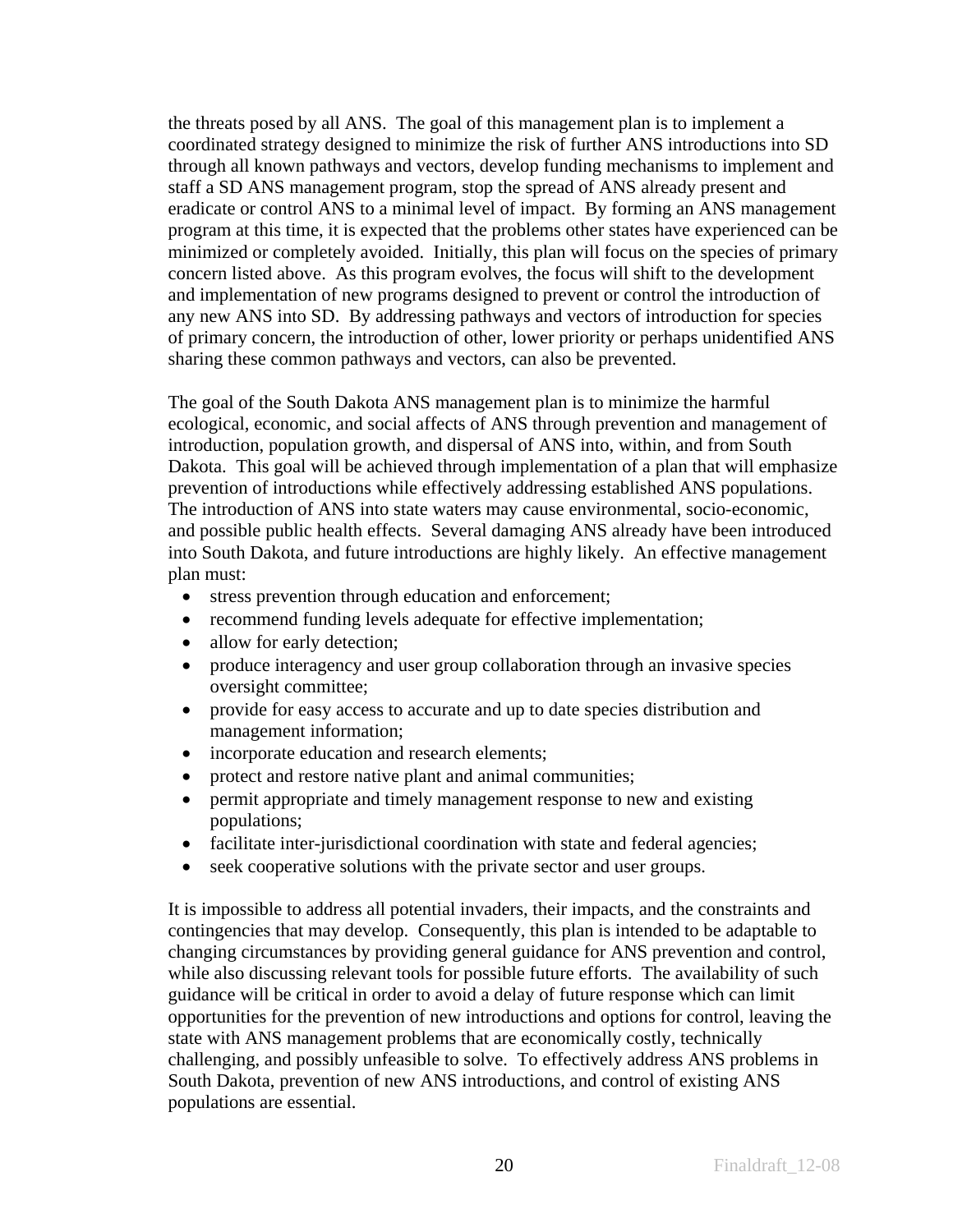the threats posed by all ANS. The goal of this management plan is to implement a coordinated strategy designed to minimize the risk of further ANS introductions into SD through all known pathways and vectors, develop funding mechanisms to implement and staff a SD ANS management program, stop the spread of ANS already present and eradicate or control ANS to a minimal level of impact. By forming an ANS management program at this time, it is expected that the problems other states have experienced can be minimized or completely avoided. Initially, this plan will focus on the species of primary concern listed above. As this program evolves, the focus will shift to the development and implementation of new programs designed to prevent or control the introduction of any new ANS into SD. By addressing pathways and vectors of introduction for species of primary concern, the introduction of other, lower priority or perhaps unidentified ANS sharing these common pathways and vectors, can also be prevented.

The goal of the South Dakota ANS management plan is to minimize the harmful ecological, economic, and social affects of ANS through prevention and management of introduction, population growth, and dispersal of ANS into, within, and from South Dakota. This goal will be achieved through implementation of a plan that will emphasize prevention of introductions while effectively addressing established ANS populations. The introduction of ANS into state waters may cause environmental, socio-economic, and possible public health effects. Several damaging ANS already have been introduced into South Dakota, and future introductions are highly likely. An effective management plan must:

- stress prevention through education and enforcement;
- recommend funding levels adequate for effective implementation;
- allow for early detection;
- produce interagency and user group collaboration through an invasive species oversight committee;
- provide for easy access to accurate and up to date species distribution and management information;
- incorporate education and research elements;
- protect and restore native plant and animal communities;
- permit appropriate and timely management response to new and existing populations;
- facilitate inter-jurisdictional coordination with state and federal agencies;
- seek cooperative solutions with the private sector and user groups.

It is impossible to address all potential invaders, their impacts, and the constraints and contingencies that may develop. Consequently, this plan is intended to be adaptable to changing circumstances by providing general guidance for ANS prevention and control, while also discussing relevant tools for possible future efforts. The availability of such guidance will be critical in order to avoid a delay of future response which can limit opportunities for the prevention of new introductions and options for control, leaving the state with ANS management problems that are economically costly, technically challenging, and possibly unfeasible to solve. To effectively address ANS problems in South Dakota, prevention of new ANS introductions, and control of existing ANS populations are essential.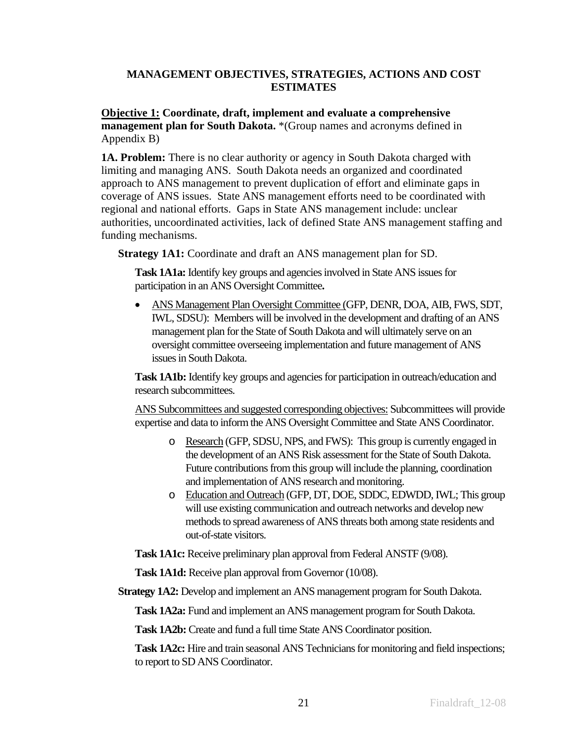## MANAGEMENT OBJECTIVES, STRATEGIES, ACTIONS AND COST ESTIMATES

**<u>Objective 1:</u> Coordinate, draft, implement and evaluate a comprehensive management plan for South Dakota.** *(Group names and acronyms defined in Appendix B)

**1A. Problem:** There is no clear authority or agency in South Dakota charged with limiting and managing ANS. South Dakota needs an organized and coordinated approach to ANS management to prevent duplication of effort and eliminate gaps in coverage of ANS issues. State ANS management efforts need to be coordinated with regional and national efforts. Gaps in State ANS management include: unclear authorities, uncoordinated activities, lack of defined State ANS management staffing and funding mechanisms.

**Strategy 1A1:** Coordinate and draft an ANS management plan for SD.

**Task 1A1a:** Identify key groups and agencies involved in State ANS issues for participation in an ANS Oversight Committee**.**

- <u>ANS Management Plan Oversight Committee (</u>GFP, DENR, DOA, AIB, FWS, SDT, IWL, SDSU): Members will be involved in the development and drafting of an ANS management plan for the State of South Dakota and will ultimately serve on an oversight committee overseeing implementation and future management of ANS issues in South Dakota.

**Task 1A1b:** Identify key groups and agencies for participation in outreach/education and research subcommittees.

<u>ANS Subcommittees and suggested corresponding objectives:</u> Subcommittees will provide expertise and data to inform the ANS Oversight Committee and State ANS Coordinator.

- <u>Research</u> (GFP, SDSU, NPS, and FWS): This group is currently engaged in the development of an ANS Risk assessment for the State of South Dakota. Future contributions from this group will include the planning, coordination and implementation of ANS research and monitoring.
- <u>Education and Outreach</u> (GFP, DT, DOE, SDDC, EDWDD, IWL; This group will use existing communication and outreach networks and develop new methods to spread awareness of ANS threats both among state residents and out-of-state visitors.

**Task 1A1c:** Receive preliminary plan approval from Federal ANSTF (9/08).

**Task 1A1d:** Receive plan approval from Governor (10/08).

**Strategy 1A2:** Develop and implement an ANS management program for South Dakota.

**Task 1A2a:** Fund and implement an ANS management program for South Dakota.

**Task 1A2b:** Create and fund a full time State ANS Coordinator position.

**Task 1A2c:** Hire and train seasonal ANS Technicians for monitoring and field inspections; to report to SD ANS Coordinator.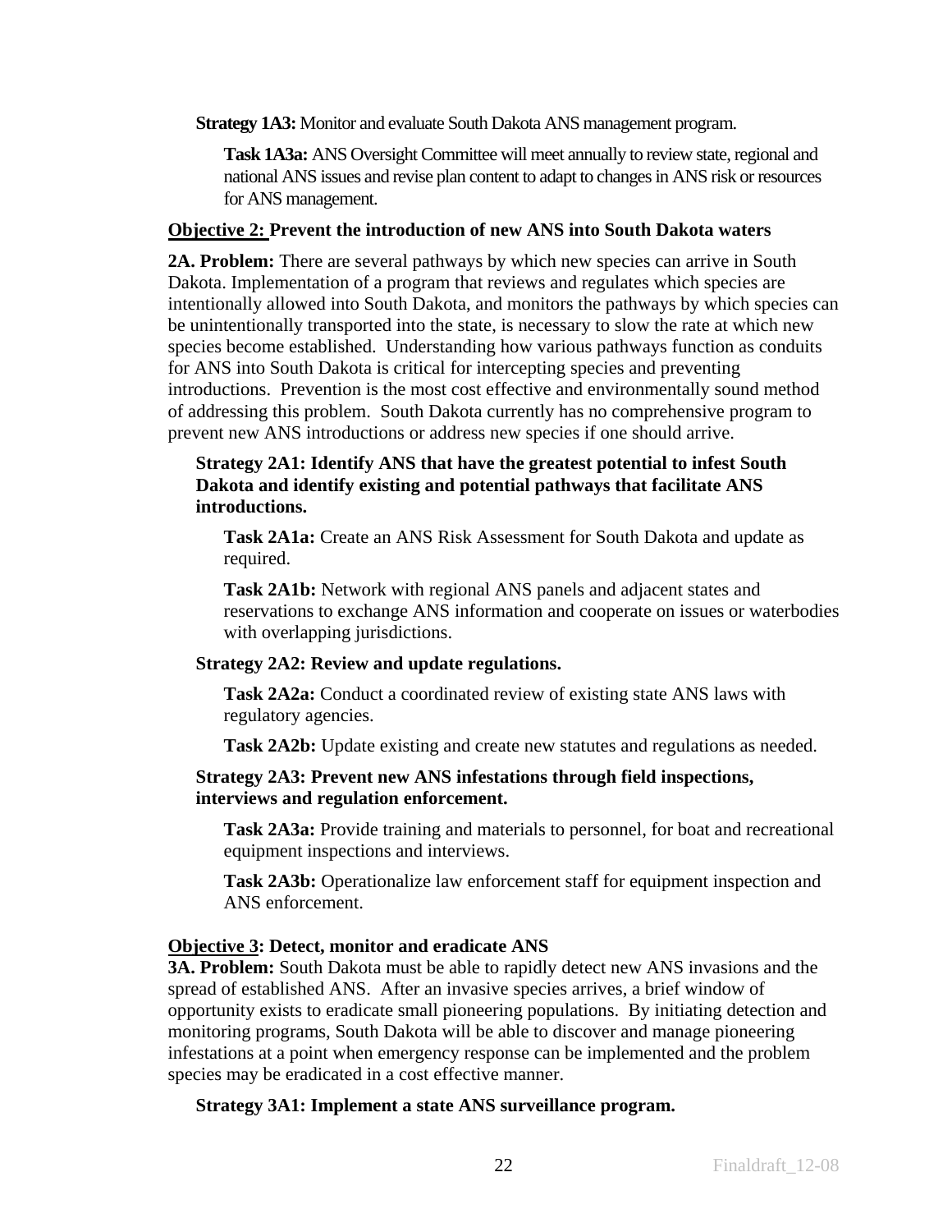**Strategy 1A3:** Monitor and evaluate South Dakota ANS management program.

**Task 1A3a:** ANS Oversight Committee will meet annually to review state, regional and national ANS issues and revise plan content to adapt to changes in ANS risk or resources for ANS management.

**Objective 2: Prevent the introduction of new ANS into South Dakota waters**

**2A. Problem:** There are several pathways by which new species can arrive in South Dakota. Implementation of a program that reviews and regulates which species are intentionally allowed into South Dakota, and monitors the pathways by which species can be unintentionally transported into the state, is necessary to slow the rate at which new species become established. Understanding how various pathways function as conduits for ANS into South Dakota is critical for intercepting species and preventing introductions. Prevention is the most cost effective and environmentally sound method of addressing this problem. South Dakota currently has no comprehensive program to prevent new ANS introductions or address new species if one should arrive.

**Strategy 2A1: Identify ANS that have the greatest potential to infest South Dakota and identify existing and potential pathways that facilitate ANS introductions.**

**Task 2A1a:** Create an ANS Risk Assessment for South Dakota and update as required.

**Task 2A1b:** Network with regional ANS panels and adjacent states and reservations to exchange ANS information and cooperate on issues or waterbodies with overlapping jurisdictions.

**Strategy 2A2: Review and update regulations.**

**Task 2A2a:** Conduct a coordinated review of existing state ANS laws with regulatory agencies.

**Task 2A2b:** Update existing and create new statutes and regulations as needed.

**Strategy 2A3: Prevent new ANS infestations through field inspections, interviews and regulation enforcement.**

**Task 2A3a:** Provide training and materials to personnel, for boat and recreational equipment inspections and interviews.

**Task 2A3b:** Operationalize law enforcement staff for equipment inspection and ANS enforcement.

**Objective 3: Detect, monitor and eradicate ANS**

**3A. Problem:** South Dakota must be able to rapidly detect new ANS invasions and the spread of established ANS. After an invasive species arrives, a brief window of opportunity exists to eradicate small pioneering populations. By initiating detection and monitoring programs, South Dakota will be able to discover and manage pioneering infestations at a point when emergency response can be implemented and the problem species may be eradicated in a cost effective manner.

**Strategy 3A1: Implement a state ANS surveillance program.**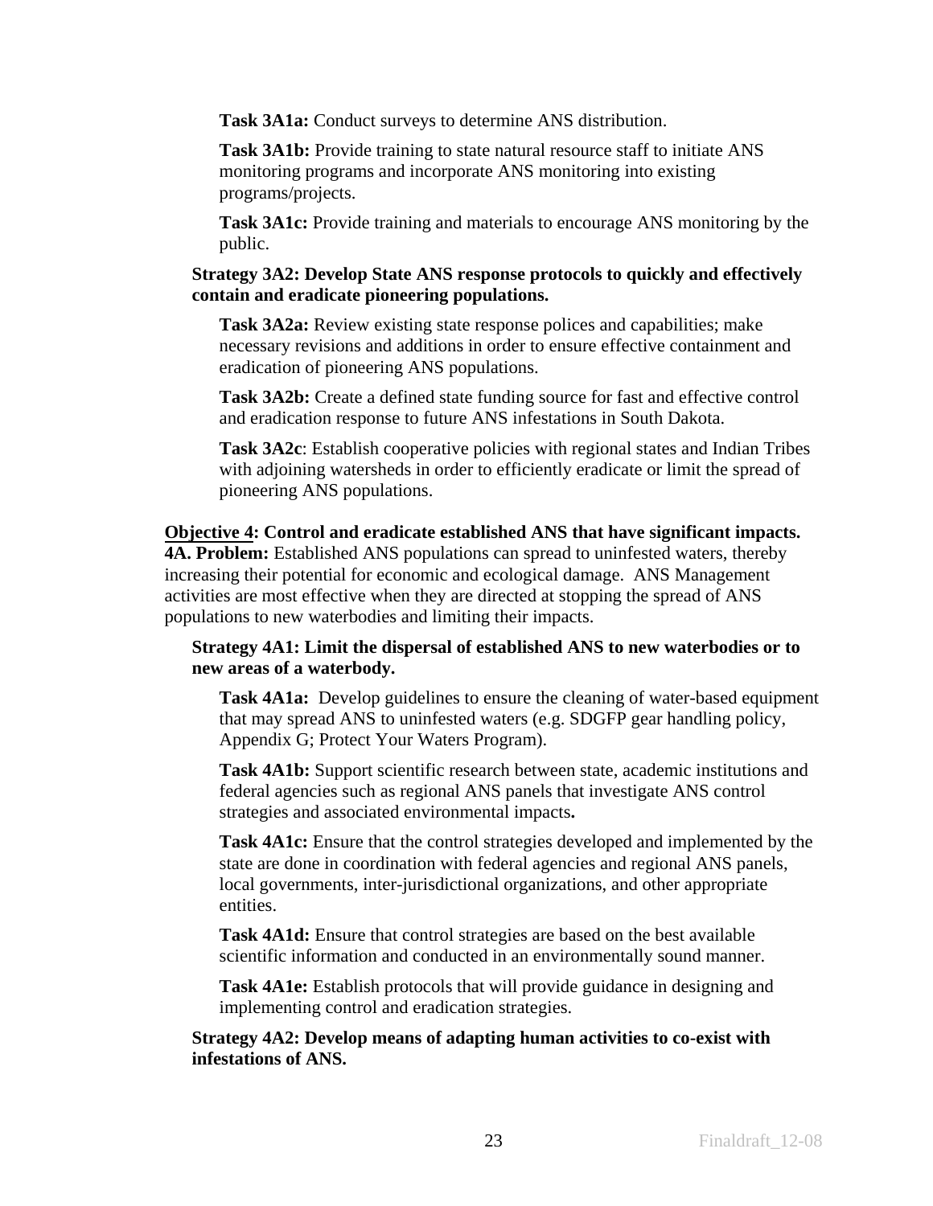**Task 3A1a:** Conduct surveys to determine ANS distribution.

**Task 3A1b:** Provide training to state natural resource staff to initiate ANS monitoring programs and incorporate ANS monitoring into existing programs/projects.

**Task 3A1c:** Provide training and materials to encourage ANS monitoring by the public.

**Strategy 3A2: Develop State ANS response protocols to quickly and effectively contain and eradicate pioneering populations.**

**Task 3A2a:** Review existing state response polices and capabilities; make necessary revisions and additions in order to ensure effective containment and eradication of pioneering ANS populations.

**Task 3A2b:** Create a defined state funding source for fast and effective control and eradication response to future ANS infestations in South Dakota.

**Task 3A2c**: Establish cooperative policies with regional states and Indian Tribes with adjoining watersheds in order to efficiently eradicate or limit the spread of pioneering ANS populations.

**<u>Objective 4</u>: Control and eradicate established ANS that have significant impacts.**
**4A. Problem:** Established ANS populations can spread to uninfested waters, thereby increasing their potential for economic and ecological damage. ANS Management activities are most effective when they are directed at stopping the spread of ANS populations to new waterbodies and limiting their impacts.

**Strategy 4A1: Limit the dispersal of established ANS to new waterbodies or to new areas of a waterbody.**

**Task 4A1a:** Develop guidelines to ensure the cleaning of water-based equipment that may spread ANS to uninfested waters (e.g. SDGFP gear handling policy, Appendix G; Protect Your Waters Program).

**Task 4A1b:** Support scientific research between state, academic institutions and federal agencies such as regional ANS panels that investigate ANS control strategies and associated environmental impacts**.**

**Task 4A1c:** Ensure that the control strategies developed and implemented by the state are done in coordination with federal agencies and regional ANS panels, local governments, inter-jurisdictional organizations, and other appropriate entities.

**Task 4A1d:** Ensure that control strategies are based on the best available scientific information and conducted in an environmentally sound manner.

**Task 4A1e:** Establish protocols that will provide guidance in designing and implementing control and eradication strategies.

**Strategy 4A2: Develop means of adapting human activities to co-exist with infestations of ANS.**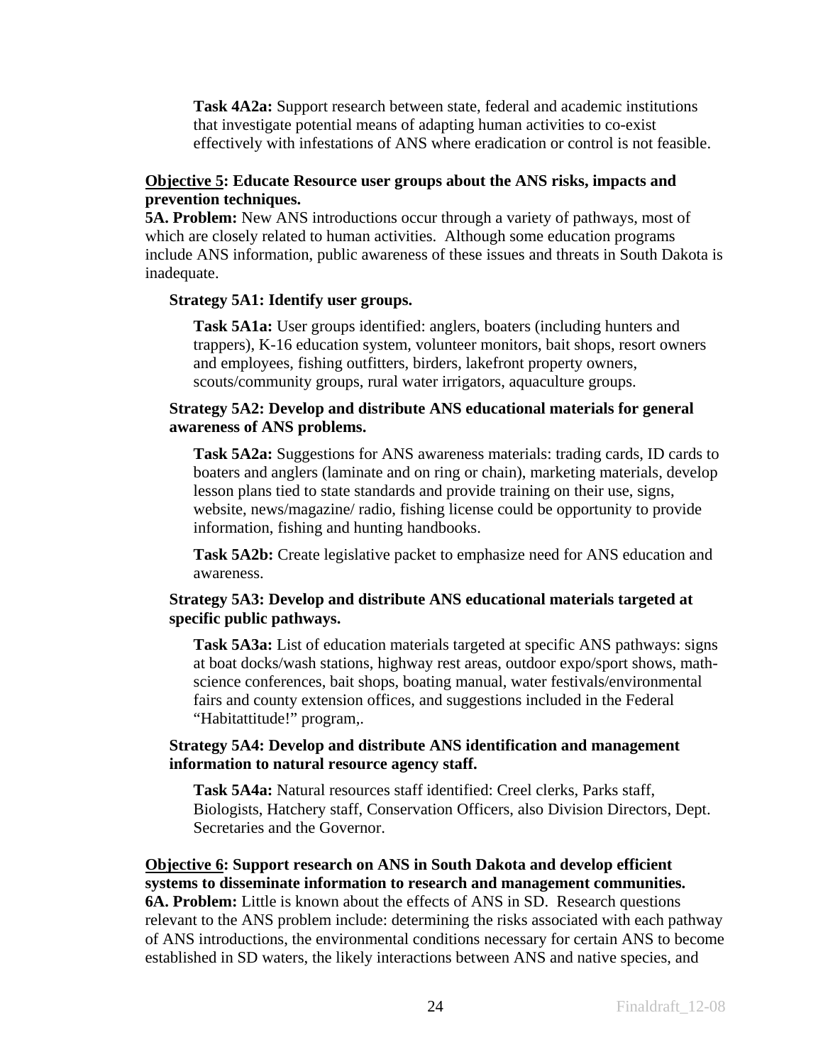**Task 4A2a:** Support research between state, federal and academic institutions that investigate potential means of adapting human activities to co-exist effectively with infestations of ANS where eradication or control is not feasible.

**Objective 5: Educate Resource user groups about the ANS risks, impacts and prevention techniques.**

**5A. Problem:** New ANS introductions occur through a variety of pathways, most of which are closely related to human activities. Although some education programs include ANS information, public awareness of these issues and threats in South Dakota is inadequate.

**Strategy 5A1: Identify user groups.**

**Task 5A1a:** User groups identified: anglers, boaters (including hunters and trappers), K-16 education system, volunteer monitors, bait shops, resort owners and employees, fishing outfitters, birders, lakefront property owners, scouts/community groups, rural water irrigators, aquaculture groups.

**Strategy 5A2: Develop and distribute ANS educational materials for general awareness of ANS problems.**

**Task 5A2a:** Suggestions for ANS awareness materials: trading cards, ID cards to boaters and anglers (laminate and on ring or chain), marketing materials, develop lesson plans tied to state standards and provide training on their use, signs, website, news/magazine/ radio, fishing license could be opportunity to provide information, fishing and hunting handbooks.

**Task 5A2b:** Create legislative packet to emphasize need for ANS education and awareness.

**Strategy 5A3: Develop and distribute ANS educational materials targeted at specific public pathways.**

**Task 5A3a:** List of education materials targeted at specific ANS pathways: signs at boat docks/wash stations, highway rest areas, outdoor expo/sport shows, math-science conferences, bait shops, boating manual, water festivals/environmental fairs and county extension offices, and suggestions included in the Federal "Habitattitude!" program,.

**Strategy 5A4: Develop and distribute ANS identification and management information to natural resource agency staff.**

**Task 5A4a:** Natural resources staff identified: Creel clerks, Parks staff, Biologists, Hatchery staff, Conservation Officers, also Division Directors, Dept. Secretaries and the Governor.

**Objective 6: Support research on ANS in South Dakota and develop efficient systems to disseminate information to research and management communities.**

**6A. Problem:** Little is known about the effects of ANS in SD. Research questions relevant to the ANS problem include: determining the risks associated with each pathway of ANS introductions, the environmental conditions necessary for certain ANS to become established in SD waters, the likely interactions between ANS and native species, and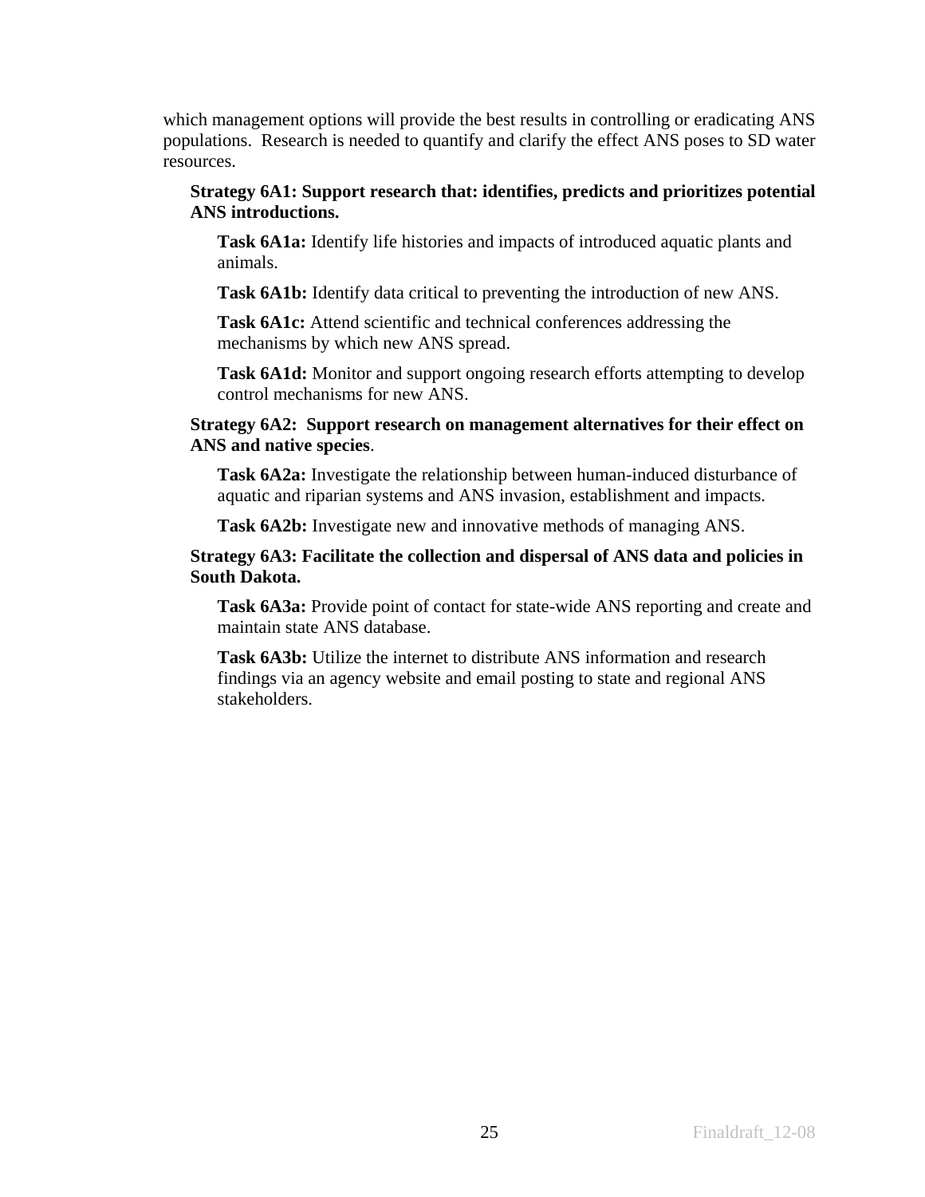which management options will provide the best results in controlling or eradicating ANS populations.  Research is needed to quantify and clarify the effect ANS poses to SD water resources.

**Strategy 6A1: Support research that: identifies, predicts and prioritizes potential ANS introductions.**

**Task 6A1a:** Identify life histories and impacts of introduced aquatic plants and animals.

**Task 6A1b:** Identify data critical to preventing the introduction of new ANS.

**Task 6A1c:** Attend scientific and technical conferences addressing the mechanisms by which new ANS spread.

**Task 6A1d:** Monitor and support ongoing research efforts attempting to develop control mechanisms for new ANS.

**Strategy 6A2:  Support research on management alternatives for their effect on ANS and native species**.

**Task 6A2a:** Investigate the relationship between human-induced disturbance of aquatic and riparian systems and ANS invasion, establishment and impacts.

**Task 6A2b:** Investigate new and innovative methods of managing ANS.

**Strategy 6A3: Facilitate the collection and dispersal of ANS data and policies in South Dakota.**

**Task 6A3a:** Provide point of contact for state-wide ANS reporting and create and maintain state ANS database.

**Task 6A3b:** Utilize the internet to distribute ANS information and research findings via an agency website and email posting to state and regional ANS stakeholders.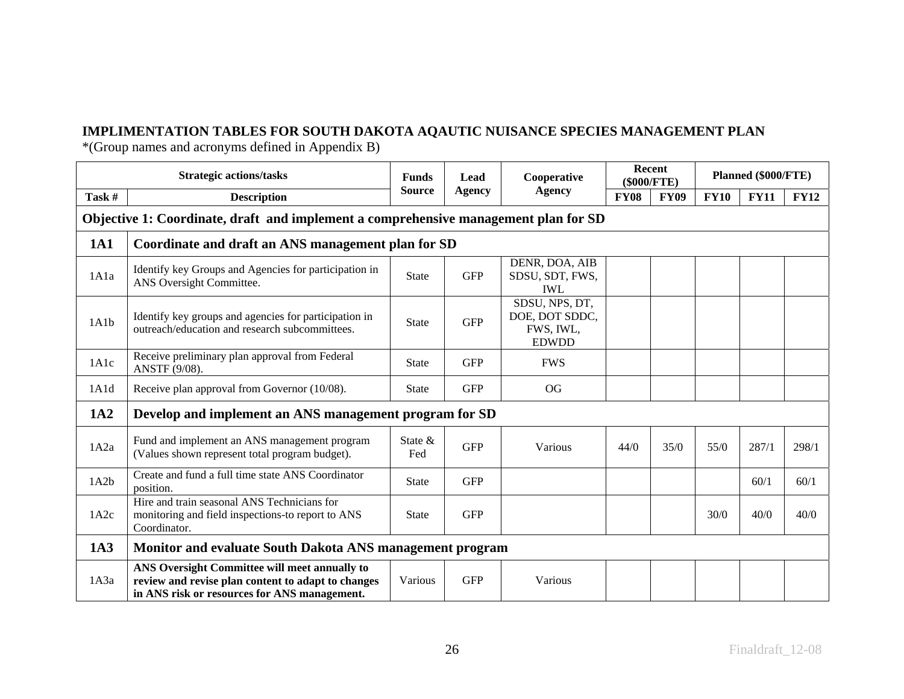**IMPLIMENTATION TABLES FOR SOUTH DAKOTA AQAUTIC NUISANCE SPECIES MANAGEMENT PLAN**
*(Group names and acronyms defined in Appendix B)

| Strategic actions/tasks | | Funds Source | Lead Agency | Cooperative Agency | Recent ($000/FTE) | | Planned ($000/FTE) | | |
|---|---|---|---|---|---|---|---|---|---|
| **Task #** | **Description** | | | | **FY08** | **FY09** | **FY10** | **FY11** | **FY12** |
| **Objective 1: Coordinate, draft and implement a comprehensive management plan for SD** | | | | | | | | | |
| **1A1** | **Coordinate and draft an ANS management plan for SD** | | | | | | | | |
| 1A1a | Identify key Groups and Agencies for participation in ANS Oversight Committee. | State | GFP | DENR, DOA, AIB SDSU, SDT, FWS, IWL | | | | | |
| 1A1b | Identify key groups and agencies for participation in outreach/education and research subcommittees. | State | GFP | SDSU, NPS, DT, DOE, DOT SDDC, FWS, IWL, EDWDD | | | | | |
| 1A1c | Receive preliminary plan approval from Federal ANSTF (9/08). | State | GFP | FWS | | | | | |
| 1A1d | Receive plan approval from Governor (10/08). | State | GFP | OG | | | | | |
| **1A2** | **Develop and implement an ANS management program for SD** | | | | | | | | |
| 1A2a | Fund and implement an ANS management program (Values shown represent total program budget). | State & Fed | GFP | Various | 44/0 | 35/0 | 55/0 | 287/1 | 298/1 |
| 1A2b | Create and fund a full time state ANS Coordinator position. | State | GFP | | | | | 60/1 | 60/1 |
| 1A2c | Hire and train seasonal ANS Technicians for monitoring and field inspections-to report to ANS Coordinator. | State | GFP | | | | 30/0 | 40/0 | 40/0 |
| **1A3** | **Monitor and evaluate South Dakota ANS management program** | | | | | | | | |
| 1A3a | **ANS Oversight Committee will meet annually to review and revise plan content to adapt to changes in ANS risk or resources for ANS management.** | Various | GFP | Various | | | | | |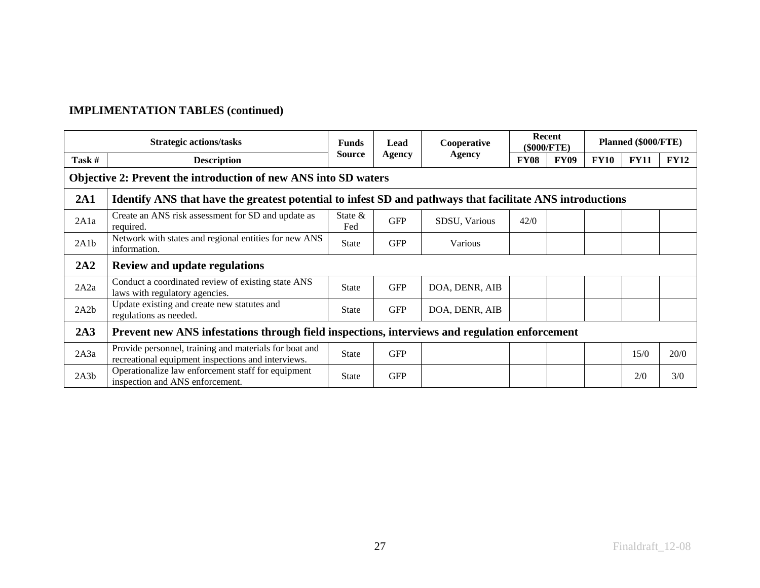**IMPLIMENTATION TABLES (continued)**

| Strategic actions/tasks | | Funds Source | Lead Agency | Cooperative Agency | Recent ($000/FTE) | | Planned ($000/FTE) | | |
|---|---|---|---|---|---|---|---|---|---|
| Task # | Description | | | | FY08 | FY09 | FY10 | FY11 | FY12 |
| **Objective 2: Prevent the introduction of new ANS into SD waters** | | | | | | | | | |
| **2A1** | **Identify ANS that have the greatest potential to infest SD and pathways that facilitate ANS introductions** | | | | | | | | |
| 2A1a | Create an ANS risk assessment for SD and update as required. | State & Fed | GFP | SDSU, Various | 42/0 | | | | |
| 2A1b | Network with states and regional entities for new ANS information. | State | GFP | Various | | | | | |
| **2A2** | **Review and update regulations** | | | | | | | | |
| 2A2a | Conduct a coordinated review of existing state ANS laws with regulatory agencies. | State | GFP | DOA, DENR, AIB | | | | | |
| 2A2b | Update existing and create new statutes and regulations as needed. | State | GFP | DOA, DENR, AIB | | | | | |
| **2A3** | **Prevent new ANS infestations through field inspections, interviews and regulation enforcement** | | | | | | | | |
| 2A3a | Provide personnel, training and materials for boat and recreational equipment inspections and interviews. | State | GFP | | | | | 15/0 | 20/0 |
| 2A3b | Operationalize law enforcement staff for equipment inspection and ANS enforcement. | State | GFP | | | | | 2/0 | 3/0 |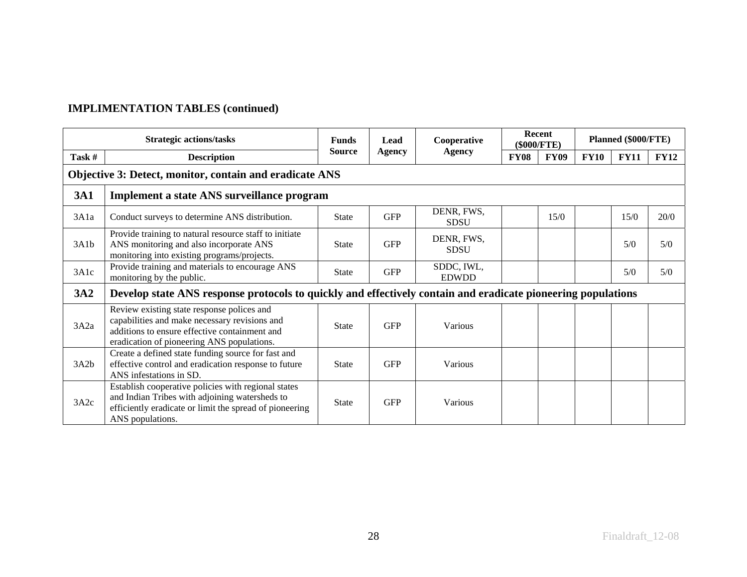**IMPLIMENTATION TABLES (continued)**

| Strategic actions/tasks | | Funds Source | Lead Agency | Cooperative Agency | Recent ($000/FTE) | | Planned ($000/FTE) | | |
|---|---|---|---|---|---|---|---|---|---|
| Task # | Description | | | | FY08 | FY09 | FY10 | FY11 | FY12 |
| **Objective 3: Detect, monitor, contain and eradicate ANS** | | | | | | | | | |
| **3A1** | **Implement a state ANS surveillance program** | | | | | | | | |
| 3A1a | Conduct surveys to determine ANS distribution. | State | GFP | DENR, FWS, SDSU | | 15/0 | | 15/0 | 20/0 |
| 3A1b | Provide training to natural resource staff to initiate ANS monitoring and also incorporate ANS monitoring into existing programs/projects. | State | GFP | DENR, FWS, SDSU | | | | 5/0 | 5/0 |
| 3A1c | Provide training and materials to encourage ANS monitoring by the public. | State | GFP | SDDC, IWL, EDWDD | | | | 5/0 | 5/0 |
| **3A2** | **Develop state ANS response protocols to quickly and effectively contain and eradicate pioneering populations** | | | | | | | | |
| 3A2a | Review existing state response polices and capabilities and make necessary revisions and additions to ensure effective containment and eradication of pioneering ANS populations. | State | GFP | Various | | | | | |
| 3A2b | Create a defined state funding source for fast and effective control and eradication response to future ANS infestations in SD. | State | GFP | Various | | | | | |
| 3A2c | Establish cooperative policies with regional states and Indian Tribes with adjoining watersheds to efficiently eradicate or limit the spread of pioneering ANS populations. | State | GFP | Various | | | | | |

Finaldraft_12-08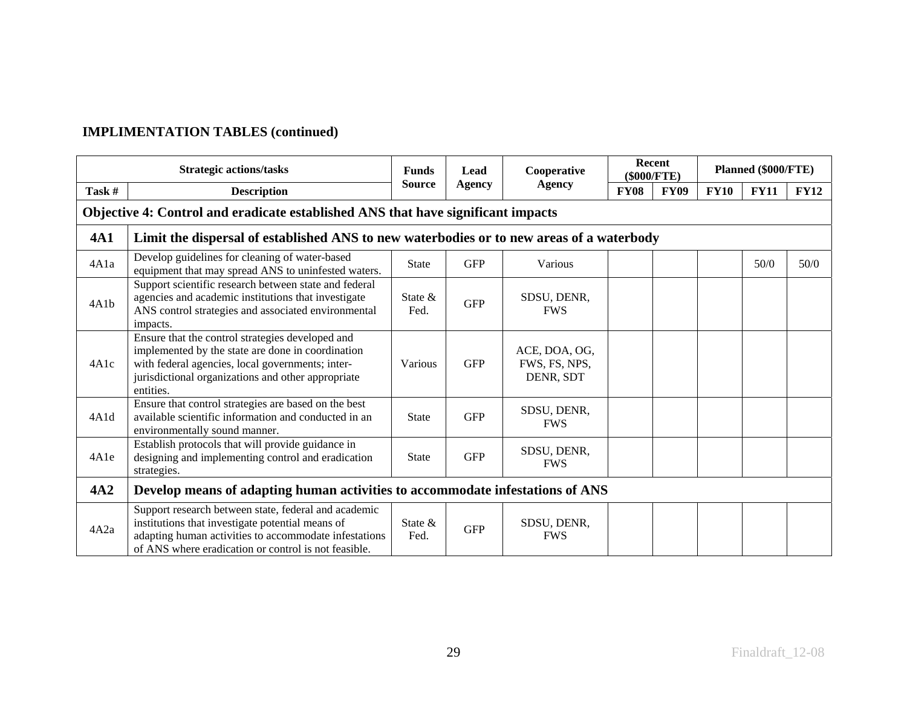**IMPLIMENTATION TABLES (continued)**

| Strategic actions/tasks | | Funds Source | Lead Agency | Cooperative Agency | Recent ($000/FTE) | | Planned ($000/FTE) | | |
|---|---|---|---|---|---|---|---|---|---|
| Task # | Description | | | | FY08 | FY09 | FY10 | FY11 | FY12 |
| **Objective 4: Control and eradicate established ANS that have significant impacts** | | | | | | | | | |
| **4A1** | **Limit the dispersal of established ANS to new waterbodies or to new areas of a waterbody** | | | | | | | | |
| 4A1a | Develop guidelines for cleaning of water-based equipment that may spread ANS to uninfested waters. | State | GFP | Various | | | | 50/0 | 50/0 |
| 4A1b | Support scientific research between state and federal agencies and academic institutions that investigate ANS control strategies and associated environmental impacts. | State & Fed. | GFP | SDSU, DENR, FWS | | | | | |
| 4A1c | Ensure that the control strategies developed and implemented by the state are done in coordination with federal agencies, local governments; inter-jurisdictional organizations and other appropriate entities. | Various | GFP | ACE, DOA, OG, FWS, FS, NPS, DENR, SDT | | | | | |
| 4A1d | Ensure that control strategies are based on the best available scientific information and conducted in an environmentally sound manner. | State | GFP | SDSU, DENR, FWS | | | | | |
| 4A1e | Establish protocols that will provide guidance in designing and implementing control and eradication strategies. | State | GFP | SDSU, DENR, FWS | | | | | |
| **4A2** | **Develop means of adapting human activities to accommodate infestations of ANS** | | | | | | | | |
| 4A2a | Support research between state, federal and academic institutions that investigate potential means of adapting human activities to accommodate infestations of ANS where eradication or control is not feasible. | State & Fed. | GFP | SDSU, DENR, FWS | | | | | |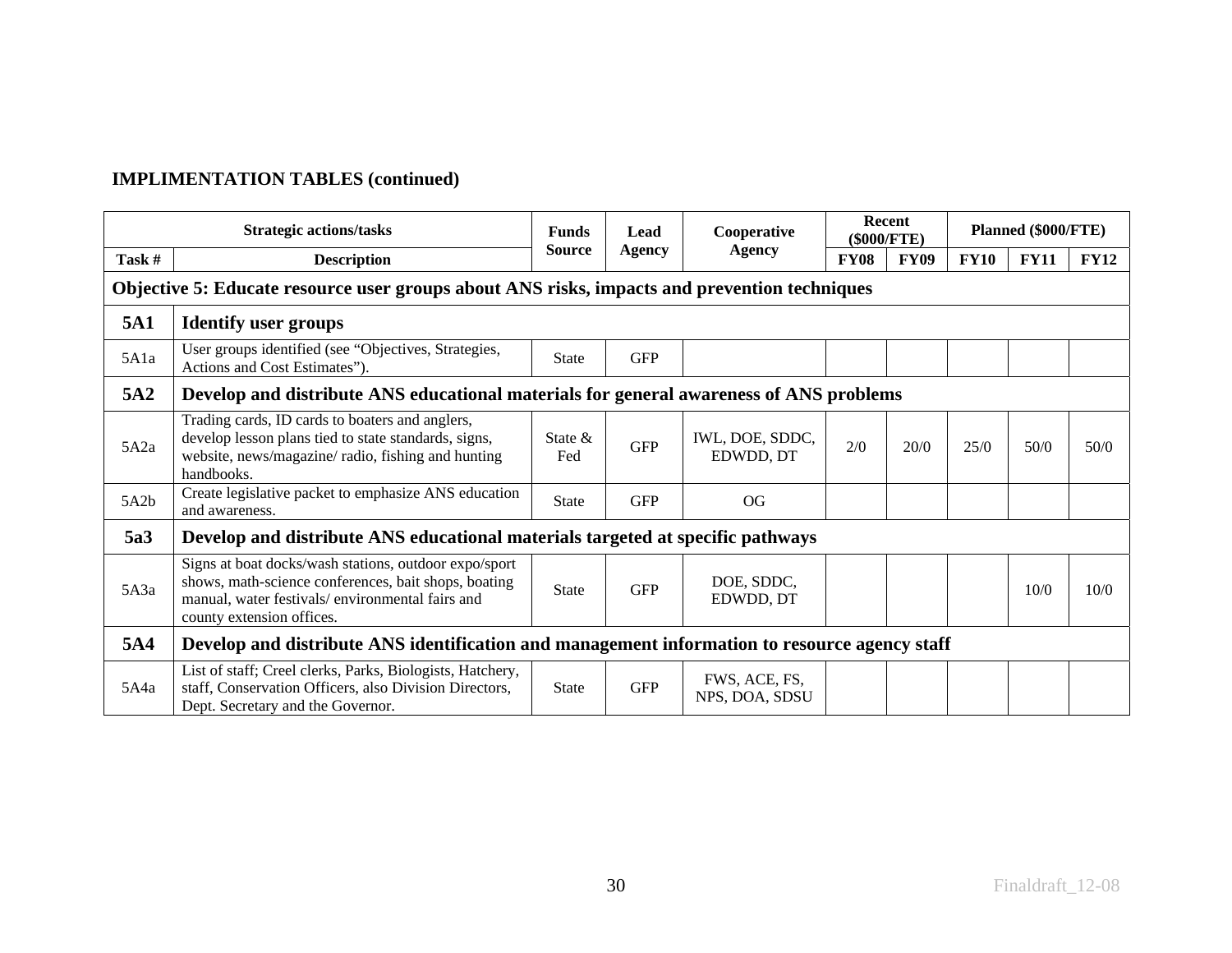**IMPLIMENTATION TABLES (continued)**

| Strategic actions/tasks | | Funds Source | Lead Agency | Cooperative Agency | Recent ($000/FTE) | | Planned ($000/FTE) | | |
|---|---|---|---|---|---|---|---|---|---|
| Task # | Description | | | | FY08 | FY09 | FY10 | FY11 | FY12 |
| **Objective 5: Educate resource user groups about ANS risks, impacts and prevention techniques** | | | | | | | | | |
| **5A1** | **Identify user groups** | | | | | | | | |
| 5A1a | User groups identified (see "Objectives, Strategies, Actions and Cost Estimates"). | State | GFP | | | | | | |
| **5A2** | **Develop and distribute ANS educational materials for general awareness of ANS problems** | | | | | | | | |
| 5A2a | Trading cards, ID cards to boaters and anglers, develop lesson plans tied to state standards, signs, website, news/magazine/ radio, fishing and hunting handbooks. | State & Fed | GFP | IWL, DOE, SDDC, EDWDD, DT | 2/0 | 20/0 | 25/0 | 50/0 | 50/0 |
| 5A2b | Create legislative packet to emphasize ANS education and awareness. | State | GFP | OG | | | | | |
| **5a3** | **Develop and distribute ANS educational materials targeted at specific pathways** | | | | | | | | |
| 5A3a | Signs at boat docks/wash stations, outdoor expo/sport shows, math-science conferences, bait shops, boating manual, water festivals/ environmental fairs and county extension offices. | State | GFP | DOE, SDDC, EDWDD, DT | | | | 10/0 | 10/0 |
| **5A4** | **Develop and distribute ANS identification and management information to resource agency staff** | | | | | | | | |
| 5A4a | List of staff; Creel clerks, Parks, Biologists, Hatchery, staff, Conservation Officers, also Division Directors, Dept. Secretary and the Governor. | State | GFP | FWS, ACE, FS, NPS, DOA, SDSU | | | | | |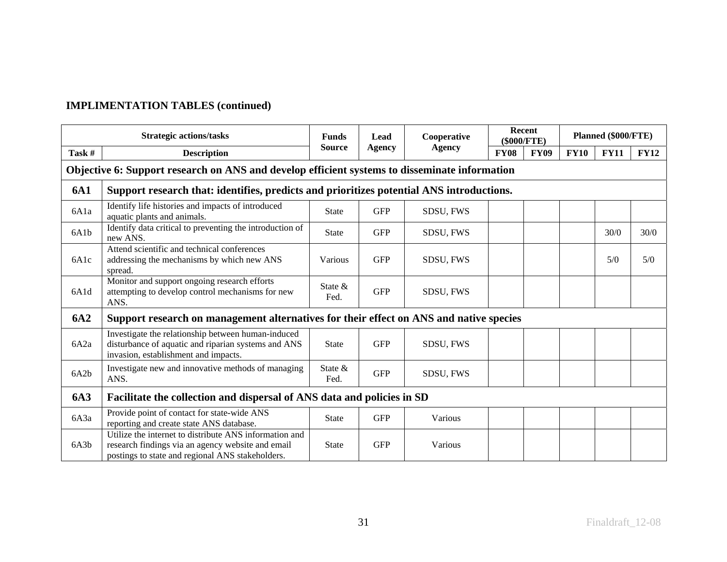**IMPLIMENTATION TABLES (continued)**

| Strategic actions/tasks | | Funds Source | Lead Agency | Cooperative Agency | Recent ($000/FTE) | | Planned ($000/FTE) | | |
|---|---|---|---|---|---|---|---|---|---|
| Task # | Description | | | | FY08 | FY09 | FY10 | FY11 | FY12 |
| **Objective 6: Support research on ANS and develop efficient systems to disseminate information** | | | | | | | | | |
| **6A1** | **Support research that: identifies, predicts and prioritizes potential ANS introductions.** | | | | | | | | |
| 6A1a | Identify life histories and impacts of introduced aquatic plants and animals. | State | GFP | SDSU, FWS | | | | | |
| 6A1b | Identify data critical to preventing the introduction of new ANS. | State | GFP | SDSU, FWS | | | | 30/0 | 30/0 |
| 6A1c | Attend scientific and technical conferences addressing the mechanisms by which new ANS spread. | Various | GFP | SDSU, FWS | | | | 5/0 | 5/0 |
| 6A1d | Monitor and support ongoing research efforts attempting to develop control mechanisms for new ANS. | State & Fed. | GFP | SDSU, FWS | | | | | |
| **6A2** | **Support research on management alternatives for their effect on ANS and native species** | | | | | | | | |
| 6A2a | Investigate the relationship between human-induced disturbance of aquatic and riparian systems and ANS invasion, establishment and impacts. | State | GFP | SDSU, FWS | | | | | |
| 6A2b | Investigate new and innovative methods of managing ANS. | State & Fed. | GFP | SDSU, FWS | | | | | |
| **6A3** | **Facilitate the collection and dispersal of ANS data and policies in SD** | | | | | | | | |
| 6A3a | Provide point of contact for state-wide ANS reporting and create state ANS database. | State | GFP | Various | | | | | |
| 6A3b | Utilize the internet to distribute ANS information and research findings via an agency website and email postings to state and regional ANS stakeholders. | State | GFP | Various | | | | | |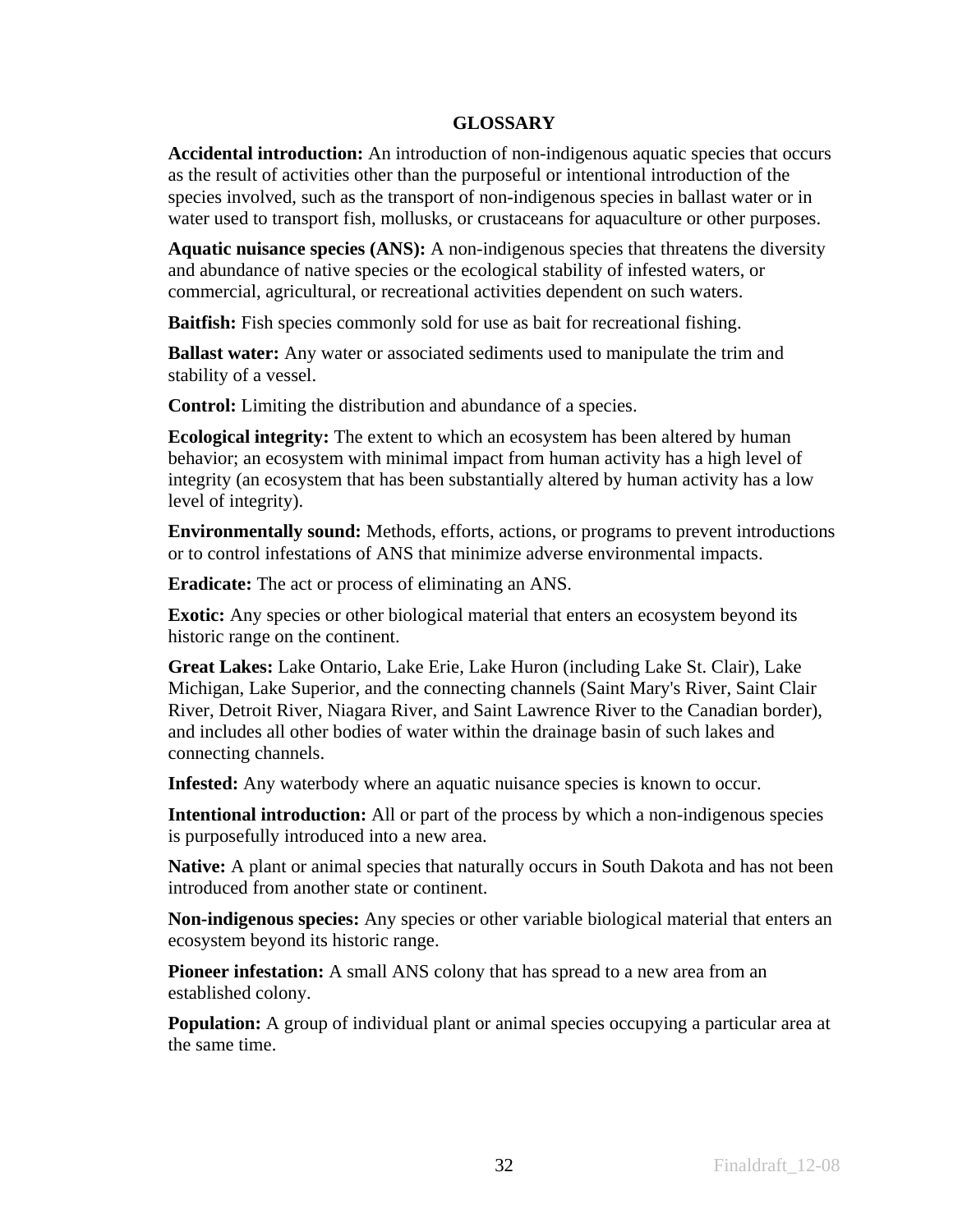## GLOSSARY

**Accidental introduction:** An introduction of non-indigenous aquatic species that occurs as the result of activities other than the purposeful or intentional introduction of the species involved, such as the transport of non-indigenous species in ballast water or in water used to transport fish, mollusks, or crustaceans for aquaculture or other purposes.

**Aquatic nuisance species (ANS):** A non-indigenous species that threatens the diversity and abundance of native species or the ecological stability of infested waters, or commercial, agricultural, or recreational activities dependent on such waters.

**Baitfish:** Fish species commonly sold for use as bait for recreational fishing.

**Ballast water:** Any water or associated sediments used to manipulate the trim and stability of a vessel.

**Control:** Limiting the distribution and abundance of a species.

**Ecological integrity:** The extent to which an ecosystem has been altered by human behavior; an ecosystem with minimal impact from human activity has a high level of integrity (an ecosystem that has been substantially altered by human activity has a low level of integrity).

**Environmentally sound:** Methods, efforts, actions, or programs to prevent introductions or to control infestations of ANS that minimize adverse environmental impacts.

**Eradicate:** The act or process of eliminating an ANS.

**Exotic:** Any species or other biological material that enters an ecosystem beyond its historic range on the continent.

**Great Lakes:** Lake Ontario, Lake Erie, Lake Huron (including Lake St. Clair), Lake Michigan, Lake Superior, and the connecting channels (Saint Mary's River, Saint Clair River, Detroit River, Niagara River, and Saint Lawrence River to the Canadian border), and includes all other bodies of water within the drainage basin of such lakes and connecting channels.

**Infested:** Any waterbody where an aquatic nuisance species is known to occur.

**Intentional introduction:** All or part of the process by which a non-indigenous species is purposefully introduced into a new area.

**Native:** A plant or animal species that naturally occurs in South Dakota and has not been introduced from another state or continent.

**Non-indigenous species:** Any species or other variable biological material that enters an ecosystem beyond its historic range.

**Pioneer infestation:** A small ANS colony that has spread to a new area from an established colony.

**Population:** A group of individual plant or animal species occupying a particular area at the same time.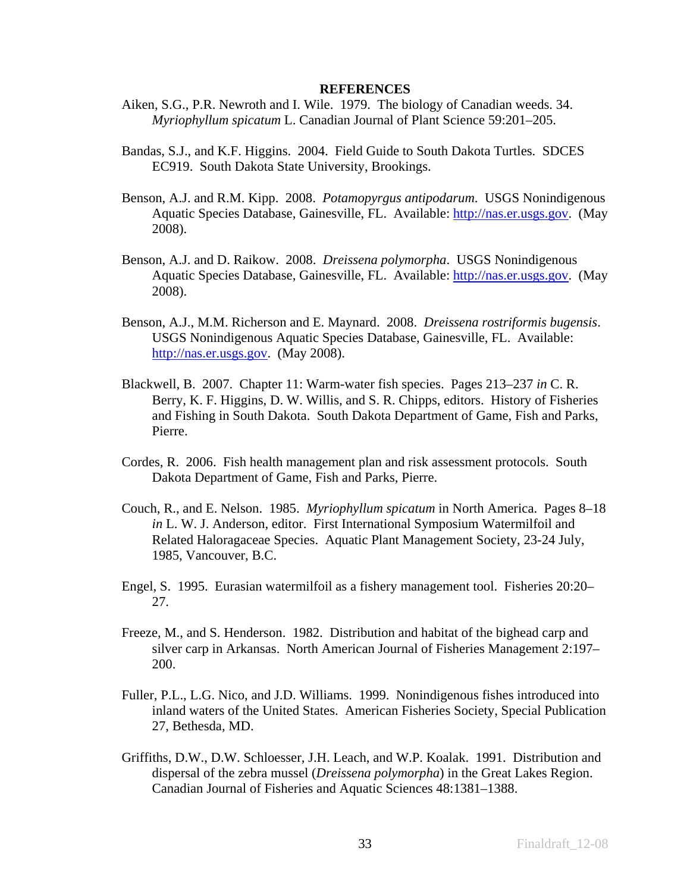## REFERENCES

Aiken, S.G., P.R. Newroth and I. Wile. 1979. The biology of Canadian weeds. 34. *Myriophyllum spicatum* L. Canadian Journal of Plant Science 59:201–205.

Bandas, S.J., and K.F. Higgins. 2004. Field Guide to South Dakota Turtles. SDCES EC919. South Dakota State University, Brookings.

Benson, A.J. and R.M. Kipp. 2008. *Potamopyrgus antipodarum*. USGS Nonindigenous Aquatic Species Database, Gainesville, FL. Available: http://nas.er.usgs.gov. (May 2008).

Benson, A.J. and D. Raikow. 2008. *Dreissena polymorpha*. USGS Nonindigenous Aquatic Species Database, Gainesville, FL. Available: http://nas.er.usgs.gov. (May 2008).

Benson, A.J., M.M. Richerson and E. Maynard. 2008. *Dreissena rostriformis bugensis*. USGS Nonindigenous Aquatic Species Database, Gainesville, FL. Available: http://nas.er.usgs.gov. (May 2008).

Blackwell, B. 2007. Chapter 11: Warm-water fish species. Pages 213–237 *in* C. R. Berry, K. F. Higgins, D. W. Willis, and S. R. Chipps, editors. History of Fisheries and Fishing in South Dakota. South Dakota Department of Game, Fish and Parks, Pierre.

Cordes, R. 2006. Fish health management plan and risk assessment protocols. South Dakota Department of Game, Fish and Parks, Pierre.

Couch, R., and E. Nelson. 1985. *Myriophyllum spicatum* in North America. Pages 8–18 *in* L. W. J. Anderson, editor. First International Symposium Watermilfoil and Related Haloragaceae Species. Aquatic Plant Management Society, 23-24 July, 1985, Vancouver, B.C.

Engel, S. 1995. Eurasian watermilfoil as a fishery management tool. Fisheries 20:20–27.

Freeze, M., and S. Henderson. 1982. Distribution and habitat of the bighead carp and silver carp in Arkansas. North American Journal of Fisheries Management 2:197–200.

Fuller, P.L., L.G. Nico, and J.D. Williams. 1999. Nonindigenous fishes introduced into inland waters of the United States. American Fisheries Society, Special Publication 27, Bethesda, MD.

Griffiths, D.W., D.W. Schloesser, J.H. Leach, and W.P. Koalak. 1991. Distribution and dispersal of the zebra mussel (*Dreissena polymorpha*) in the Great Lakes Region. Canadian Journal of Fisheries and Aquatic Sciences 48:1381–1388.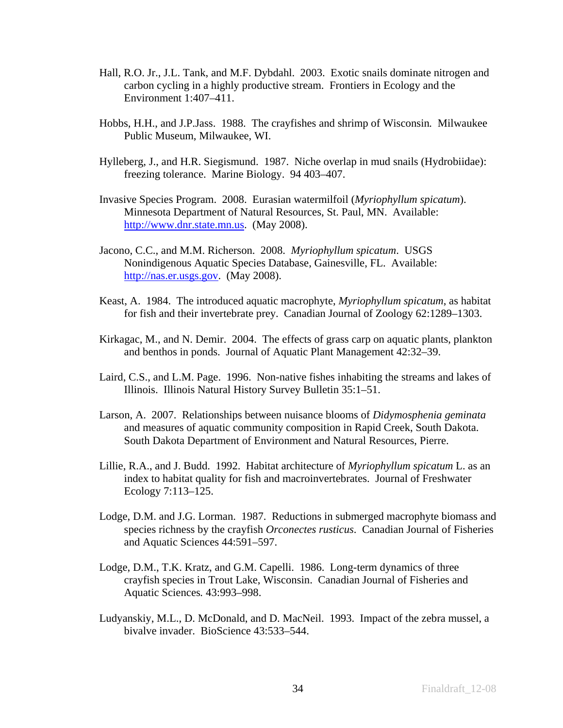Hall, R.O. Jr., J.L. Tank, and M.F. Dybdahl. 2003. Exotic snails dominate nitrogen and carbon cycling in a highly productive stream. Frontiers in Ecology and the Environment 1:407–411.

Hobbs, H.H., and J.P.Jass. 1988. The crayfishes and shrimp of Wisconsin. Milwaukee Public Museum, Milwaukee, WI.

Hylleberg, J., and H.R. Siegismund. 1987. Niche overlap in mud snails (Hydrobiidae): freezing tolerance. Marine Biology. 94 403–407.

Invasive Species Program. 2008. Eurasian watermilfoil (*Myriophyllum spicatum*). Minnesota Department of Natural Resources, St. Paul, MN. Available: http://www.dnr.state.mn.us. (May 2008).

Jacono, C.C., and M.M. Richerson. 2008. *Myriophyllum spicatum*. USGS Nonindigenous Aquatic Species Database, Gainesville, FL. Available: http://nas.er.usgs.gov. (May 2008).

Keast, A. 1984. The introduced aquatic macrophyte, *Myriophyllum spicatum*, as habitat for fish and their invertebrate prey. Canadian Journal of Zoology 62:1289–1303.

Kirkagac, M., and N. Demir. 2004. The effects of grass carp on aquatic plants, plankton and benthos in ponds. Journal of Aquatic Plant Management 42:32–39.

Laird, C.S., and L.M. Page. 1996. Non-native fishes inhabiting the streams and lakes of Illinois. Illinois Natural History Survey Bulletin 35:1–51.

Larson, A. 2007. Relationships between nuisance blooms of *Didymosphenia geminata* and measures of aquatic community composition in Rapid Creek, South Dakota. South Dakota Department of Environment and Natural Resources, Pierre.

Lillie, R.A., and J. Budd. 1992. Habitat architecture of *Myriophyllum spicatum* L. as an index to habitat quality for fish and macroinvertebrates. Journal of Freshwater Ecology 7:113–125.

Lodge, D.M. and J.G. Lorman. 1987. Reductions in submerged macrophyte biomass and species richness by the crayfish *Orconectes rusticus*. Canadian Journal of Fisheries and Aquatic Sciences 44:591–597.

Lodge, D.M., T.K. Kratz, and G.M. Capelli. 1986. Long-term dynamics of three crayfish species in Trout Lake, Wisconsin. Canadian Journal of Fisheries and Aquatic Sciences. 43:993–998.

Ludyanskiy, M.L., D. McDonald, and D. MacNeil. 1993. Impact of the zebra mussel, a bivalve invader. BioScience 43:533–544.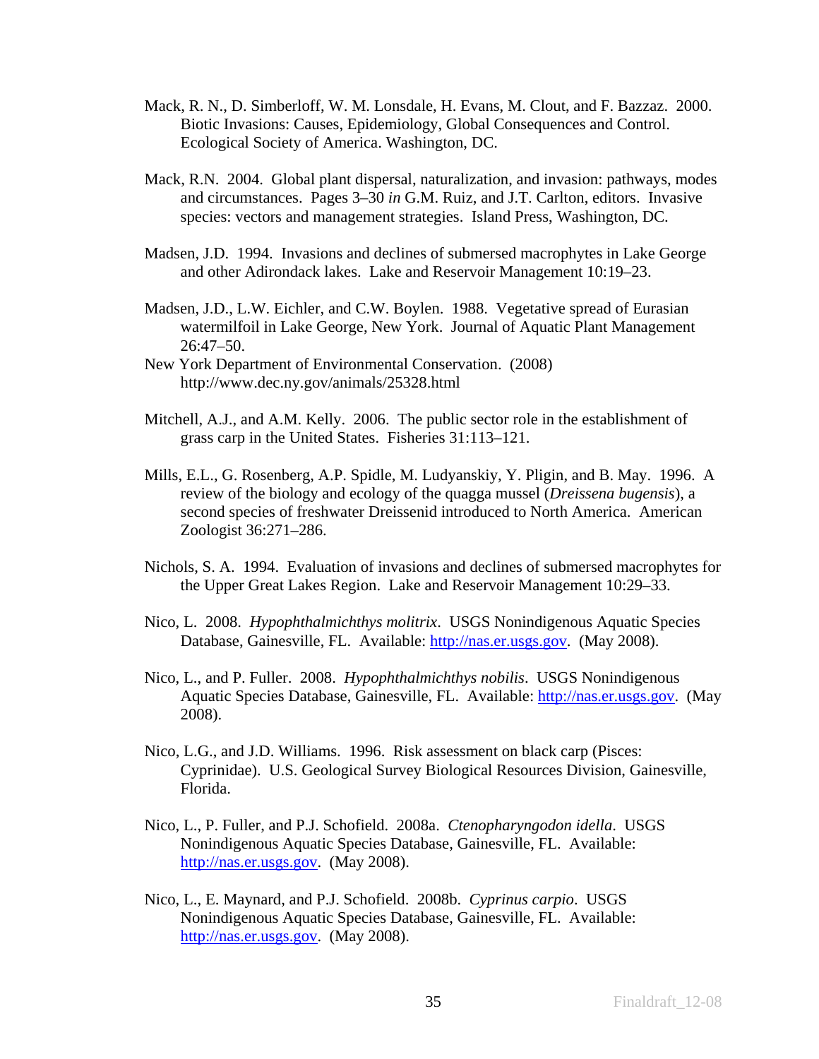Mack, R. N., D. Simberloff, W. M. Lonsdale, H. Evans, M. Clout, and F. Bazzaz. 2000. Biotic Invasions: Causes, Epidemiology, Global Consequences and Control. Ecological Society of America. Washington, DC.

Mack, R.N. 2004. Global plant dispersal, naturalization, and invasion: pathways, modes and circumstances. Pages 3–30 *in* G.M. Ruiz, and J.T. Carlton, editors. Invasive species: vectors and management strategies. Island Press, Washington, DC.

Madsen, J.D. 1994. Invasions and declines of submersed macrophytes in Lake George and other Adirondack lakes. Lake and Reservoir Management 10:19–23.

Madsen, J.D., L.W. Eichler, and C.W. Boylen. 1988. Vegetative spread of Eurasian watermilfoil in Lake George, New York. Journal of Aquatic Plant Management 26:47–50.

New York Department of Environmental Conservation. (2008) http://www.dec.ny.gov/animals/25328.html

Mitchell, A.J., and A.M. Kelly. 2006. The public sector role in the establishment of grass carp in the United States. Fisheries 31:113–121.

Mills, E.L., G. Rosenberg, A.P. Spidle, M. Ludyanskiy, Y. Pligin, and B. May. 1996. A review of the biology and ecology of the quagga mussel (*Dreissena bugensis*), a second species of freshwater Dreissenid introduced to North America. American Zoologist 36:271–286.

Nichols, S. A. 1994. Evaluation of invasions and declines of submersed macrophytes for the Upper Great Lakes Region. Lake and Reservoir Management 10:29–33.

Nico, L. 2008. *Hypophthalmichthys molitrix*. USGS Nonindigenous Aquatic Species Database, Gainesville, FL. Available: http://nas.er.usgs.gov. (May 2008).

Nico, L., and P. Fuller. 2008. *Hypophthalmichthys nobilis*. USGS Nonindigenous Aquatic Species Database, Gainesville, FL. Available: http://nas.er.usgs.gov. (May 2008).

Nico, L.G., and J.D. Williams. 1996. Risk assessment on black carp (Pisces: Cyprinidae). U.S. Geological Survey Biological Resources Division, Gainesville, Florida.

Nico, L., P. Fuller, and P.J. Schofield. 2008a. *Ctenopharyngodon idella*. USGS Nonindigenous Aquatic Species Database, Gainesville, FL. Available: http://nas.er.usgs.gov. (May 2008).

Nico, L., E. Maynard, and P.J. Schofield. 2008b. *Cyprinus carpio*. USGS Nonindigenous Aquatic Species Database, Gainesville, FL. Available: http://nas.er.usgs.gov. (May 2008).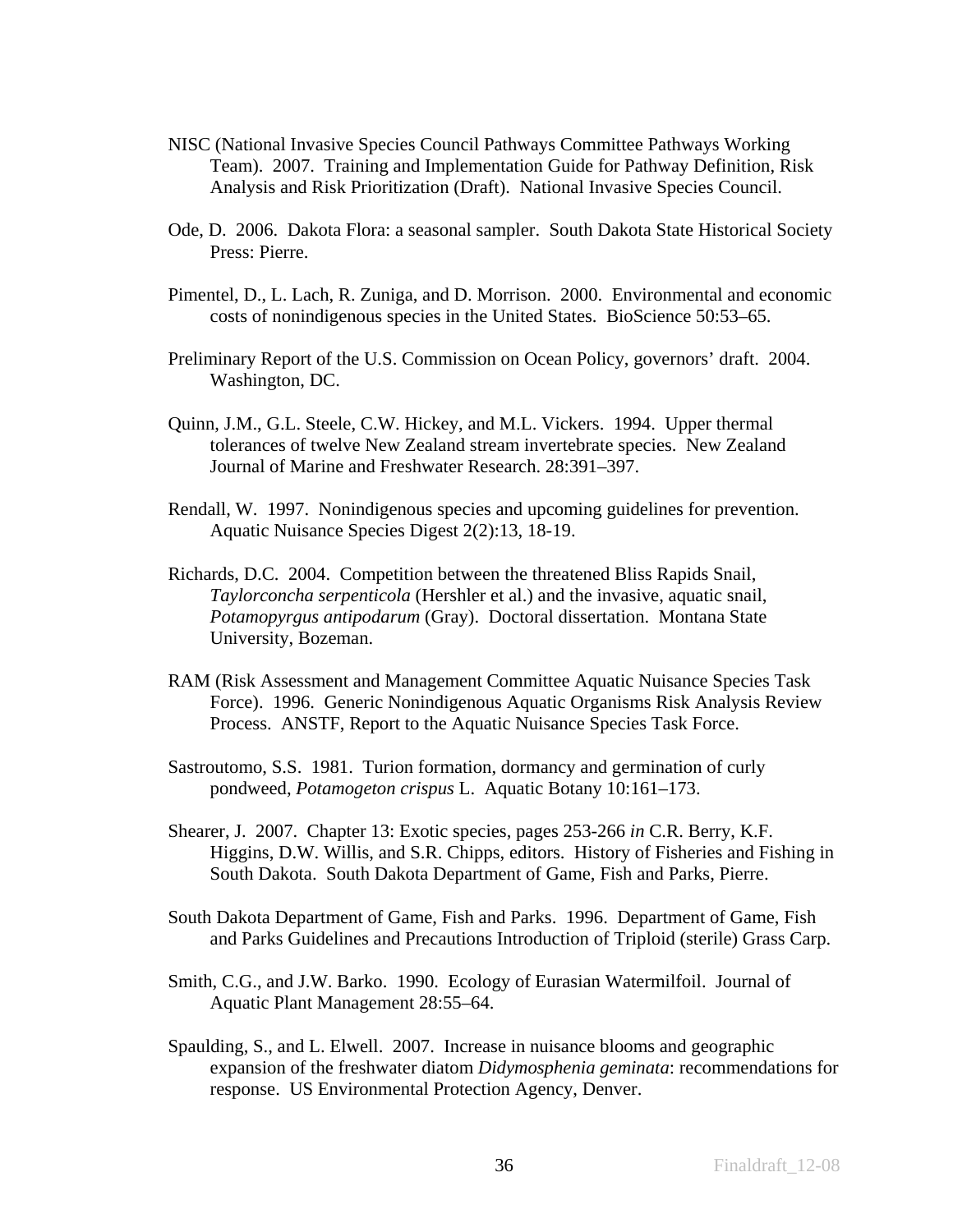NISC (National Invasive Species Council Pathways Committee Pathways Working Team). 2007. Training and Implementation Guide for Pathway Definition, Risk Analysis and Risk Prioritization (Draft). National Invasive Species Council.

Ode, D. 2006. Dakota Flora: a seasonal sampler. South Dakota State Historical Society Press: Pierre.

Pimentel, D., L. Lach, R. Zuniga, and D. Morrison. 2000. Environmental and economic costs of nonindigenous species in the United States. BioScience 50:53–65.

Preliminary Report of the U.S. Commission on Ocean Policy, governors' draft. 2004. Washington, DC.

Quinn, J.M., G.L. Steele, C.W. Hickey, and M.L. Vickers. 1994. Upper thermal tolerances of twelve New Zealand stream invertebrate species. New Zealand Journal of Marine and Freshwater Research. 28:391–397.

Rendall, W. 1997. Nonindigenous species and upcoming guidelines for prevention. Aquatic Nuisance Species Digest 2(2):13, 18-19.

Richards, D.C. 2004. Competition between the threatened Bliss Rapids Snail, *Taylorconcha serpenticola* (Hershler et al.) and the invasive, aquatic snail, *Potamopyrgus antipodarum* (Gray). Doctoral dissertation. Montana State University, Bozeman.

RAM (Risk Assessment and Management Committee Aquatic Nuisance Species Task Force). 1996. Generic Nonindigenous Aquatic Organisms Risk Analysis Review Process. ANSTF, Report to the Aquatic Nuisance Species Task Force.

Sastroutomo, S.S. 1981. Turion formation, dormancy and germination of curly pondweed, *Potamogeton crispus* L. Aquatic Botany 10:161–173.

Shearer, J. 2007. Chapter 13: Exotic species, pages 253-266 *in* C.R. Berry, K.F. Higgins, D.W. Willis, and S.R. Chipps, editors. History of Fisheries and Fishing in South Dakota. South Dakota Department of Game, Fish and Parks, Pierre.

South Dakota Department of Game, Fish and Parks. 1996. Department of Game, Fish and Parks Guidelines and Precautions Introduction of Triploid (sterile) Grass Carp.

Smith, C.G., and J.W. Barko. 1990. Ecology of Eurasian Watermilfoil. Journal of Aquatic Plant Management 28:55–64.

Spaulding, S., and L. Elwell. 2007. Increase in nuisance blooms and geographic expansion of the freshwater diatom *Didymosphenia geminata*: recommendations for response. US Environmental Protection Agency, Denver.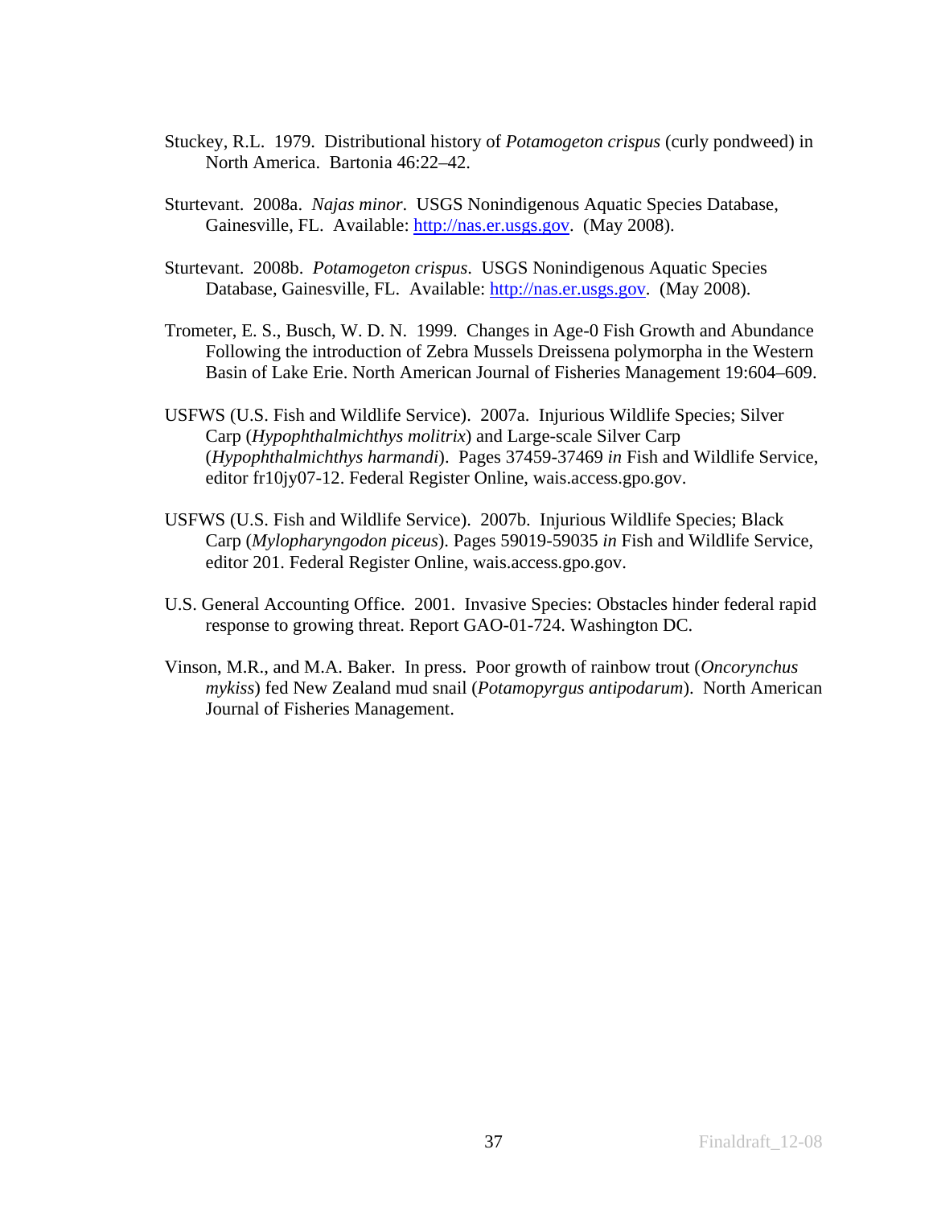Stuckey, R.L. 1979. Distributional history of *Potamogeton crispus* (curly pondweed) in North America. Bartonia 46:22–42.

Sturtevant. 2008a. *Najas minor*. USGS Nonindigenous Aquatic Species Database, Gainesville, FL. Available: [http://nas.er.usgs.gov](http://nas.er.usgs.gov). (May 2008).

Sturtevant. 2008b. *Potamogeton crispus*. USGS Nonindigenous Aquatic Species Database, Gainesville, FL. Available: [http://nas.er.usgs.gov](http://nas.er.usgs.gov). (May 2008).

Trometer, E. S., Busch, W. D. N. 1999. Changes in Age-0 Fish Growth and Abundance Following the introduction of Zebra Mussels Dreissena polymorpha in the Western Basin of Lake Erie. North American Journal of Fisheries Management 19:604–609.

USFWS (U.S. Fish and Wildlife Service). 2007a. Injurious Wildlife Species; Silver Carp (*Hypophthalmichthys molitrix*) and Large-scale Silver Carp (*Hypophthalmichthys harmandi*). Pages 37459-37469 *in* Fish and Wildlife Service, editor fr10jy07-12. Federal Register Online, wais.access.gpo.gov.

USFWS (U.S. Fish and Wildlife Service). 2007b. Injurious Wildlife Species; Black Carp (*Mylopharyngodon piceus*). Pages 59019-59035 *in* Fish and Wildlife Service, editor 201. Federal Register Online, wais.access.gpo.gov.

U.S. General Accounting Office. 2001. Invasive Species: Obstacles hinder federal rapid response to growing threat. Report GAO-01-724. Washington DC.

Vinson, M.R., and M.A. Baker. In press. Poor growth of rainbow trout (*Oncorynchus mykiss*) fed New Zealand mud snail (*Potamopyrgus antipodarum*). North American Journal of Fisheries Management.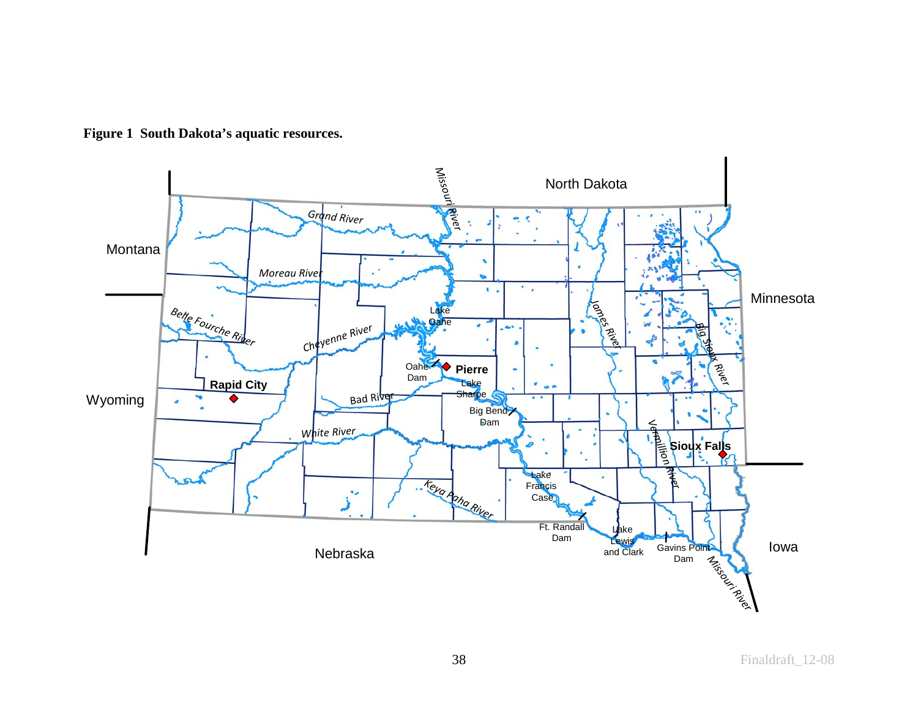**Figure 1 South Dakota's aquatic resources.**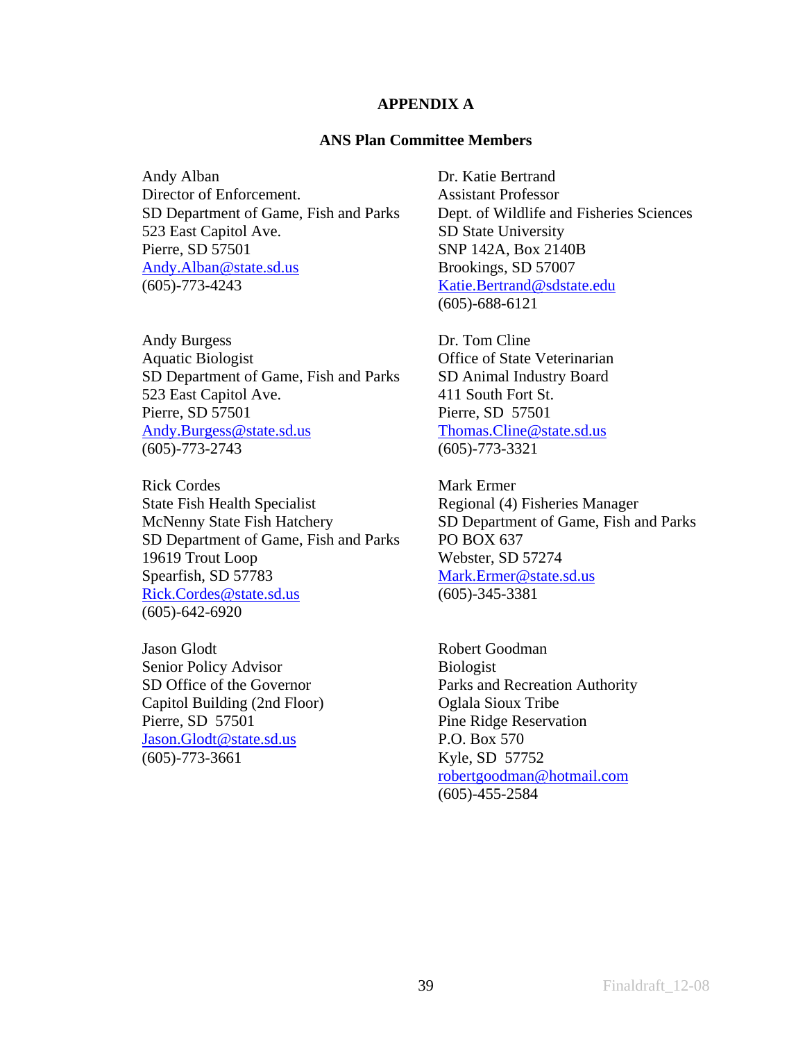# APPENDIX A

## ANS Plan Committee Members

Andy Alban
Director of Enforcement.
SD Department of Game, Fish and Parks
523 East Capitol Ave.
Pierre, SD 57501
Andy.Alban@state.sd.us
(605)-773-4243

Dr. Katie Bertrand
Assistant Professor
Dept. of Wildlife and Fisheries Sciences
SD State University
SNP 142A, Box 2140B
Brookings, SD 57007
Katie.Bertrand@sdstate.edu
(605)-688-6121

Andy Burgess
Aquatic Biologist
SD Department of Game, Fish and Parks
523 East Capitol Ave.
Pierre, SD 57501
Andy.Burgess@state.sd.us
(605)-773-2743

Dr. Tom Cline
Office of State Veterinarian
SD Animal Industry Board
411 South Fort St.
Pierre, SD 57501
Thomas.Cline@state.sd.us
(605)-773-3321

Rick Cordes
State Fish Health Specialist
McNenny State Fish Hatchery
SD Department of Game, Fish and Parks
19619 Trout Loop
Spearfish, SD 57783
Rick.Cordes@state.sd.us
(605)-642-6920

Mark Ermer
Regional (4) Fisheries Manager
SD Department of Game, Fish and Parks
PO BOX 637
Webster, SD 57274
Mark.Ermer@state.sd.us
(605)-345-3381

Jason Glodt
Senior Policy Advisor
SD Office of the Governor
Capitol Building (2nd Floor)
Pierre, SD 57501
Jason.Glodt@state.sd.us
(605)-773-3661

Robert Goodman
Biologist
Parks and Recreation Authority
Oglala Sioux Tribe
Pine Ridge Reservation
P.O. Box 570
Kyle, SD 57752
robertgoodman@hotmail.com
(605)-455-2584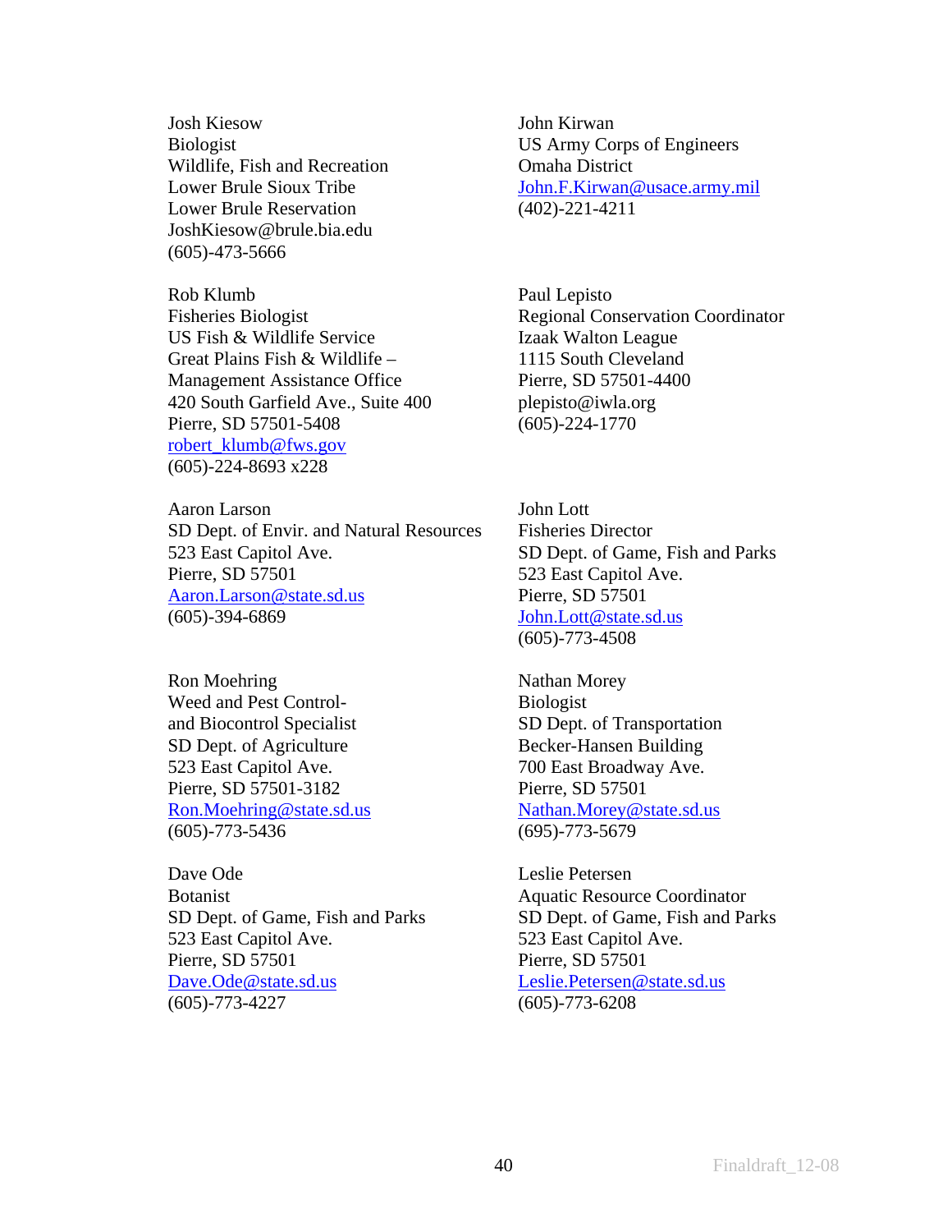Josh Kiesow
Biologist
Wildlife, Fish and Recreation
Lower Brule Sioux Tribe
Lower Brule Reservation
JoshKiesow@brule.bia.edu
(605)-473-5666

John Kirwan
US Army Corps of Engineers
Omaha District
John.F.Kirwan@usace.army.mil
(402)-221-4211

Rob Klumb
Fisheries Biologist
US Fish & Wildlife Service
Great Plains Fish & Wildlife –
Management Assistance Office
420 South Garfield Ave., Suite 400
Pierre, SD 57501-5408
robert_klumb@fws.gov
(605)-224-8693 x228

Paul Lepisto
Regional Conservation Coordinator
Izaak Walton League
1115 South Cleveland
Pierre, SD 57501-4400
plepisto@iwla.org
(605)-224-1770

Aaron Larson
SD Dept. of Envir. and Natural Resources
523 East Capitol Ave.
Pierre, SD 57501
Aaron.Larson@state.sd.us
(605)-394-6869

John Lott
Fisheries Director
SD Dept. of Game, Fish and Parks
523 East Capitol Ave.
Pierre, SD 57501
John.Lott@state.sd.us
(605)-773-4508

Ron Moehring
Weed and Pest Control-
and Biocontrol Specialist
SD Dept. of Agriculture
523 East Capitol Ave.
Pierre, SD 57501-3182
Ron.Moehring@state.sd.us
(605)-773-5436

Nathan Morey
Biologist
SD Dept. of Transportation
Becker-Hansen Building
700 East Broadway Ave.
Pierre, SD 57501
Nathan.Morey@state.sd.us
(695)-773-5679

Dave Ode
Botanist
SD Dept. of Game, Fish and Parks
523 East Capitol Ave.
Pierre, SD 57501
Dave.Ode@state.sd.us
(605)-773-4227

Leslie Petersen
Aquatic Resource Coordinator
SD Dept. of Game, Fish and Parks
523 East Capitol Ave.
Pierre, SD 57501
Leslie.Petersen@state.sd.us
(605)-773-6208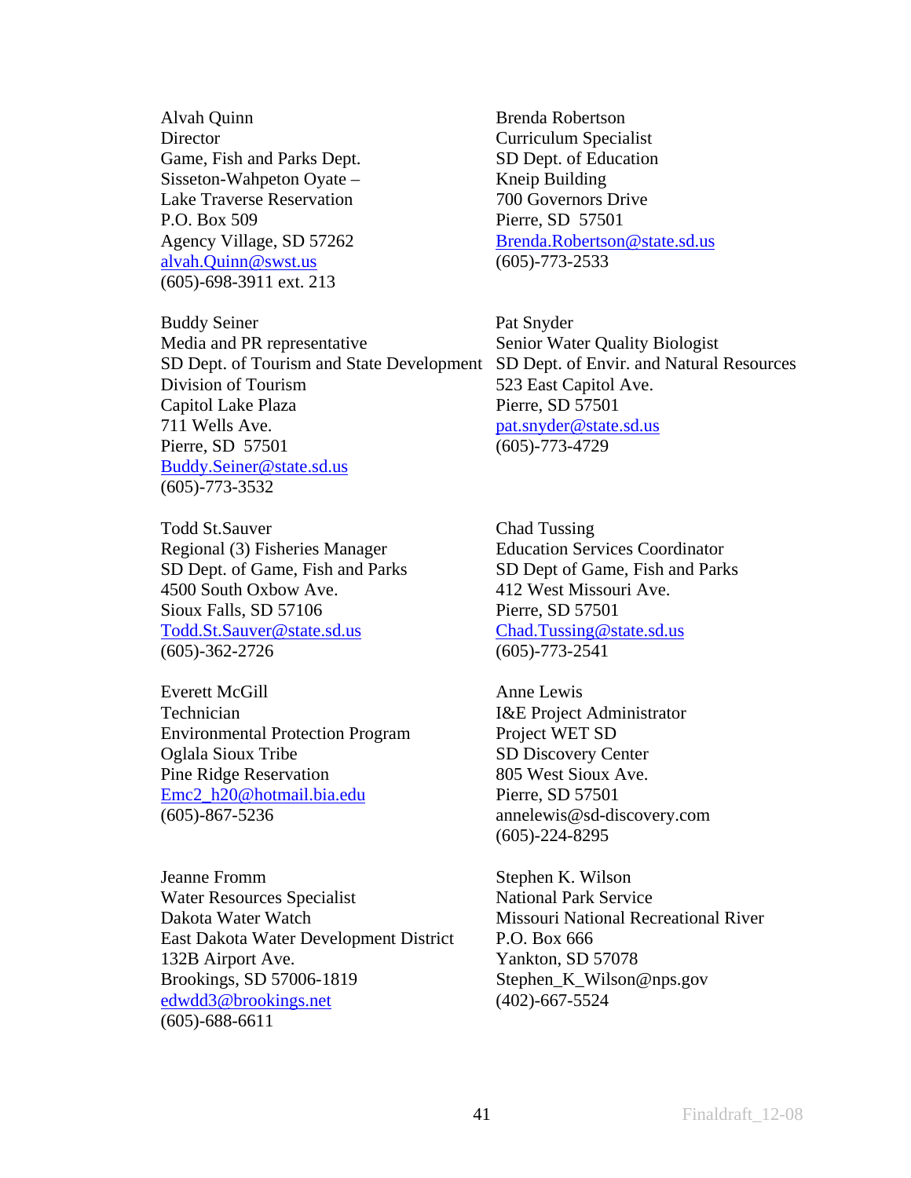Alvah Quinn
Director
Game, Fish and Parks Dept.
Sisseton-Wahpeton Oyate –
Lake Traverse Reservation
P.O. Box 509
Agency Village, SD 57262
alvah.Quinn@swst.us
(605)-698-3911 ext. 213

Brenda Robertson
Curriculum Specialist
SD Dept. of Education
Kneip Building
700 Governors Drive
Pierre, SD  57501
Brenda.Robertson@state.sd.us
(605)-773-2533

Buddy Seiner
Media and PR representative
SD Dept. of Tourism and State Development
Division of Tourism
Capitol Lake Plaza
711 Wells Ave.
Pierre, SD  57501
Buddy.Seiner@state.sd.us
(605)-773-3532

Pat Snyder
Senior Water Quality Biologist
SD Dept. of Envir. and Natural Resources
523 East Capitol Ave.
Pierre, SD 57501
pat.snyder@state.sd.us
(605)-773-4729

Todd St.Sauver
Regional (3) Fisheries Manager
SD Dept. of Game, Fish and Parks
4500 South Oxbow Ave.
Sioux Falls, SD 57106
Todd.St.Sauver@state.sd.us
(605)-362-2726

Chad Tussing
Education Services Coordinator
SD Dept of Game, Fish and Parks
412 West Missouri Ave.
Pierre, SD 57501
Chad.Tussing@state.sd.us
(605)-773-2541

Everett McGill
Technician
Environmental Protection Program
Oglala Sioux Tribe
Pine Ridge Reservation
Emc2_h20@hotmail.bia.edu
(605)-867-5236

Anne Lewis
I&E Project Administrator
Project WET SD
SD Discovery Center
805 West Sioux Ave.
Pierre, SD 57501
annelewis@sd-discovery.com
(605)-224-8295

Jeanne Fromm
Water Resources Specialist
Dakota Water Watch
East Dakota Water Development District
132B Airport Ave.
Brookings, SD 57006-1819
edwdd3@brookings.net
(605)-688-6611

Stephen K. Wilson
National Park Service
Missouri National Recreational River
P.O. Box 666
Yankton, SD 57078
Stephen_K_Wilson@nps.gov
(402)-667-5524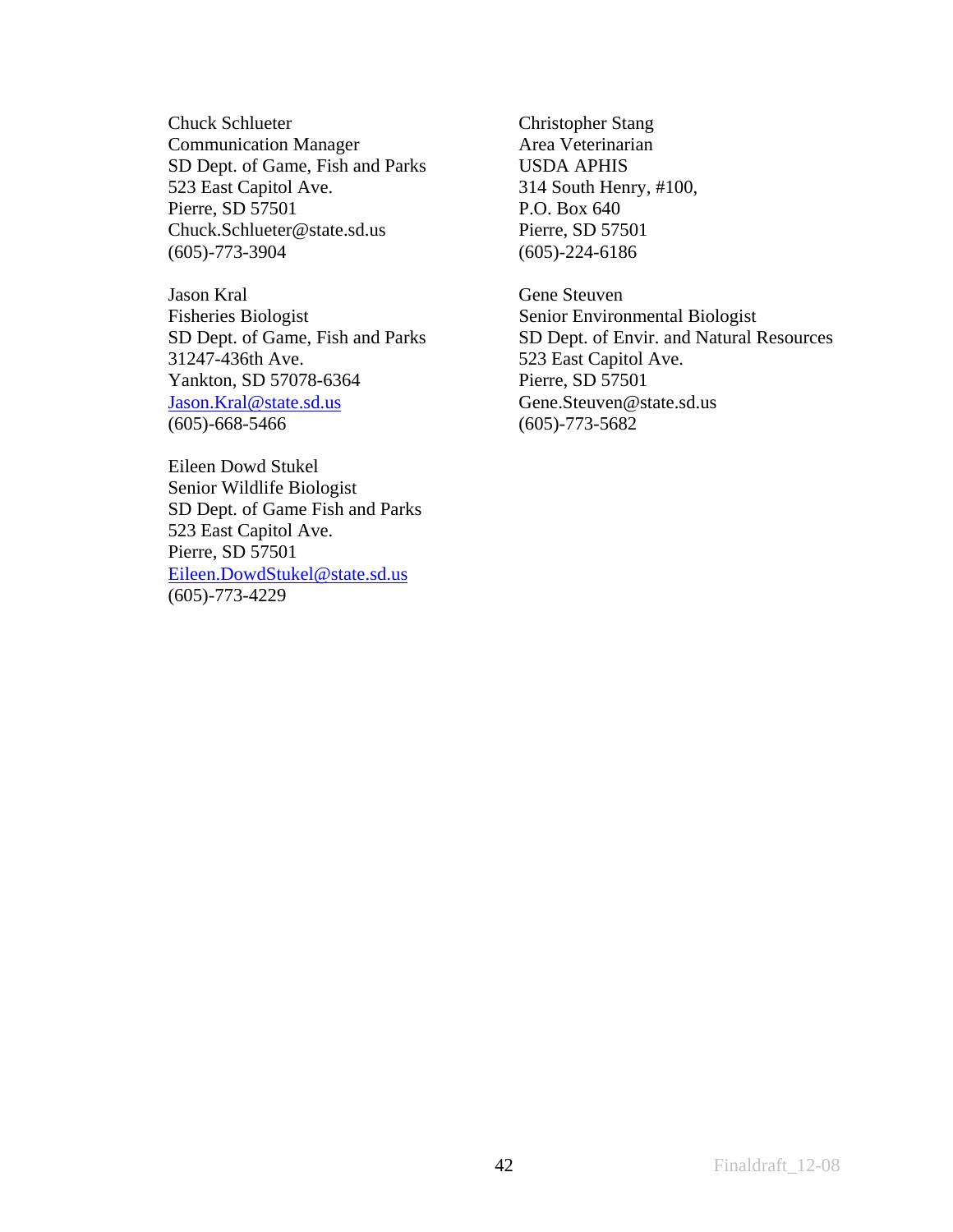Chuck Schlueter
Communication Manager
SD Dept. of Game, Fish and Parks
523 East Capitol Ave.
Pierre, SD 57501
Chuck.Schlueter@state.sd.us
(605)-773-3904

Jason Kral
Fisheries Biologist
SD Dept. of Game, Fish and Parks
31247-436th Ave.
Yankton, SD 57078-6364
Jason.Kral@state.sd.us
(605)-668-5466

Eileen Dowd Stukel
Senior Wildlife Biologist
SD Dept. of Game Fish and Parks
523 East Capitol Ave.
Pierre, SD 57501
Eileen.DowdStukel@state.sd.us
(605)-773-4229

Christopher Stang
Area Veterinarian
USDA APHIS
314 South Henry, #100,
P.O. Box 640
Pierre, SD 57501
(605)-224-6186

Gene Steuven
Senior Environmental Biologist
SD Dept. of Envir. and Natural Resources
523 East Capitol Ave.
Pierre, SD 57501
Gene.Steuven@state.sd.us
(605)-773-5682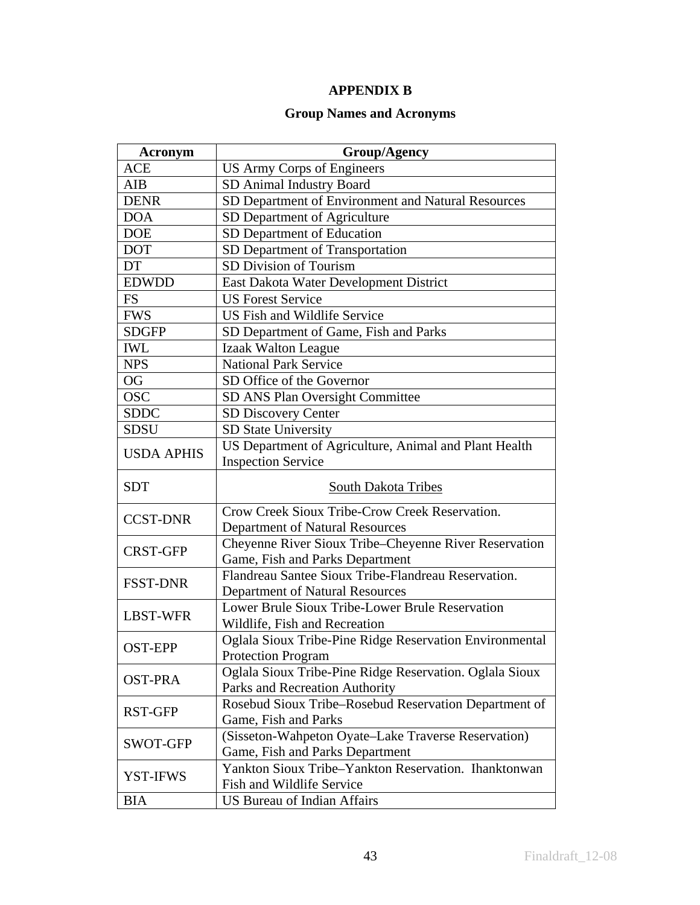# APPENDIX B

## Group Names and Acronyms

| Acronym | Group/Agency |
|---|---|
| ACE | US Army Corps of Engineers |
| AIB | SD Animal Industry Board |
| DENR | SD Department of Environment and Natural Resources |
| DOA | SD Department of Agriculture |
| DOE | SD Department of Education |
| DOT | SD Department of Transportation |
| DT | SD Division of Tourism |
| EDWDD | East Dakota Water Development District |
| FS | US Forest Service |
| FWS | US Fish and Wildlife Service |
| SDGFP | SD Department of Game, Fish and Parks |
| IWL | Izaak Walton League |
| NPS | National Park Service |
| OG | SD Office of the Governor |
| OSC | SD ANS Plan Oversight Committee |
| SDDC | SD Discovery Center |
| SDSU | SD State University |
| USDA APHIS | US Department of Agriculture, Animal and Plant Health Inspection Service |
| SDT | South Dakota Tribes |
| CCST-DNR | Crow Creek Sioux Tribe-Crow Creek Reservation. Department of Natural Resources |
| CRST-GFP | Cheyenne River Sioux Tribe–Cheyenne River Reservation Game, Fish and Parks Department |
| FSST-DNR | Flandreau Santee Sioux Tribe-Flandreau Reservation. Department of Natural Resources |
| LBST-WFR | Lower Brule Sioux Tribe-Lower Brule Reservation Wildlife, Fish and Recreation |
| OST-EPP | Oglala Sioux Tribe-Pine Ridge Reservation Environmental Protection Program |
| OST-PRA | Oglala Sioux Tribe-Pine Ridge Reservation. Oglala Sioux Parks and Recreation Authority |
| RST-GFP | Rosebud Sioux Tribe–Rosebud Reservation Department of Game, Fish and Parks |
| SWOT-GFP | (Sisseton-Wahpeton Oyate–Lake Traverse Reservation) Game, Fish and Parks Department |
| YST-IFWS | Yankton Sioux Tribe–Yankton Reservation. Ihanktonwan Fish and Wildlife Service |
| BIA | US Bureau of Indian Affairs |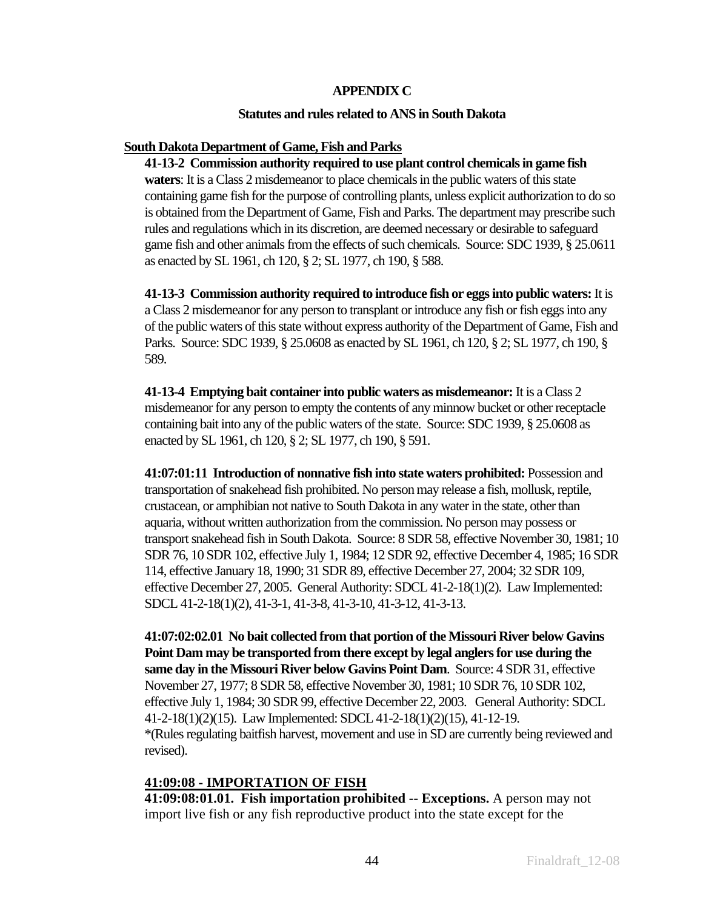## APPENDIX C

### Statutes and rules related to ANS in South Dakota

**South Dakota Department of Game, Fish and Parks**

**41-13-2 Commission authority required to use plant control chemicals in game fish waters**: It is a Class 2 misdemeanor to place chemicals in the public waters of this state containing game fish for the purpose of controlling plants, unless explicit authorization to do so is obtained from the Department of Game, Fish and Parks. The department may prescribe such rules and regulations which in its discretion, are deemed necessary or desirable to safeguard game fish and other animals from the effects of such chemicals. Source: SDC 1939, § 25.0611 as enacted by SL 1961, ch 120, § 2; SL 1977, ch 190, § 588.

**41-13-3 Commission authority required to introduce fish or eggs into public waters:** It is a Class 2 misdemeanor for any person to transplant or introduce any fish or fish eggs into any of the public waters of this state without express authority of the Department of Game, Fish and Parks. Source: SDC 1939, § 25.0608 as enacted by SL 1961, ch 120, § 2; SL 1977, ch 190, § 589.

**41-13-4 Emptying bait container into public waters as misdemeanor:** It is a Class 2 misdemeanor for any person to empty the contents of any minnow bucket or other receptacle containing bait into any of the public waters of the state. Source: SDC 1939, § 25.0608 as enacted by SL 1961, ch 120, § 2; SL 1977, ch 190, § 591.

**41:07:01:11 Introduction of nonnative fish into state waters prohibited:** Possession and transportation of snakehead fish prohibited. No person may release a fish, mollusk, reptile, crustacean, or amphibian not native to South Dakota in any water in the state, other than aquaria, without written authorization from the commission. No person may possess or transport snakehead fish in South Dakota. Source: 8 SDR 58, effective November 30, 1981; 10 SDR 76, 10 SDR 102, effective July 1, 1984; 12 SDR 92, effective December 4, 1985; 16 SDR 114, effective January 18, 1990; 31 SDR 89, effective December 27, 2004; 32 SDR 109, effective December 27, 2005. General Authority: SDCL 41-2-18(1)(2). Law Implemented: SDCL 41-2-18(1)(2), 41-3-1, 41-3-8, 41-3-10, 41-3-12, 41-3-13.

**41:07:02:02.01 No bait collected from that portion of the Missouri River below Gavins Point Dam may be transported from there except by legal anglers for use during the same day in the Missouri River below Gavins Point Dam**. Source: 4 SDR 31, effective November 27, 1977; 8 SDR 58, effective November 30, 1981; 10 SDR 76, 10 SDR 102, effective July 1, 1984; 30 SDR 99, effective December 22, 2003. General Authority: SDCL 41-2-18(1)(2)(15). Law Implemented: SDCL 41-2-18(1)(2)(15), 41-12-19.
*(Rules regulating baitfish harvest, movement and use in SD are currently being reviewed and revised).

**41:09:08 - IMPORTATION OF FISH**

**41:09:08:01.01. Fish importation prohibited -- Exceptions.** A person may not import live fish or any fish reproductive product into the state except for the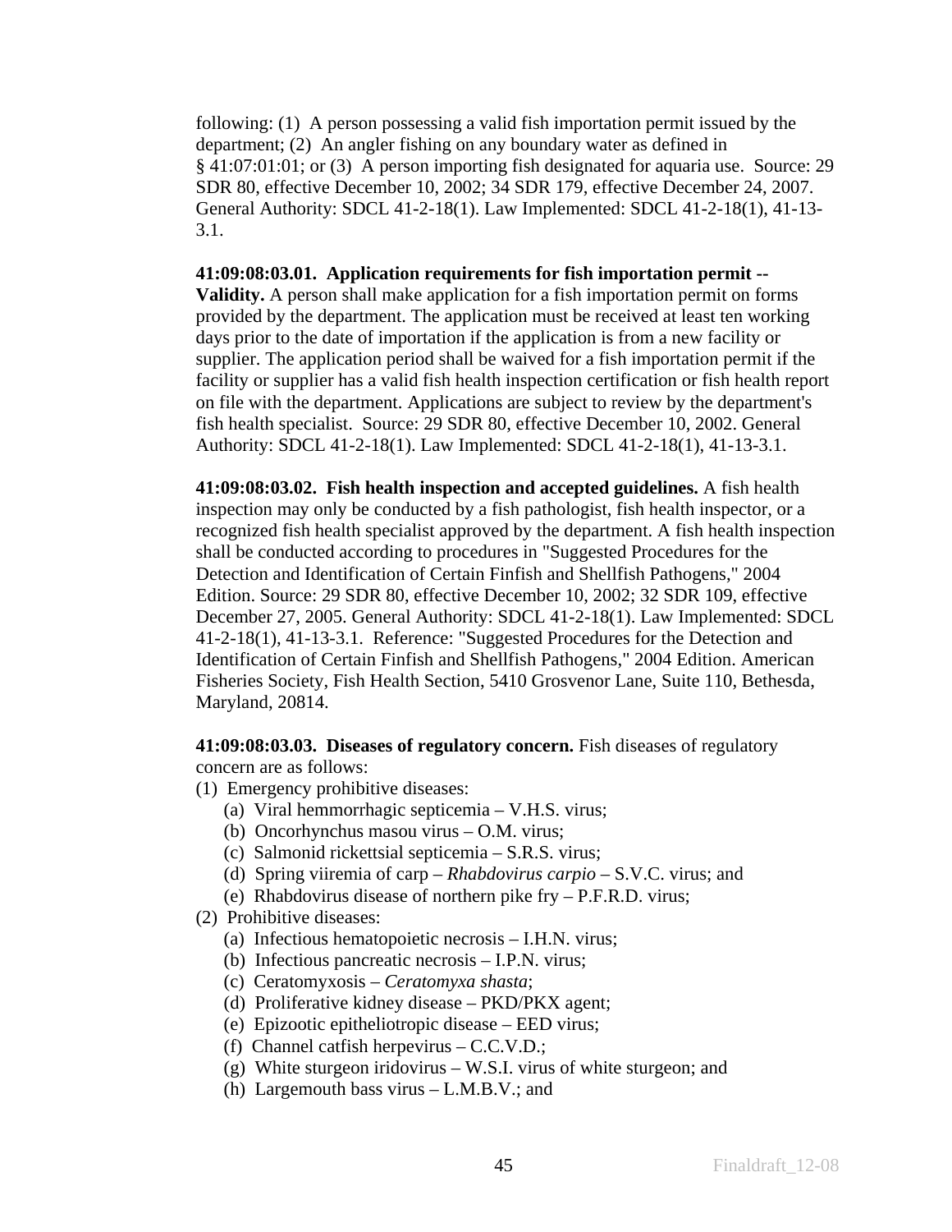following: (1) A person possessing a valid fish importation permit issued by the department; (2) An angler fishing on any boundary water as defined in § 41:07:01:01; or (3) A person importing fish designated for aquaria use. Source: 29 SDR 80, effective December 10, 2002; 34 SDR 179, effective December 24, 2007. General Authority: SDCL 41-2-18(1). Law Implemented: SDCL 41-2-18(1), 41-13-3.1.

**41:09:08:03.01. Application requirements for fish importation permit -- Validity.** A person shall make application for a fish importation permit on forms provided by the department. The application must be received at least ten working days prior to the date of importation if the application is from a new facility or supplier. The application period shall be waived for a fish importation permit if the facility or supplier has a valid fish health inspection certification or fish health report on file with the department. Applications are subject to review by the department's fish health specialist. Source: 29 SDR 80, effective December 10, 2002. General Authority: SDCL 41-2-18(1). Law Implemented: SDCL 41-2-18(1), 41-13-3.1.

**41:09:08:03.02. Fish health inspection and accepted guidelines.** A fish health inspection may only be conducted by a fish pathologist, fish health inspector, or a recognized fish health specialist approved by the department. A fish health inspection shall be conducted according to procedures in "Suggested Procedures for the Detection and Identification of Certain Finfish and Shellfish Pathogens," 2004 Edition. Source: 29 SDR 80, effective December 10, 2002; 32 SDR 109, effective December 27, 2005. General Authority: SDCL 41-2-18(1). Law Implemented: SDCL 41-2-18(1), 41-13-3.1. Reference: "Suggested Procedures for the Detection and Identification of Certain Finfish and Shellfish Pathogens," 2004 Edition. American Fisheries Society, Fish Health Section, 5410 Grosvenor Lane, Suite 110, Bethesda, Maryland, 20814.

**41:09:08:03.03. Diseases of regulatory concern.** Fish diseases of regulatory concern are as follows:

(1) Emergency prohibitive diseases:
- (a) Viral hemmorrhagic septicemia – V.H.S. virus;
- (b) Oncorhynchus masou virus – O.M. virus;
- (c) Salmonid rickettsial septicemia – S.R.S. virus;
- (d) Spring viiremia of carp – *Rhabdovirus carpio* – S.V.C. virus; and
- (e) Rhabdovirus disease of northern pike fry – P.F.R.D. virus;

(2) Prohibitive diseases:
- (a) Infectious hematopoietic necrosis – I.H.N. virus;
- (b) Infectious pancreatic necrosis – I.P.N. virus;
- (c) Ceratomyxosis – *Ceratomyxa shasta*;
- (d) Proliferative kidney disease – PKD/PKX agent;
- (e) Epizootic epitheliotropic disease – EED virus;
- (f) Channel catfish herpevirus – C.C.V.D.;
- (g) White sturgeon iridovirus – W.S.I. virus of white sturgeon; and
- (h) Largemouth bass virus – L.M.B.V.; and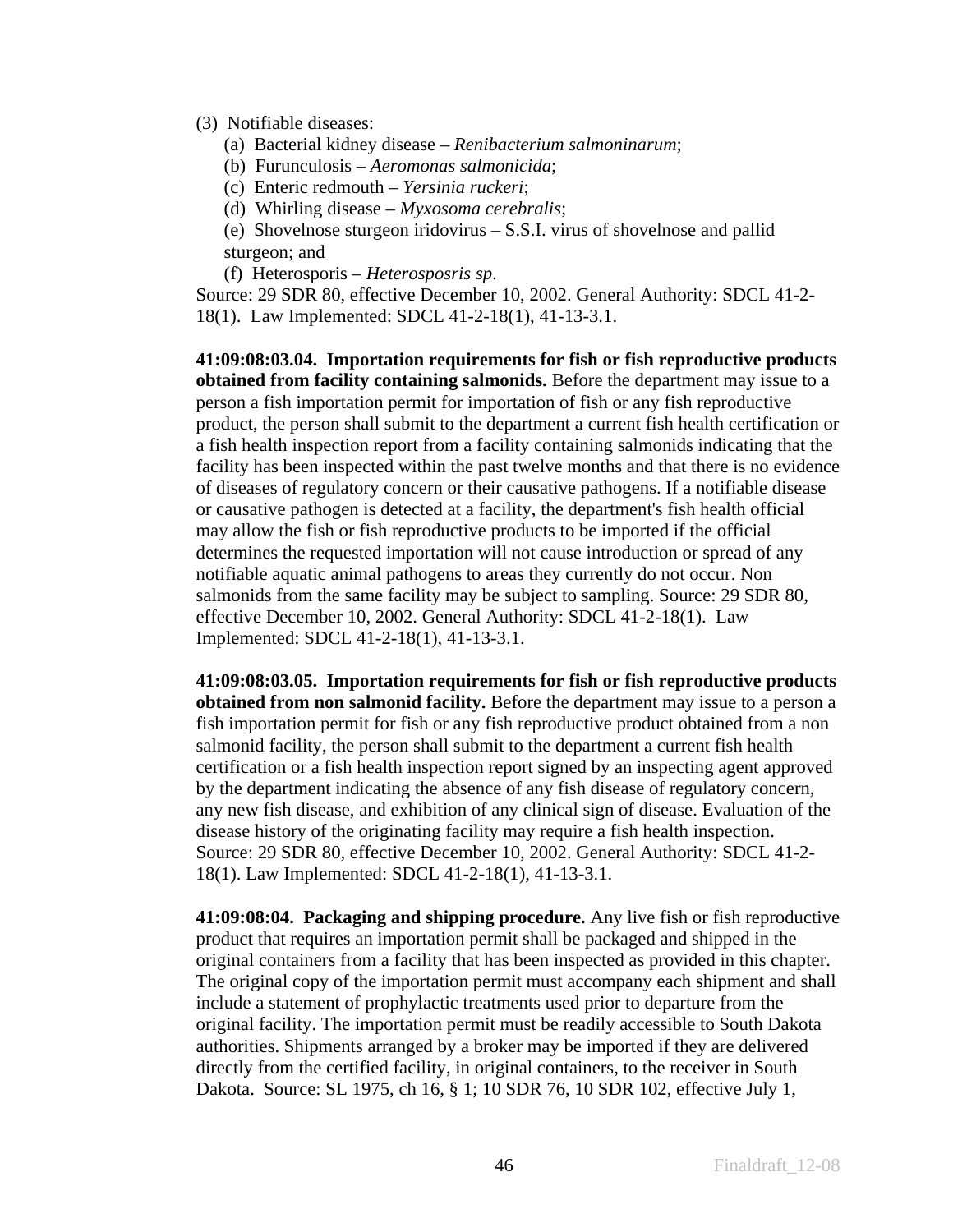(3) Notifiable diseases:

(a) Bacterial kidney disease – *Renibacterium salmoninarum*;

(b) Furunculosis – *Aeromonas salmonicida*;

(c) Enteric redmouth – *Yersinia ruckeri*;

(d) Whirling disease – *Myxosoma cerebralis*;

(e) Shovelnose sturgeon iridovirus – S.S.I. virus of shovelnose and pallid sturgeon; and

(f) Heterosporis – *Heterosposris sp*.

Source: 29 SDR 80, effective December 10, 2002. General Authority: SDCL 41-2-18(1). Law Implemented: SDCL 41-2-18(1), 41-13-3.1.

**41:09:08:03.04. Importation requirements for fish or fish reproductive products obtained from facility containing salmonids.** Before the department may issue to a person a fish importation permit for importation of fish or any fish reproductive product, the person shall submit to the department a current fish health certification or a fish health inspection report from a facility containing salmonids indicating that the facility has been inspected within the past twelve months and that there is no evidence of diseases of regulatory concern or their causative pathogens. If a notifiable disease or causative pathogen is detected at a facility, the department's fish health official may allow the fish or fish reproductive products to be imported if the official determines the requested importation will not cause introduction or spread of any notifiable aquatic animal pathogens to areas they currently do not occur. Non salmonids from the same facility may be subject to sampling. Source: 29 SDR 80, effective December 10, 2002. General Authority: SDCL 41-2-18(1). Law Implemented: SDCL 41-2-18(1), 41-13-3.1.

**41:09:08:03.05. Importation requirements for fish or fish reproductive products obtained from non salmonid facility.** Before the department may issue to a person a fish importation permit for fish or any fish reproductive product obtained from a non salmonid facility, the person shall submit to the department a current fish health certification or a fish health inspection report signed by an inspecting agent approved by the department indicating the absence of any fish disease of regulatory concern, any new fish disease, and exhibition of any clinical sign of disease. Evaluation of the disease history of the originating facility may require a fish health inspection. Source: 29 SDR 80, effective December 10, 2002. General Authority: SDCL 41-2-18(1). Law Implemented: SDCL 41-2-18(1), 41-13-3.1.

**41:09:08:04. Packaging and shipping procedure.** Any live fish or fish reproductive product that requires an importation permit shall be packaged and shipped in the original containers from a facility that has been inspected as provided in this chapter. The original copy of the importation permit must accompany each shipment and shall include a statement of prophylactic treatments used prior to departure from the original facility. The importation permit must be readily accessible to South Dakota authorities. Shipments arranged by a broker may be imported if they are delivered directly from the certified facility, in original containers, to the receiver in South Dakota. Source: SL 1975, ch 16, § 1; 10 SDR 76, 10 SDR 102, effective July 1,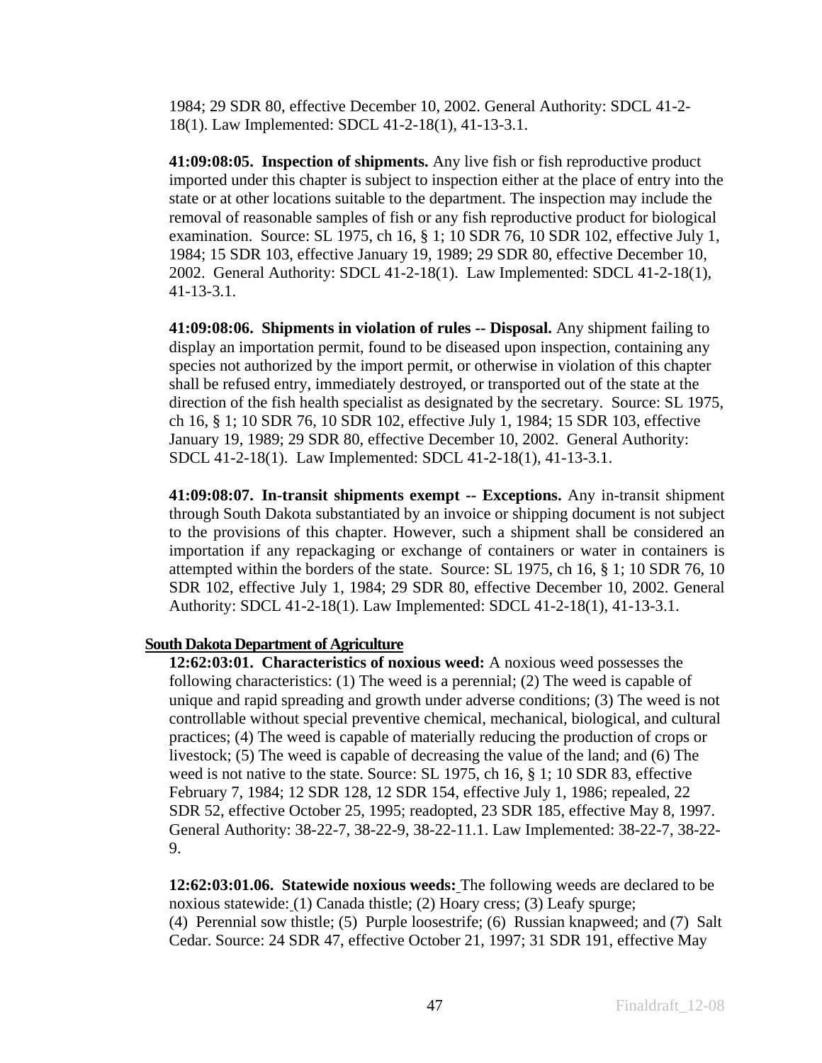1984; 29 SDR 80, effective December 10, 2002. General Authority: SDCL 41-2-18(1). Law Implemented: SDCL 41-2-18(1), 41-13-3.1.

**41:09:08:05. Inspection of shipments.** Any live fish or fish reproductive product imported under this chapter is subject to inspection either at the place of entry into the state or at other locations suitable to the department. The inspection may include the removal of reasonable samples of fish or any fish reproductive product for biological examination. Source: SL 1975, ch 16, § 1; 10 SDR 76, 10 SDR 102, effective July 1, 1984; 15 SDR 103, effective January 19, 1989; 29 SDR 80, effective December 10, 2002. General Authority: SDCL 41-2-18(1). Law Implemented: SDCL 41-2-18(1), 41-13-3.1.

**41:09:08:06. Shipments in violation of rules -- Disposal.** Any shipment failing to display an importation permit, found to be diseased upon inspection, containing any species not authorized by the import permit, or otherwise in violation of this chapter shall be refused entry, immediately destroyed, or transported out of the state at the direction of the fish health specialist as designated by the secretary. Source: SL 1975, ch 16, § 1; 10 SDR 76, 10 SDR 102, effective July 1, 1984; 15 SDR 103, effective January 19, 1989; 29 SDR 80, effective December 10, 2002. General Authority: SDCL 41-2-18(1). Law Implemented: SDCL 41-2-18(1), 41-13-3.1.

**41:09:08:07. In-transit shipments exempt -- Exceptions.** Any in-transit shipment through South Dakota substantiated by an invoice or shipping document is not subject to the provisions of this chapter. However, such a shipment shall be considered an importation if any repackaging or exchange of containers or water in containers is attempted within the borders of the state. Source: SL 1975, ch 16, § 1; 10 SDR 76, 10 SDR 102, effective July 1, 1984; 29 SDR 80, effective December 10, 2002. General Authority: SDCL 41-2-18(1). Law Implemented: SDCL 41-2-18(1), 41-13-3.1.

**South Dakota Department of Agriculture**

**12:62:03:01. Characteristics of noxious weed:** A noxious weed possesses the following characteristics: (1) The weed is a perennial; (2) The weed is capable of unique and rapid spreading and growth under adverse conditions; (3) The weed is not controllable without special preventive chemical, mechanical, biological, and cultural practices; (4) The weed is capable of materially reducing the production of crops or livestock; (5) The weed is capable of decreasing the value of the land; and (6) The weed is not native to the state. Source: SL 1975, ch 16, § 1; 10 SDR 83, effective February 7, 1984; 12 SDR 128, 12 SDR 154, effective July 1, 1986; repealed, 22 SDR 52, effective October 25, 1995; readopted, 23 SDR 185, effective May 8, 1997. General Authority: 38-22-7, 38-22-9, 38-22-11.1. Law Implemented: 38-22-7, 38-22-9.

**12:62:03:01.06. Statewide noxious weeds:** The following weeds are declared to be noxious statewide: (1) Canada thistle; (2) Hoary cress; (3) Leafy spurge; (4) Perennial sow thistle; (5) Purple loosestrife; (6) Russian knapweed; and (7) Salt Cedar. Source: 24 SDR 47, effective October 21, 1997; 31 SDR 191, effective May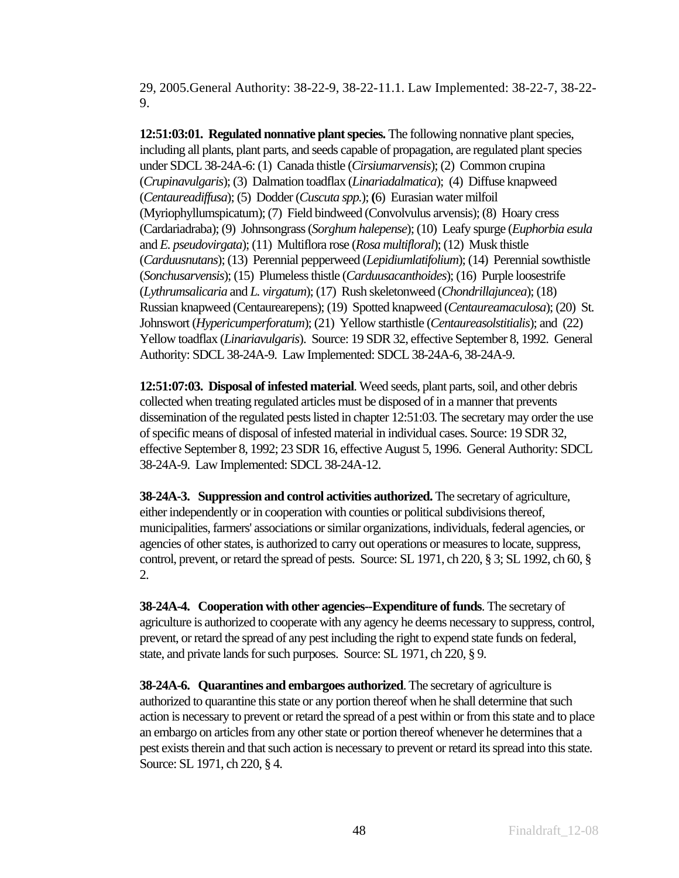29, 2005.General Authority: 38-22-9, 38-22-11.1. Law Implemented: 38-22-7, 38-22-9.

**12:51:03:01. Regulated nonnative plant species.** The following nonnative plant species, including all plants, plant parts, and seeds capable of propagation, are regulated plant species under SDCL 38-24A-6: (1) Canada thistle (*Cirsiumarvensis*); (2) Common crupina (*Crupinavulgaris*); (3) Dalmation toadflax (*Linariadalmatica*); (4) Diffuse knapweed (*Centaureadiffusa*); (5) Dodder (*Cuscuta spp.*); **(**6) Eurasian water milfoil (Myriophyllumspicatum); (7) Field bindweed (Convolvulus arvensis); (8) Hoary cress (Cardariadraba); (9) Johnsongrass (*Sorghum halepense*); (10) Leafy spurge (*Euphorbia esula* and *E. pseudovirgata*); (11) Multiflora rose (*Rosa multifloral*); (12) Musk thistle (*Carduusnutans*); (13) Perennial pepperweed (*Lepidiumlatifolium*); (14) Perennial sowthistle (*Sonchusarvensis*); (15) Plumeless thistle (*Carduusacanthoides*); (16) Purple loosestrife (*Lythrumsalicaria* and *L. virgatum*); (17) Rush skeletonweed (*Chondrillajuncea*); (18) Russian knapweed (Centaurearepens); (19) Spotted knapweed (*Centaureamaculosa*); (20) St. Johnswort (*Hypericumperforatum*); (21) Yellow starthistle (*Centaureasolstitialis*); and (22) Yellow toadflax (*Linariavulgaris*). Source: 19 SDR 32, effective September 8, 1992. General Authority: SDCL 38-24A-9. Law Implemented: SDCL 38-24A-6, 38-24A-9.

**12:51:07:03. Disposal of infested material**. Weed seeds, plant parts, soil, and other debris collected when treating regulated articles must be disposed of in a manner that prevents dissemination of the regulated pests listed in chapter 12:51:03. The secretary may order the use of specific means of disposal of infested material in individual cases. Source: 19 SDR 32, effective September 8, 1992; 23 SDR 16, effective August 5, 1996. General Authority: SDCL 38-24A-9. Law Implemented: SDCL 38-24A-12.

**38-24A-3. Suppression and control activities authorized.** The secretary of agriculture, either independently or in cooperation with counties or political subdivisions thereof, municipalities, farmers' associations or similar organizations, individuals, federal agencies, or agencies of other states, is authorized to carry out operations or measures to locate, suppress, control, prevent, or retard the spread of pests. Source: SL 1971, ch 220, § 3; SL 1992, ch 60, § 2.

**38-24A-4. Cooperation with other agencies--Expenditure of funds**. The secretary of agriculture is authorized to cooperate with any agency he deems necessary to suppress, control, prevent, or retard the spread of any pest including the right to expend state funds on federal, state, and private lands for such purposes. Source: SL 1971, ch 220, § 9.

**38-24A-6. Quarantines and embargoes authorized**. The secretary of agriculture is authorized to quarantine this state or any portion thereof when he shall determine that such action is necessary to prevent or retard the spread of a pest within or from this state and to place an embargo on articles from any other state or portion thereof whenever he determines that a pest exists therein and that such action is necessary to prevent or retard its spread into this state. Source: SL 1971, ch 220, § 4.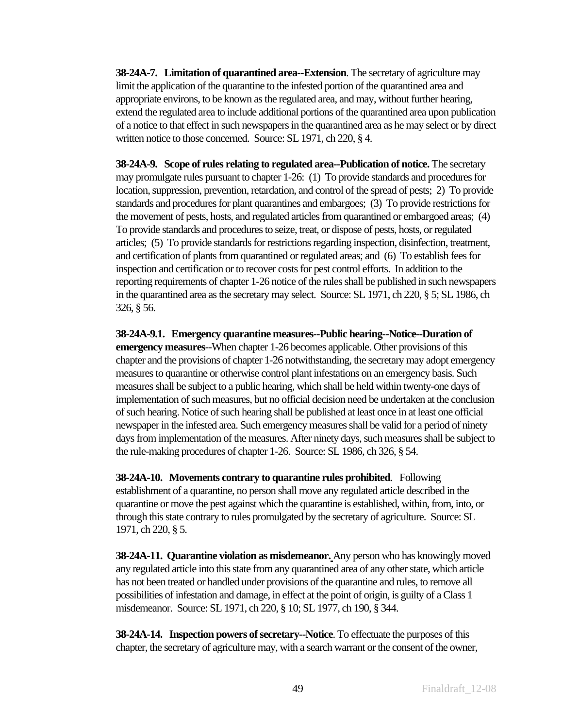**38-24A-7. Limitation of quarantined area--Extension**. The secretary of agriculture may limit the application of the quarantine to the infested portion of the quarantined area and appropriate environs, to be known as the regulated area, and may, without further hearing, extend the regulated area to include additional portions of the quarantined area upon publication of a notice to that effect in such newspapers in the quarantined area as he may select or by direct written notice to those concerned. Source: SL 1971, ch 220, § 4.

**38-24A-9. Scope of rules relating to regulated area--Publication of notice.** The secretary may promulgate rules pursuant to chapter 1-26: (1) To provide standards and procedures for location, suppression, prevention, retardation, and control of the spread of pests; 2) To provide standards and procedures for plant quarantines and embargoes; (3) To provide restrictions for the movement of pests, hosts, and regulated articles from quarantined or embargoed areas; (4) To provide standards and procedures to seize, treat, or dispose of pests, hosts, or regulated articles; (5) To provide standards for restrictions regarding inspection, disinfection, treatment, and certification of plants from quarantined or regulated areas; and (6) To establish fees for inspection and certification or to recover costs for pest control efforts. In addition to the reporting requirements of chapter 1-26 notice of the rules shall be published in such newspapers in the quarantined area as the secretary may select. Source: SL 1971, ch 220, § 5; SL 1986, ch 326, § 56.

**38-24A-9.1. Emergency quarantine measures--Public hearing--Notice--Duration of emergency measures**--When chapter 1-26 becomes applicable. Other provisions of this chapter and the provisions of chapter 1-26 notwithstanding, the secretary may adopt emergency measures to quarantine or otherwise control plant infestations on an emergency basis. Such measures shall be subject to a public hearing, which shall be held within twenty-one days of implementation of such measures, but no official decision need be undertaken at the conclusion of such hearing. Notice of such hearing shall be published at least once in at least one official newspaper in the infested area. Such emergency measures shall be valid for a period of ninety days from implementation of the measures. After ninety days, such measures shall be subject to the rule-making procedures of chapter 1-26. Source: SL 1986, ch 326, § 54.

**38-24A-10. Movements contrary to quarantine rules prohibited**. Following establishment of a quarantine, no person shall move any regulated article described in the quarantine or move the pest against which the quarantine is established, within, from, into, or through this state contrary to rules promulgated by the secretary of agriculture. Source: SL 1971, ch 220, § 5.

**38-24A-11. Quarantine violation as misdemeanor.** Any person who has knowingly moved any regulated article into this state from any quarantined area of any other state, which article has not been treated or handled under provisions of the quarantine and rules, to remove all possibilities of infestation and damage, in effect at the point of origin, is guilty of a Class 1 misdemeanor. Source: SL 1971, ch 220, § 10; SL 1977, ch 190, § 344.

**38-24A-14. Inspection powers of secretary--Notice**. To effectuate the purposes of this chapter, the secretary of agriculture may, with a search warrant or the consent of the owner,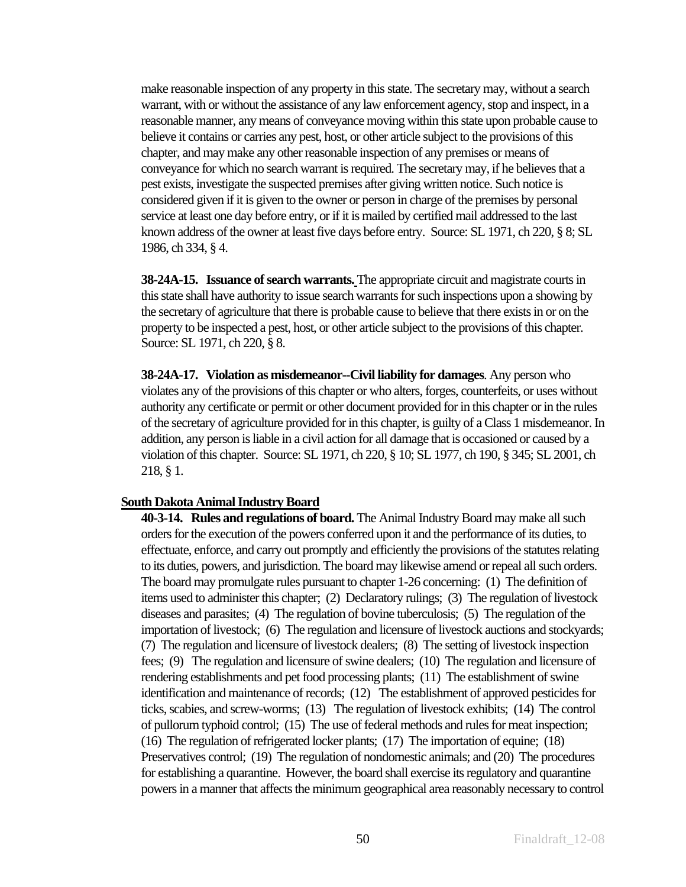make reasonable inspection of any property in this state. The secretary may, without a search warrant, with or without the assistance of any law enforcement agency, stop and inspect, in a reasonable manner, any means of conveyance moving within this state upon probable cause to believe it contains or carries any pest, host, or other article subject to the provisions of this chapter, and may make any other reasonable inspection of any premises or means of conveyance for which no search warrant is required. The secretary may, if he believes that a pest exists, investigate the suspected premises after giving written notice. Such notice is considered given if it is given to the owner or person in charge of the premises by personal service at least one day before entry, or if it is mailed by certified mail addressed to the last known address of the owner at least five days before entry. Source: SL 1971, ch 220, § 8; SL 1986, ch 334, § 4.

**38-24A-15. Issuance of search warrants.** The appropriate circuit and magistrate courts in this state shall have authority to issue search warrants for such inspections upon a showing by the secretary of agriculture that there is probable cause to believe that there exists in or on the property to be inspected a pest, host, or other article subject to the provisions of this chapter. Source: SL 1971, ch 220, § 8.

**38-24A-17. Violation as misdemeanor--Civil liability for damages**. Any person who violates any of the provisions of this chapter or who alters, forges, counterfeits, or uses without authority any certificate or permit or other document provided for in this chapter or in the rules of the secretary of agriculture provided for in this chapter, is guilty of a Class 1 misdemeanor. In addition, any person is liable in a civil action for all damage that is occasioned or caused by a violation of this chapter. Source: SL 1971, ch 220, § 10; SL 1977, ch 190, § 345; SL 2001, ch 218, § 1.

**South Dakota Animal Industry Board**

**40-3-14. Rules and regulations of board.** The Animal Industry Board may make all such orders for the execution of the powers conferred upon it and the performance of its duties, to effectuate, enforce, and carry out promptly and efficiently the provisions of the statutes relating to its duties, powers, and jurisdiction. The board may likewise amend or repeal all such orders. The board may promulgate rules pursuant to chapter 1-26 concerning: (1) The definition of items used to administer this chapter; (2) Declaratory rulings; (3) The regulation of livestock diseases and parasites; (4) The regulation of bovine tuberculosis; (5) The regulation of the importation of livestock; (6) The regulation and licensure of livestock auctions and stockyards; (7) The regulation and licensure of livestock dealers; (8) The setting of livestock inspection fees; (9) The regulation and licensure of swine dealers; (10) The regulation and licensure of rendering establishments and pet food processing plants; (11) The establishment of swine identification and maintenance of records; (12) The establishment of approved pesticides for ticks, scabies, and screw-worms; (13) The regulation of livestock exhibits; (14) The control of pullorum typhoid control; (15) The use of federal methods and rules for meat inspection; (16) The regulation of refrigerated locker plants; (17) The importation of equine; (18) Preservatives control; (19) The regulation of nondomestic animals; and (20) The procedures for establishing a quarantine. However, the board shall exercise its regulatory and quarantine powers in a manner that affects the minimum geographical area reasonably necessary to control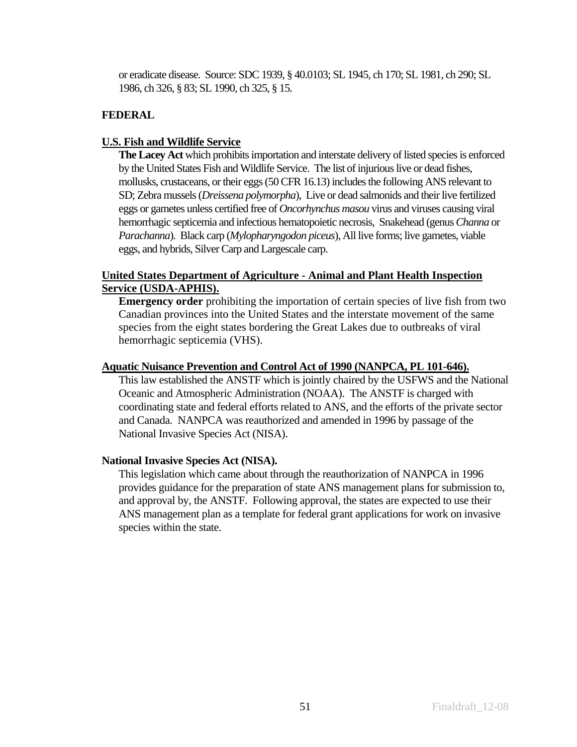or eradicate disease. Source: SDC 1939, § 40.0103; SL 1945, ch 170; SL 1981, ch 290; SL 1986, ch 326, § 83; SL 1990, ch 325, § 15.

**FEDERAL**

**U.S. Fish and Wildlife Service**

**The Lacey Act** which prohibits importation and interstate delivery of listed species is enforced by the United States Fish and Wildlife Service. The list of injurious live or dead fishes, mollusks, crustaceans, or their eggs (50 CFR 16.13) includes the following ANS relevant to SD; Zebra mussels (*Dreissena polymorpha*), Live or dead salmonids and their live fertilized eggs or gametes unless certified free of *Oncorhynchus masou* virus and viruses causing viral hemorrhagic septicemia and infectious hematopoietic necrosis, Snakehead (genus *Channa* or *Parachanna*). Black carp (*Mylopharyngodon piceus*), All live forms; live gametes, viable eggs, and hybrids, Silver Carp and Largescale carp.

**United States Department of Agriculture - Animal and Plant Health Inspection Service (USDA-APHIS).**

**Emergency order** prohibiting the importation of certain species of live fish from two Canadian provinces into the United States and the interstate movement of the same species from the eight states bordering the Great Lakes due to outbreaks of viral hemorrhagic septicemia (VHS).

**Aquatic Nuisance Prevention and Control Act of 1990 (NANPCA, PL 101-646).**

This law established the ANSTF which is jointly chaired by the USFWS and the National Oceanic and Atmospheric Administration (NOAA). The ANSTF is charged with coordinating state and federal efforts related to ANS, and the efforts of the private sector and Canada. NANPCA was reauthorized and amended in 1996 by passage of the National Invasive Species Act (NISA).

**National Invasive Species Act (NISA).**

This legislation which came about through the reauthorization of NANPCA in 1996 provides guidance for the preparation of state ANS management plans for submission to, and approval by, the ANSTF. Following approval, the states are expected to use their ANS management plan as a template for federal grant applications for work on invasive species within the state.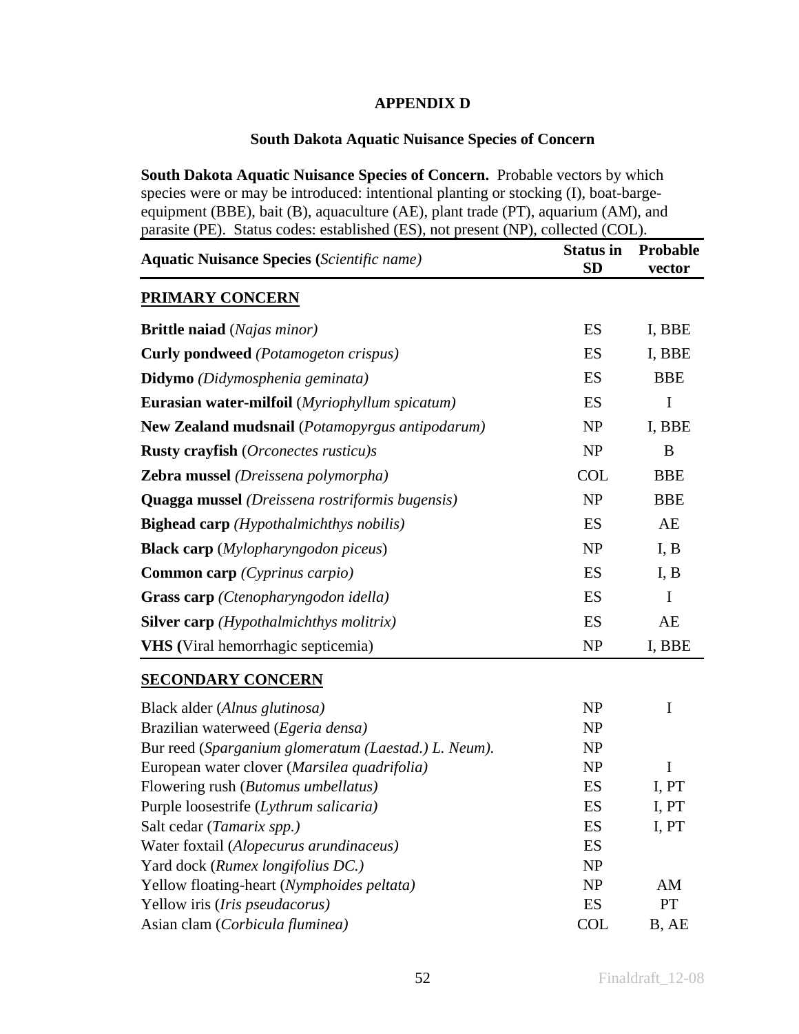**APPENDIX D**

**South Dakota Aquatic Nuisance Species of Concern**

**South Dakota Aquatic Nuisance Species of Concern.** Probable vectors by which species were or may be introduced: intentional planting or stocking (I), boat-barge-equipment (BBE), bait (B), aquaculture (AE), plant trade (PT), aquarium (AM), and parasite (PE). Status codes: established (ES), not present (NP), collected (COL).

| Aquatic Nuisance Species (*Scientific name*) | Status in SD | Probable vector |
|---|---|---|
| **PRIMARY CONCERN** | | |
| **Brittle naiad** (*Najas minor*) | ES | I, BBE |
| **Curly pondweed** *(Potamogeton crispus)* | ES | I, BBE |
| **Didymo** *(Didymosphenia geminata)* | ES | BBE |
| **Eurasian water-milfoil** (*Myriophyllum spicatum)* | ES | I |
| **New Zealand mudsnail** (*Potamopyrgus antipodarum)* | NP | I, BBE |
| **Rusty crayfish** (*Orconectes rusticu)s* | NP | B |
| **Zebra mussel** *(Dreissena polymorpha)* | COL | BBE |
| **Quagga mussel** *(Dreissena rostriformis bugensis)* | NP | BBE |
| **Bighead carp** *(Hypothalmichthys nobilis)* | ES | AE |
| **Black carp** (*Mylopharyngodon piceus*) | NP | I, B |
| **Common carp** *(Cyprinus carpio)* | ES | I, B |
| **Grass carp** *(Ctenopharyngodon idella)* | ES | I |
| **Silver carp** *(Hypothalmichthys molitrix)* | ES | AE |
| **VHS (**Viral hemorrhagic septicemia) | NP | I, BBE |
| **SECONDARY CONCERN** | | |
| Black alder (*Alnus glutinosa)* | NP | I |
| Brazilian waterweed (*Egeria densa)* | NP | |
| Bur reed (*Sparganium glomeratum (Laestad.) L. Neum).* | NP | |
| European water clover (*Marsilea quadrifolia)* | NP | I |
| Flowering rush (*Butomus umbellatus)* | ES | I, PT |
| Purple loosestrife (*Lythrum salicaria)* | ES | I, PT |
| Salt cedar (*Tamarix spp.)* | ES | I, PT |
| Water foxtail (*Alopecurus arundinaceus)* | ES | |
| Yard dock (*Rumex longifolius DC.)* | NP | |
| Yellow floating-heart (*Nymphoides peltata)* | NP | AM |
| Yellow iris (*Iris pseudacorus)* | ES | PT |
| Asian clam (*Corbicula fluminea)* | COL | B, AE |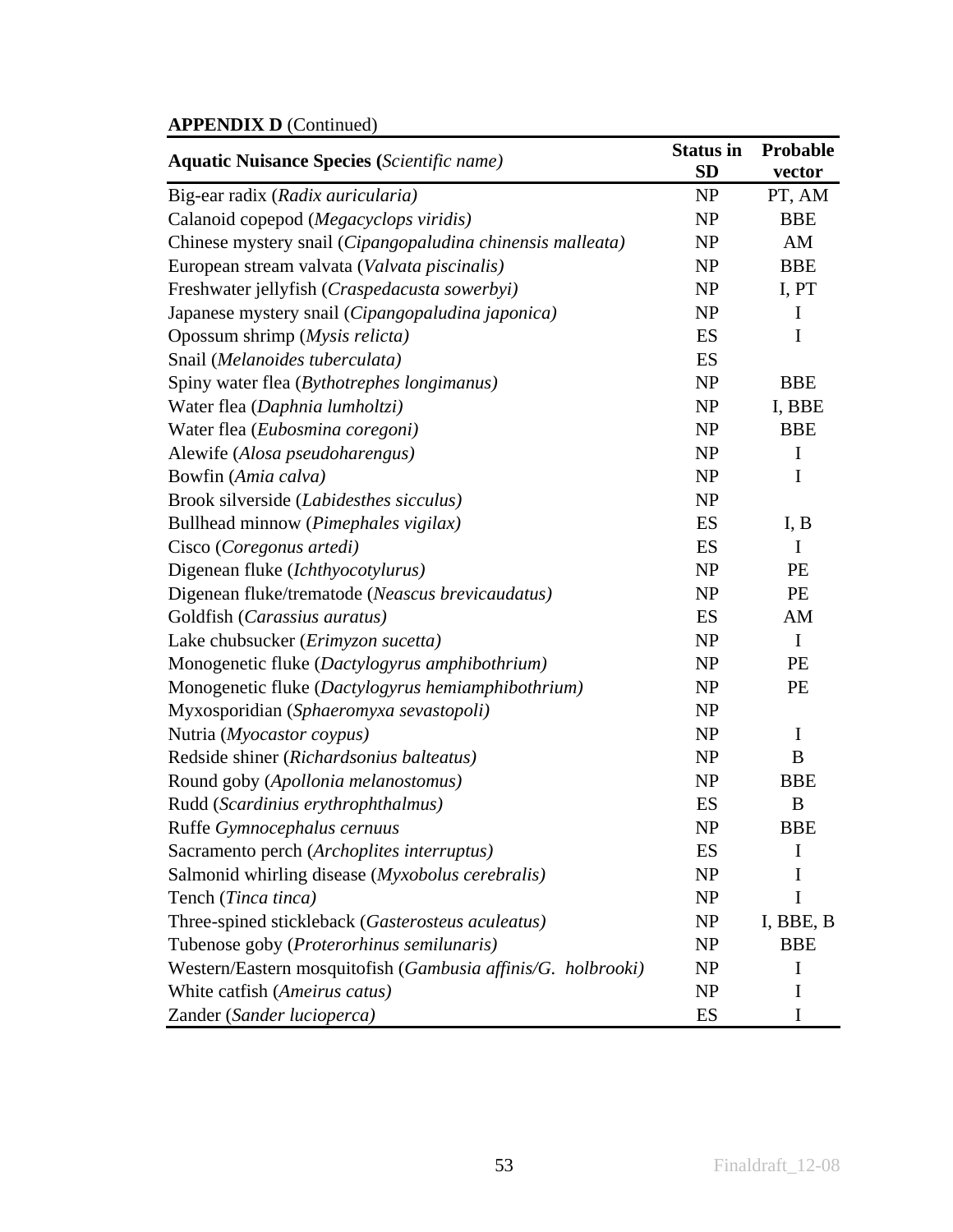**APPENDIX D** (Continued)

| **Aquatic Nuisance Species (***Scientific name)* | **Status in SD** | **Probable vector** |
|---|---|---|
| Big-ear radix (*Radix auricularia)* | NP | PT, AM |
| Calanoid copepod (*Megacyclops viridis)* | NP | BBE |
| Chinese mystery snail (*Cipangopaludina chinensis malleata)* | NP | AM |
| European stream valvata (*Valvata piscinalis)* | NP | BBE |
| Freshwater jellyfish (*Craspedacusta sowerbyi)* | NP | I, PT |
| Japanese mystery snail (*Cipangopaludina japonica)* | NP | I |
| Opossum shrimp (*Mysis relicta)* | ES | I |
| Snail (*Melanoides tuberculata)* | ES | |
| Spiny water flea (*Bythotrephes longimanus)* | NP | BBE |
| Water flea (*Daphnia lumholtzi)* | NP | I, BBE |
| Water flea (*Eubosmina coregoni)* | NP | BBE |
| Alewife (*Alosa pseudoharengus)* | NP | I |
| Bowfin (*Amia calva)* | NP | I |
| Brook silverside (*Labidesthes sicculus)* | NP | |
| Bullhead minnow (*Pimephales vigilax)* | ES | I, B |
| Cisco (*Coregonus artedi)* | ES | I |
| Digenean fluke (*Ichthyocotylurus)* | NP | PE |
| Digenean fluke/trematode (*Neascus brevicaudatus)* | NP | PE |
| Goldfish (*Carassius auratus)* | ES | AM |
| Lake chubsucker (*Erimyzon sucetta)* | NP | I |
| Monogenetic fluke (*Dactylogyrus amphibothrium)* | NP | PE |
| Monogenetic fluke (*Dactylogyrus hemiamphibothrium)* | NP | PE |
| Myxosporidian (*Sphaeromyxa sevastopoli)* | NP | |
| Nutria (*Myocastor coypus)* | NP | I |
| Redside shiner (*Richardsonius balteatus)* | NP | B |
| Round goby (*Apollonia melanostomus)* | NP | BBE |
| Rudd (*Scardinius erythrophthalmus)* | ES | B |
| Ruffe *Gymnocephalus cernuus* | NP | BBE |
| Sacramento perch (*Archoplites interruptus)* | ES | I |
| Salmonid whirling disease (*Myxobolus cerebralis)* | NP | I |
| Tench (*Tinca tinca)* | NP | I |
| Three-spined stickleback (*Gasterosteus aculeatus)* | NP | I, BBE, B |
| Tubenose goby (*Proterorhinus semilunaris)* | NP | BBE |
| Western/Eastern mosquitofish (*Gambusia affinis/G. holbrooki)* | NP | I |
| White catfish (*Ameirus catus)* | NP | I |
| Zander (*Sander lucioperca)* | ES | I |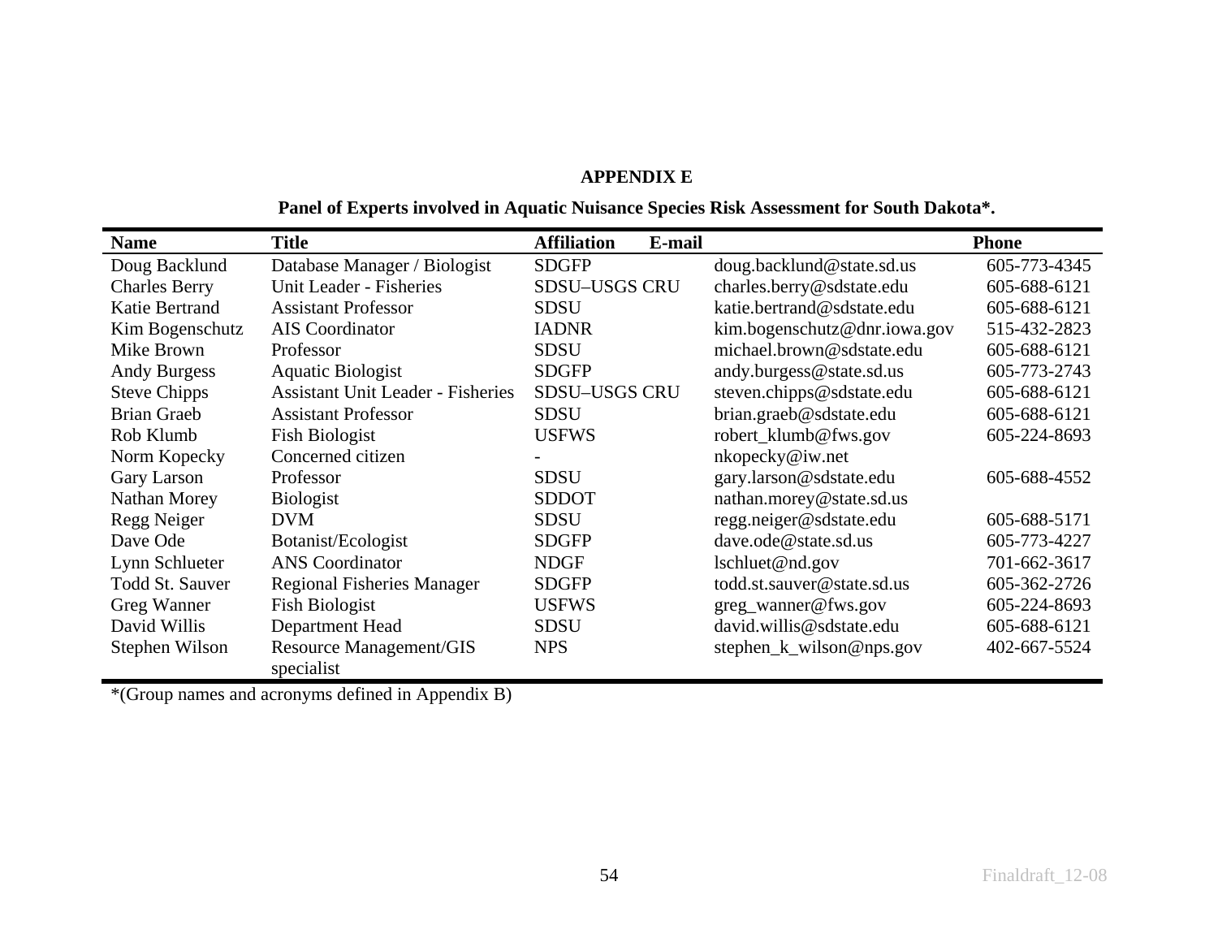## APPENDIX E

**Panel of Experts involved in Aquatic Nuisance Species Risk Assessment for South Dakota*.**

| Name | Title | Affiliation | E-mail | Phone |
|---|---|---|---|---|
| Doug Backlund | Database Manager / Biologist | SDGFP | doug.backlund@state.sd.us | 605-773-4345 |
| Charles Berry | Unit Leader - Fisheries | SDSU–USGS CRU | charles.berry@sdstate.edu | 605-688-6121 |
| Katie Bertrand | Assistant Professor | SDSU | katie.bertrand@sdstate.edu | 605-688-6121 |
| Kim Bogenschutz | AIS Coordinator | IADNR | kim.bogenschutz@dnr.iowa.gov | 515-432-2823 |
| Mike Brown | Professor | SDSU | michael.brown@sdstate.edu | 605-688-6121 |
| Andy Burgess | Aquatic Biologist | SDGFP | andy.burgess@state.sd.us | 605-773-2743 |
| Steve Chipps | Assistant Unit Leader - Fisheries | SDSU–USGS CRU | steven.chipps@sdstate.edu | 605-688-6121 |
| Brian Graeb | Assistant Professor | SDSU | brian.graeb@sdstate.edu | 605-688-6121 |
| Rob Klumb | Fish Biologist | USFWS | robert_klumb@fws.gov | 605-224-8693 |
| Norm Kopecky | Concerned citizen | - | nkopecky@iw.net | |
| Gary Larson | Professor | SDSU | gary.larson@sdstate.edu | 605-688-4552 |
| Nathan Morey | Biologist | SDDOT | nathan.morey@state.sd.us | |
| Regg Neiger | DVM | SDSU | regg.neiger@sdstate.edu | 605-688-5171 |
| Dave Ode | Botanist/Ecologist | SDGFP | dave.ode@state.sd.us | 605-773-4227 |
| Lynn Schlueter | ANS Coordinator | NDGF | lschluet@nd.gov | 701-662-3617 |
| Todd St. Sauver | Regional Fisheries Manager | SDGFP | todd.st.sauver@state.sd.us | 605-362-2726 |
| Greg Wanner | Fish Biologist | USFWS | greg_wanner@fws.gov | 605-224-8693 |
| David Willis | Department Head | SDSU | david.willis@sdstate.edu | 605-688-6121 |
| Stephen Wilson | Resource Management/GIS specialist | NPS | stephen_k_wilson@nps.gov | 402-667-5524 |

*(Group names and acronyms defined in Appendix B)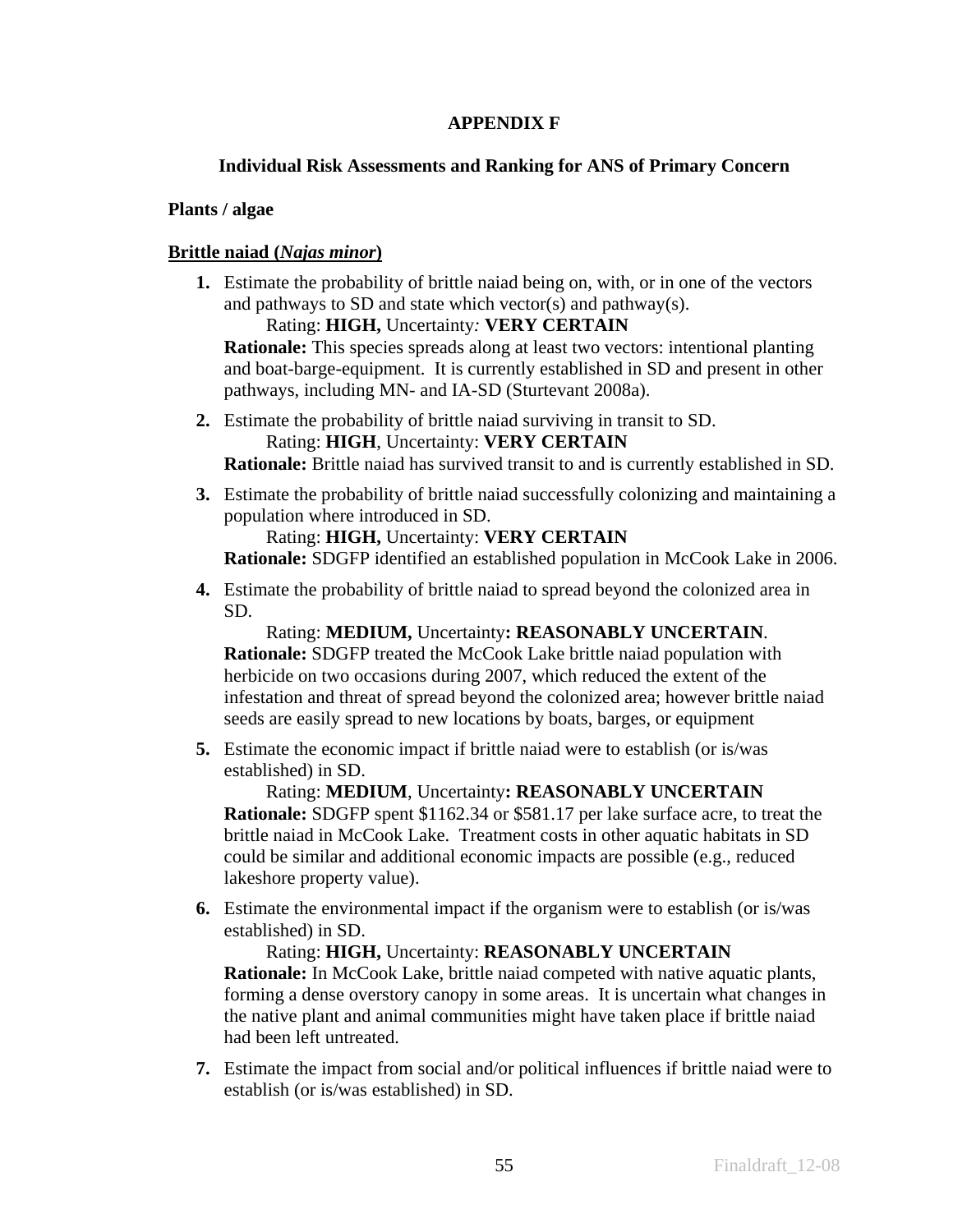# APPENDIX F

## Individual Risk Assessments and Ranking for ANS of Primary Concern

### Plants / algae

**Brittle naiad (*Najas minor*)**

1. Estimate the probability of brittle naiad being on, with, or in one of the vectors and pathways to SD and state which vector(s) and pathway(s).
   Rating: **HIGH,** Uncertainty*:* **VERY CERTAIN**
   **Rationale:** This species spreads along at least two vectors: intentional planting and boat-barge-equipment. It is currently established in SD and present in other pathways, including MN- and IA-SD (Sturtevant 2008a).

2. Estimate the probability of brittle naiad surviving in transit to SD.
   Rating: **HIGH**, Uncertainty: **VERY CERTAIN**
   **Rationale:** Brittle naiad has survived transit to and is currently established in SD.

3. Estimate the probability of brittle naiad successfully colonizing and maintaining a population where introduced in SD.
   Rating: **HIGH,** Uncertainty: **VERY CERTAIN**
   **Rationale:** SDGFP identified an established population in McCook Lake in 2006.

4. Estimate the probability of brittle naiad to spread beyond the colonized area in SD.
   Rating: **MEDIUM,** Uncertainty**: REASONABLY UNCERTAIN**.
   **Rationale:** SDGFP treated the McCook Lake brittle naiad population with herbicide on two occasions during 2007, which reduced the extent of the infestation and threat of spread beyond the colonized area; however brittle naiad seeds are easily spread to new locations by boats, barges, or equipment

5. Estimate the economic impact if brittle naiad were to establish (or is/was established) in SD.
   Rating: **MEDIUM**, Uncertainty**: REASONABLY UNCERTAIN**
   **Rationale:** SDGFP spent $1162.34 or $581.17 per lake surface acre, to treat the brittle naiad in McCook Lake. Treatment costs in other aquatic habitats in SD could be similar and additional economic impacts are possible (e.g., reduced lakeshore property value).

6. Estimate the environmental impact if the organism were to establish (or is/was established) in SD.
   Rating: **HIGH,** Uncertainty: **REASONABLY UNCERTAIN**
   **Rationale:** In McCook Lake, brittle naiad competed with native aquatic plants, forming a dense overstory canopy in some areas. It is uncertain what changes in the native plant and animal communities might have taken place if brittle naiad had been left untreated.

7. Estimate the impact from social and/or political influences if brittle naiad were to establish (or is/was established) in SD.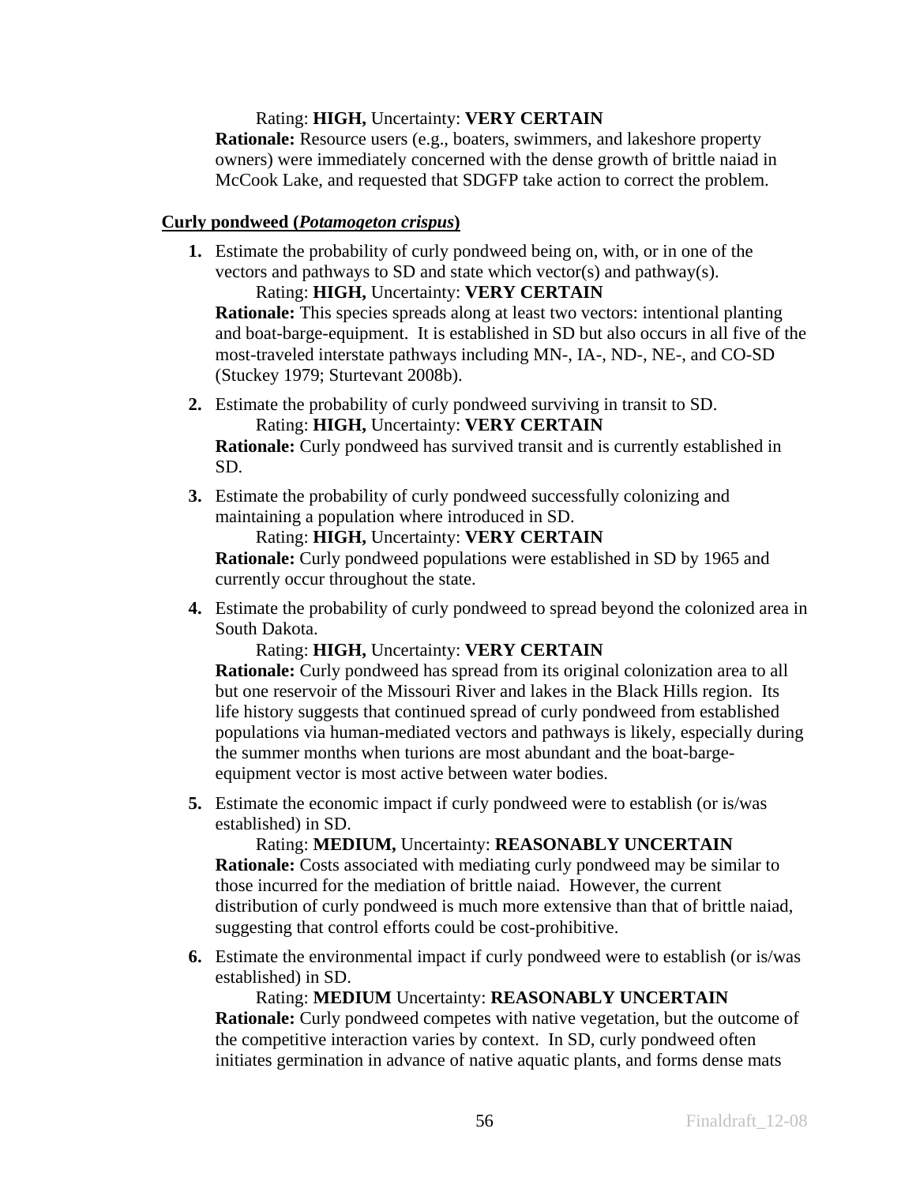Rating: **HIGH,** Uncertainty: **VERY CERTAIN**
**Rationale:** Resource users (e.g., boaters, swimmers, and lakeshore property owners) were immediately concerned with the dense growth of brittle naiad in McCook Lake, and requested that SDGFP take action to correct the problem.

**<u>Curly pondweed (*Potamogeton crispus*)</u>**

1. Estimate the probability of curly pondweed being on, with, or in one of the vectors and pathways to SD and state which vector(s) and pathway(s).
   Rating: **HIGH,** Uncertainty: **VERY CERTAIN**
   **Rationale:** This species spreads along at least two vectors: intentional planting and boat-barge-equipment. It is established in SD but also occurs in all five of the most-traveled interstate pathways including MN-, IA-, ND-, NE-, and CO-SD (Stuckey 1979; Sturtevant 2008b).

2. Estimate the probability of curly pondweed surviving in transit to SD.
   Rating: **HIGH,** Uncertainty: **VERY CERTAIN**
   **Rationale:** Curly pondweed has survived transit and is currently established in SD.

3. Estimate the probability of curly pondweed successfully colonizing and maintaining a population where introduced in SD.
   Rating: **HIGH,** Uncertainty: **VERY CERTAIN**
   **Rationale:** Curly pondweed populations were established in SD by 1965 and currently occur throughout the state.

4. Estimate the probability of curly pondweed to spread beyond the colonized area in South Dakota.
   Rating: **HIGH,** Uncertainty: **VERY CERTAIN**
   **Rationale:** Curly pondweed has spread from its original colonization area to all but one reservoir of the Missouri River and lakes in the Black Hills region. Its life history suggests that continued spread of curly pondweed from established populations via human-mediated vectors and pathways is likely, especially during the summer months when turions are most abundant and the boat-barge-equipment vector is most active between water bodies.

5. Estimate the economic impact if curly pondweed were to establish (or is/was established) in SD.
   Rating: **MEDIUM,** Uncertainty: **REASONABLY UNCERTAIN**
   **Rationale:** Costs associated with mediating curly pondweed may be similar to those incurred for the mediation of brittle naiad. However, the current distribution of curly pondweed is much more extensive than that of brittle naiad, suggesting that control efforts could be cost-prohibitive.

6. Estimate the environmental impact if curly pondweed were to establish (or is/was established) in SD.
   Rating: **MEDIUM** Uncertainty: **REASONABLY UNCERTAIN**
   **Rationale:** Curly pondweed competes with native vegetation, but the outcome of the competitive interaction varies by context. In SD, curly pondweed often initiates germination in advance of native aquatic plants, and forms dense mats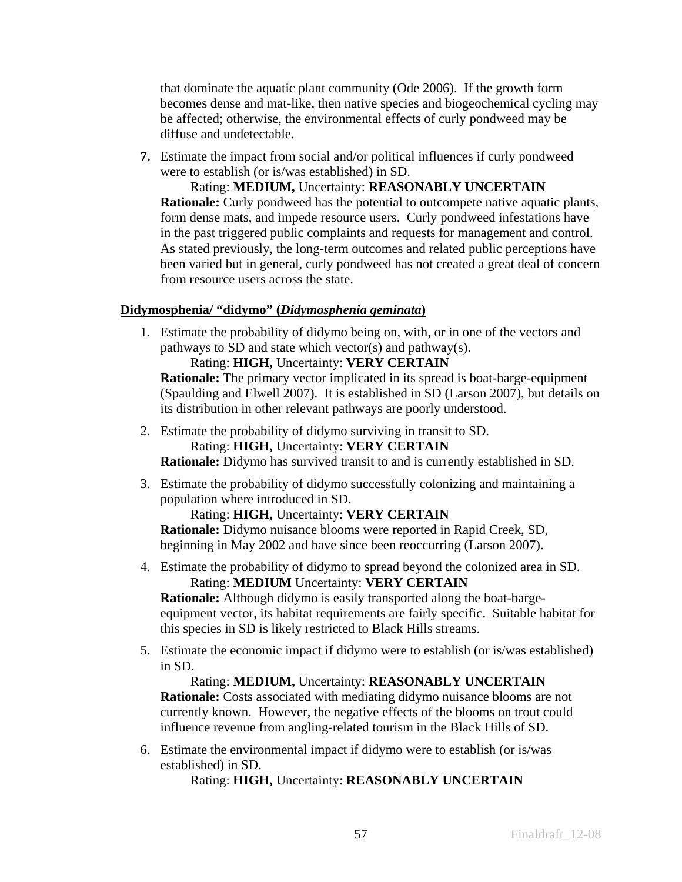that dominate the aquatic plant community (Ode 2006). If the growth form becomes dense and mat-like, then native species and biogeochemical cycling may be affected; otherwise, the environmental effects of curly pondweed may be diffuse and undetectable.

**7.** Estimate the impact from social and/or political influences if curly pondweed were to establish (or is/was established) in SD.

Rating: **MEDIUM,** Uncertainty: **REASONABLY UNCERTAIN**

**Rationale:** Curly pondweed has the potential to outcompete native aquatic plants, form dense mats, and impede resource users. Curly pondweed infestations have in the past triggered public complaints and requests for management and control. As stated previously, the long-term outcomes and related public perceptions have been varied but in general, curly pondweed has not created a great deal of concern from resource users across the state.

**Didymosphenia/ "didymo" (*Didymosphenia geminata*)**

1. Estimate the probability of didymo being on, with, or in one of the vectors and pathways to SD and state which vector(s) and pathway(s).

   Rating: **HIGH,** Uncertainty: **VERY CERTAIN**

   **Rationale:** The primary vector implicated in its spread is boat-barge-equipment (Spaulding and Elwell 2007). It is established in SD (Larson 2007), but details on its distribution in other relevant pathways are poorly understood.

2. Estimate the probability of didymo surviving in transit to SD.

   Rating: **HIGH,** Uncertainty: **VERY CERTAIN**

   **Rationale:** Didymo has survived transit to and is currently established in SD.

3. Estimate the probability of didymo successfully colonizing and maintaining a population where introduced in SD.

   Rating: **HIGH,** Uncertainty: **VERY CERTAIN**

   **Rationale:** Didymo nuisance blooms were reported in Rapid Creek, SD, beginning in May 2002 and have since been reoccurring (Larson 2007).

4. Estimate the probability of didymo to spread beyond the colonized area in SD.

   Rating: **MEDIUM** Uncertainty: **VERY CERTAIN**

   **Rationale:** Although didymo is easily transported along the boat-barge-equipment vector, its habitat requirements are fairly specific. Suitable habitat for this species in SD is likely restricted to Black Hills streams.

5. Estimate the economic impact if didymo were to establish (or is/was established) in SD.

   Rating: **MEDIUM,** Uncertainty: **REASONABLY UNCERTAIN**

   **Rationale:** Costs associated with mediating didymo nuisance blooms are not currently known. However, the negative effects of the blooms on trout could influence revenue from angling-related tourism in the Black Hills of SD.

6. Estimate the environmental impact if didymo were to establish (or is/was established) in SD.

   Rating: **HIGH,** Uncertainty: **REASONABLY UNCERTAIN**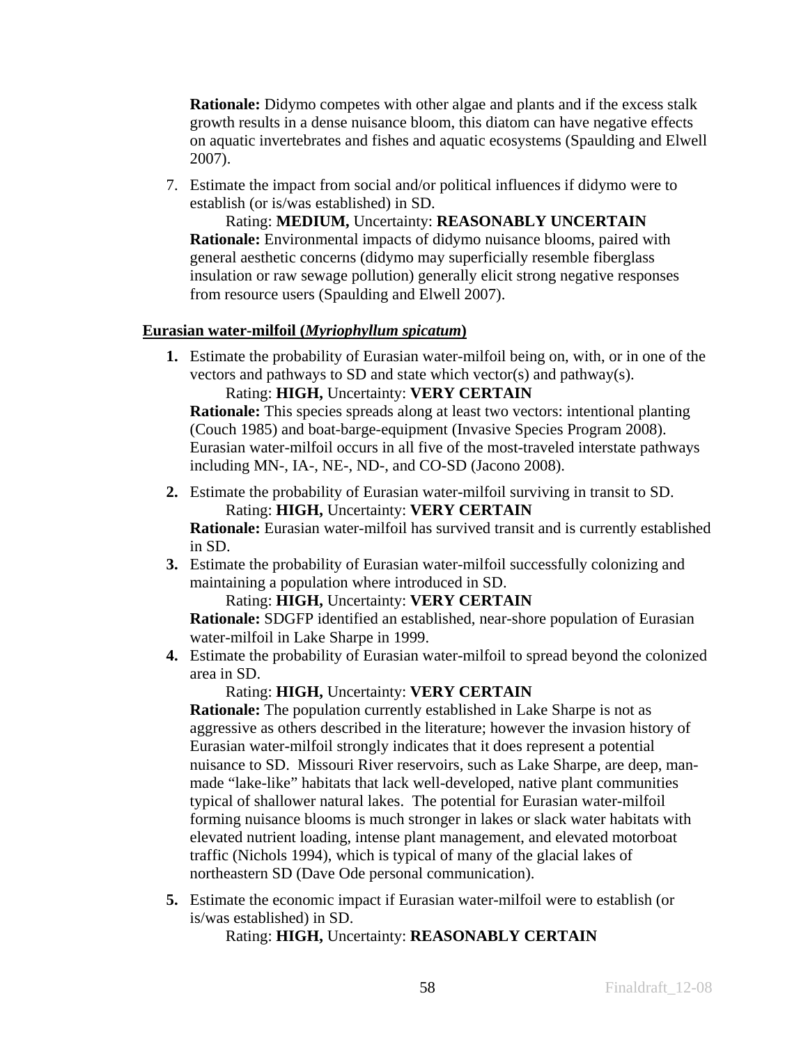**Rationale:** Didymo competes with other algae and plants and if the excess stalk growth results in a dense nuisance bloom, this diatom can have negative effects on aquatic invertebrates and fishes and aquatic ecosystems (Spaulding and Elwell 2007).

7. Estimate the impact from social and/or political influences if didymo were to establish (or is/was established) in SD.

   Rating: **MEDIUM,** Uncertainty: **REASONABLY UNCERTAIN**

   **Rationale:** Environmental impacts of didymo nuisance blooms, paired with general aesthetic concerns (didymo may superficially resemble fiberglass insulation or raw sewage pollution) generally elicit strong negative responses from resource users (Spaulding and Elwell 2007).

**Eurasian water-milfoil (*Myriophyllum spicatum*)**

1. Estimate the probability of Eurasian water-milfoil being on, with, or in one of the vectors and pathways to SD and state which vector(s) and pathway(s).

   Rating: **HIGH,** Uncertainty: **VERY CERTAIN**

   **Rationale:** This species spreads along at least two vectors: intentional planting (Couch 1985) and boat-barge-equipment (Invasive Species Program 2008). Eurasian water-milfoil occurs in all five of the most-traveled interstate pathways including MN-, IA-, NE-, ND-, and CO-SD (Jacono 2008).

2. Estimate the probability of Eurasian water-milfoil surviving in transit to SD.

   Rating: **HIGH,** Uncertainty: **VERY CERTAIN**

   **Rationale:** Eurasian water-milfoil has survived transit and is currently established in SD.

3. Estimate the probability of Eurasian water-milfoil successfully colonizing and maintaining a population where introduced in SD.

   Rating: **HIGH,** Uncertainty: **VERY CERTAIN**

   **Rationale:** SDGFP identified an established, near-shore population of Eurasian water-milfoil in Lake Sharpe in 1999.

4. Estimate the probability of Eurasian water-milfoil to spread beyond the colonized area in SD.

   Rating: **HIGH,** Uncertainty: **VERY CERTAIN**

   **Rationale:** The population currently established in Lake Sharpe is not as aggressive as others described in the literature; however the invasion history of Eurasian water-milfoil strongly indicates that it does represent a potential nuisance to SD. Missouri River reservoirs, such as Lake Sharpe, are deep, man-made "lake-like" habitats that lack well-developed, native plant communities typical of shallower natural lakes. The potential for Eurasian water-milfoil forming nuisance blooms is much stronger in lakes or slack water habitats with elevated nutrient loading, intense plant management, and elevated motorboat traffic (Nichols 1994), which is typical of many of the glacial lakes of northeastern SD (Dave Ode personal communication).

5. Estimate the economic impact if Eurasian water-milfoil were to establish (or is/was established) in SD.

   Rating: **HIGH,** Uncertainty: **REASONABLY CERTAIN**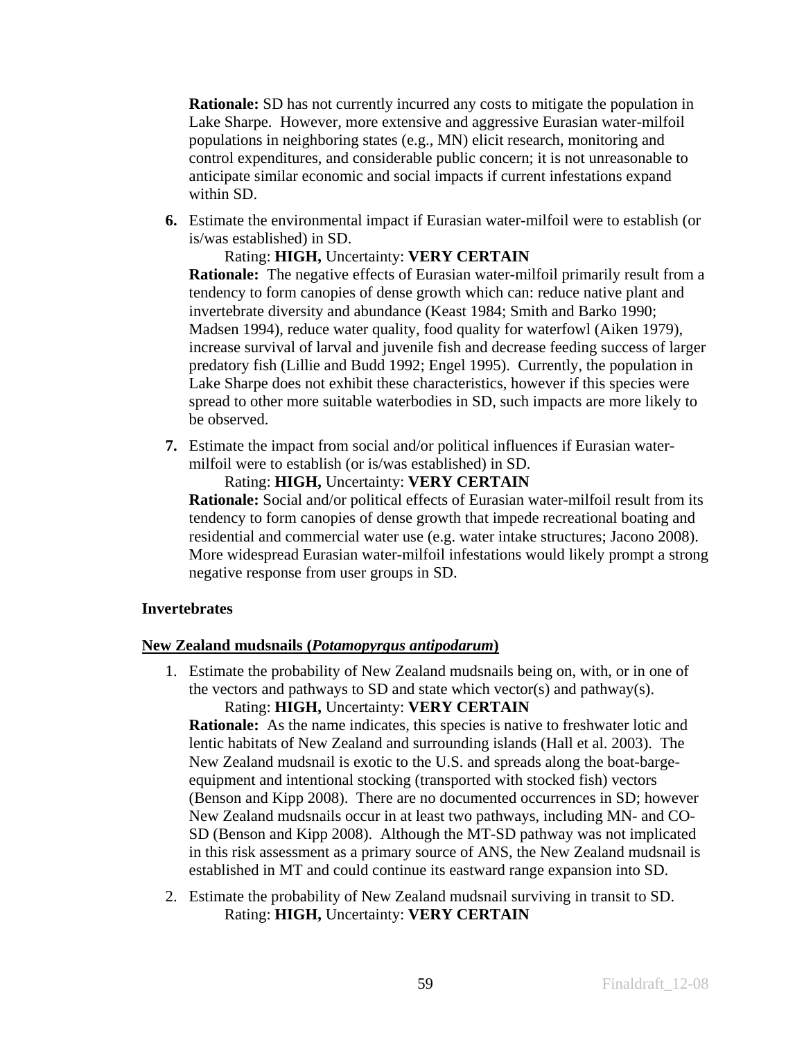**Rationale:** SD has not currently incurred any costs to mitigate the population in Lake Sharpe. However, more extensive and aggressive Eurasian water-milfoil populations in neighboring states (e.g., MN) elicit research, monitoring and control expenditures, and considerable public concern; it is not unreasonable to anticipate similar economic and social impacts if current infestations expand within SD.

**6.** Estimate the environmental impact if Eurasian water-milfoil were to establish (or is/was established) in SD.

Rating: **HIGH,** Uncertainty: **VERY CERTAIN**

**Rationale:** The negative effects of Eurasian water-milfoil primarily result from a tendency to form canopies of dense growth which can: reduce native plant and invertebrate diversity and abundance (Keast 1984; Smith and Barko 1990; Madsen 1994), reduce water quality, food quality for waterfowl (Aiken 1979), increase survival of larval and juvenile fish and decrease feeding success of larger predatory fish (Lillie and Budd 1992; Engel 1995). Currently, the population in Lake Sharpe does not exhibit these characteristics, however if this species were spread to other more suitable waterbodies in SD, such impacts are more likely to be observed.

**7.** Estimate the impact from social and/or political influences if Eurasian water-milfoil were to establish (or is/was established) in SD.

Rating: **HIGH,** Uncertainty: **VERY CERTAIN**

**Rationale:** Social and/or political effects of Eurasian water-milfoil result from its tendency to form canopies of dense growth that impede recreational boating and residential and commercial water use (e.g. water intake structures; Jacono 2008). More widespread Eurasian water-milfoil infestations would likely prompt a strong negative response from user groups in SD.

**Invertebrates**

**New Zealand mudsnails (*Potamopyrgus antipodarum*)**

1. Estimate the probability of New Zealand mudsnails being on, with, or in one of the vectors and pathways to SD and state which vector(s) and pathway(s).

   Rating: **HIGH,** Uncertainty: **VERY CERTAIN**

   **Rationale:** As the name indicates, this species is native to freshwater lotic and lentic habitats of New Zealand and surrounding islands (Hall et al. 2003). The New Zealand mudsnail is exotic to the U.S. and spreads along the boat-barge-equipment and intentional stocking (transported with stocked fish) vectors (Benson and Kipp 2008). There are no documented occurrences in SD; however New Zealand mudsnails occur in at least two pathways, including MN- and CO-SD (Benson and Kipp 2008). Although the MT-SD pathway was not implicated in this risk assessment as a primary source of ANS, the New Zealand mudsnail is established in MT and could continue its eastward range expansion into SD.

2. Estimate the probability of New Zealand mudsnail surviving in transit to SD.

   Rating: **HIGH,** Uncertainty: **VERY CERTAIN**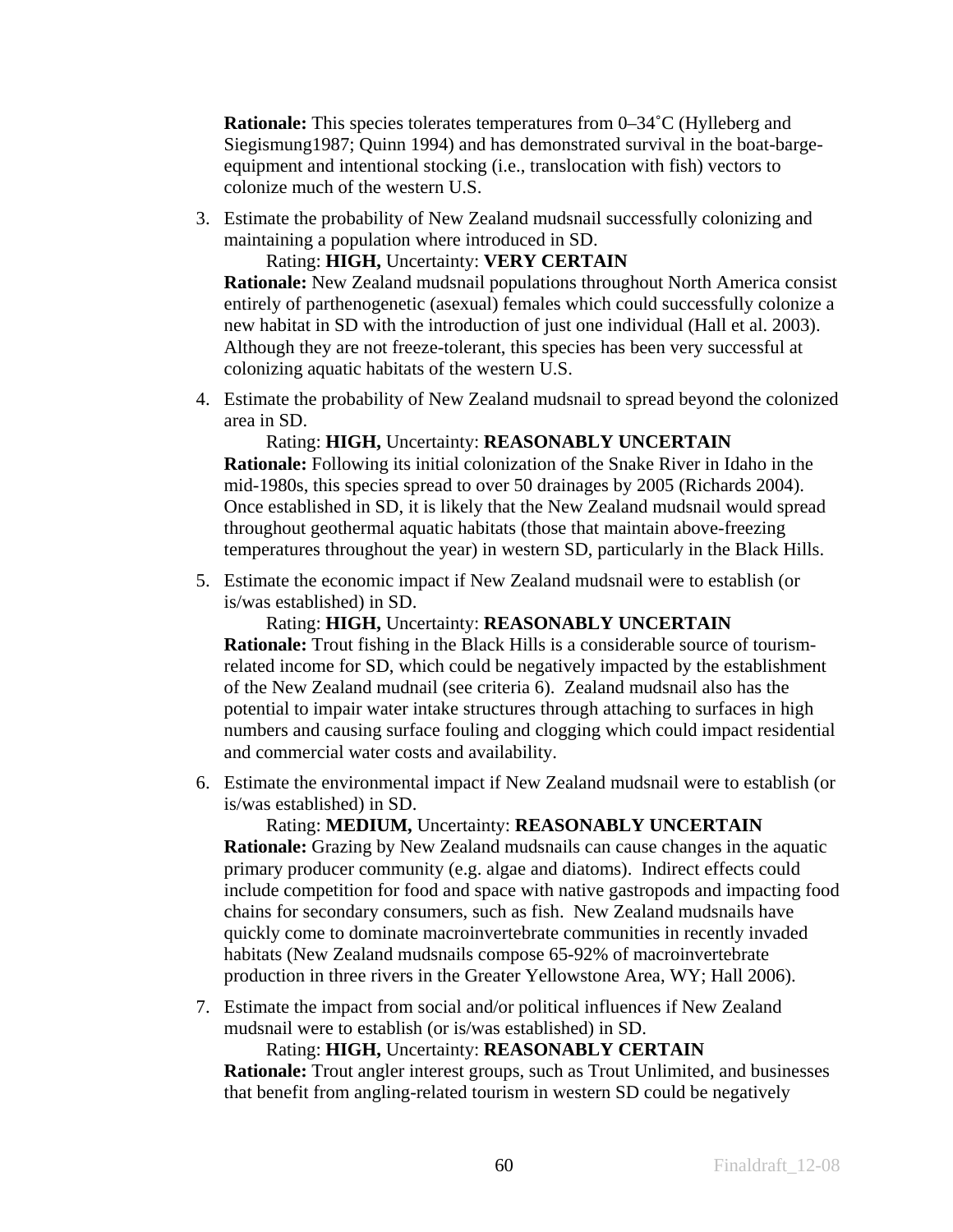**Rationale:** This species tolerates temperatures from 0–34˚C (Hylleberg and Siegismung1987; Quinn 1994) and has demonstrated survival in the boat-barge-equipment and intentional stocking (i.e., translocation with fish) vectors to colonize much of the western U.S.

3. Estimate the probability of New Zealand mudsnail successfully colonizing and maintaining a population where introduced in SD.

   Rating: **HIGH,** Uncertainty: **VERY CERTAIN**

   **Rationale:** New Zealand mudsnail populations throughout North America consist entirely of parthenogenetic (asexual) females which could successfully colonize a new habitat in SD with the introduction of just one individual (Hall et al. 2003). Although they are not freeze-tolerant, this species has been very successful at colonizing aquatic habitats of the western U.S.

4. Estimate the probability of New Zealand mudsnail to spread beyond the colonized area in SD.

   Rating: **HIGH,** Uncertainty: **REASONABLY UNCERTAIN**

   **Rationale:** Following its initial colonization of the Snake River in Idaho in the mid-1980s, this species spread to over 50 drainages by 2005 (Richards 2004). Once established in SD, it is likely that the New Zealand mudsnail would spread throughout geothermal aquatic habitats (those that maintain above-freezing temperatures throughout the year) in western SD, particularly in the Black Hills.

5. Estimate the economic impact if New Zealand mudsnail were to establish (or is/was established) in SD.

   Rating: **HIGH,** Uncertainty: **REASONABLY UNCERTAIN**

   **Rationale:** Trout fishing in the Black Hills is a considerable source of tourism-related income for SD, which could be negatively impacted by the establishment of the New Zealand mudnail (see criteria 6). Zealand mudsnail also has the potential to impair water intake structures through attaching to surfaces in high numbers and causing surface fouling and clogging which could impact residential and commercial water costs and availability.

6. Estimate the environmental impact if New Zealand mudsnail were to establish (or is/was established) in SD.

   Rating: **MEDIUM,** Uncertainty: **REASONABLY UNCERTAIN**

   **Rationale:** Grazing by New Zealand mudsnails can cause changes in the aquatic primary producer community (e.g. algae and diatoms). Indirect effects could include competition for food and space with native gastropods and impacting food chains for secondary consumers, such as fish. New Zealand mudsnails have quickly come to dominate macroinvertebrate communities in recently invaded habitats (New Zealand mudsnails compose 65-92% of macroinvertebrate production in three rivers in the Greater Yellowstone Area, WY; Hall 2006).

7. Estimate the impact from social and/or political influences if New Zealand mudsnail were to establish (or is/was established) in SD.

   Rating: **HIGH,** Uncertainty: **REASONABLY CERTAIN**

   **Rationale:** Trout angler interest groups, such as Trout Unlimited, and businesses that benefit from angling-related tourism in western SD could be negatively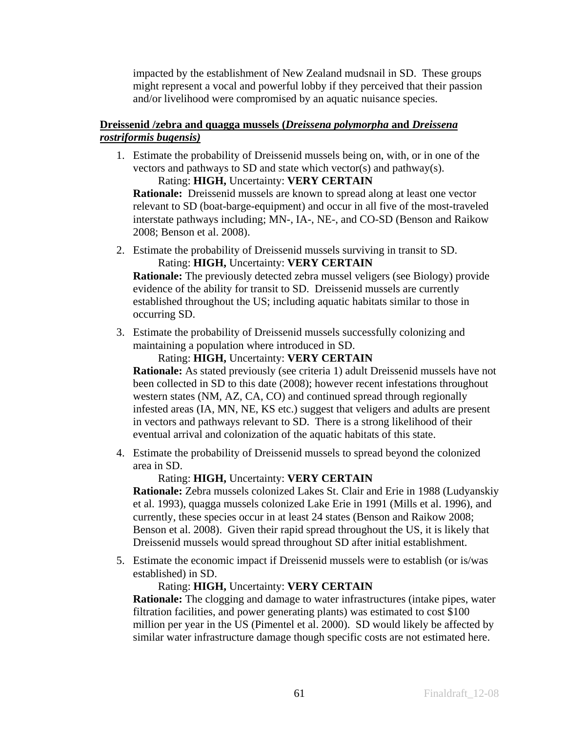impacted by the establishment of New Zealand mudsnail in SD. These groups might represent a vocal and powerful lobby if they perceived that their passion and/or livelihood were compromised by an aquatic nuisance species.

**Dreissenid /zebra and quagga mussels (*Dreissena polymorpha* and *Dreissena rostriformis bugensis)***

1. Estimate the probability of Dreissenid mussels being on, with, or in one of the vectors and pathways to SD and state which vector(s) and pathway(s).
   Rating: **HIGH,** Uncertainty: **VERY CERTAIN**
   **Rationale:** Dreissenid mussels are known to spread along at least one vector relevant to SD (boat-barge-equipment) and occur in all five of the most-traveled interstate pathways including; MN-, IA-, NE-, and CO-SD (Benson and Raikow 2008; Benson et al. 2008).

2. Estimate the probability of Dreissenid mussels surviving in transit to SD.
   Rating: **HIGH,** Uncertainty: **VERY CERTAIN**
   **Rationale:** The previously detected zebra mussel veligers (see Biology) provide evidence of the ability for transit to SD. Dreissenid mussels are currently established throughout the US; including aquatic habitats similar to those in occurring SD.

3. Estimate the probability of Dreissenid mussels successfully colonizing and maintaining a population where introduced in SD.
   Rating: **HIGH,** Uncertainty: **VERY CERTAIN**
   **Rationale:** As stated previously (see criteria 1) adult Dreissenid mussels have not been collected in SD to this date (2008); however recent infestations throughout western states (NM, AZ, CA, CO) and continued spread through regionally infested areas (IA, MN, NE, KS etc.) suggest that veligers and adults are present in vectors and pathways relevant to SD. There is a strong likelihood of their eventual arrival and colonization of the aquatic habitats of this state.

4. Estimate the probability of Dreissenid mussels to spread beyond the colonized area in SD.
   Rating: **HIGH,** Uncertainty: **VERY CERTAIN**
   **Rationale:** Zebra mussels colonized Lakes St. Clair and Erie in 1988 (Ludyanskiy et al. 1993), quagga mussels colonized Lake Erie in 1991 (Mills et al. 1996), and currently, these species occur in at least 24 states (Benson and Raikow 2008; Benson et al. 2008). Given their rapid spread throughout the US, it is likely that Dreissenid mussels would spread throughout SD after initial establishment.

5. Estimate the economic impact if Dreissenid mussels were to establish (or is/was established) in SD.
   Rating: **HIGH,** Uncertainty: **VERY CERTAIN**
   **Rationale:** The clogging and damage to water infrastructures (intake pipes, water filtration facilities, and power generating plants) was estimated to cost $100 million per year in the US (Pimentel et al. 2000). SD would likely be affected by similar water infrastructure damage though specific costs are not estimated here.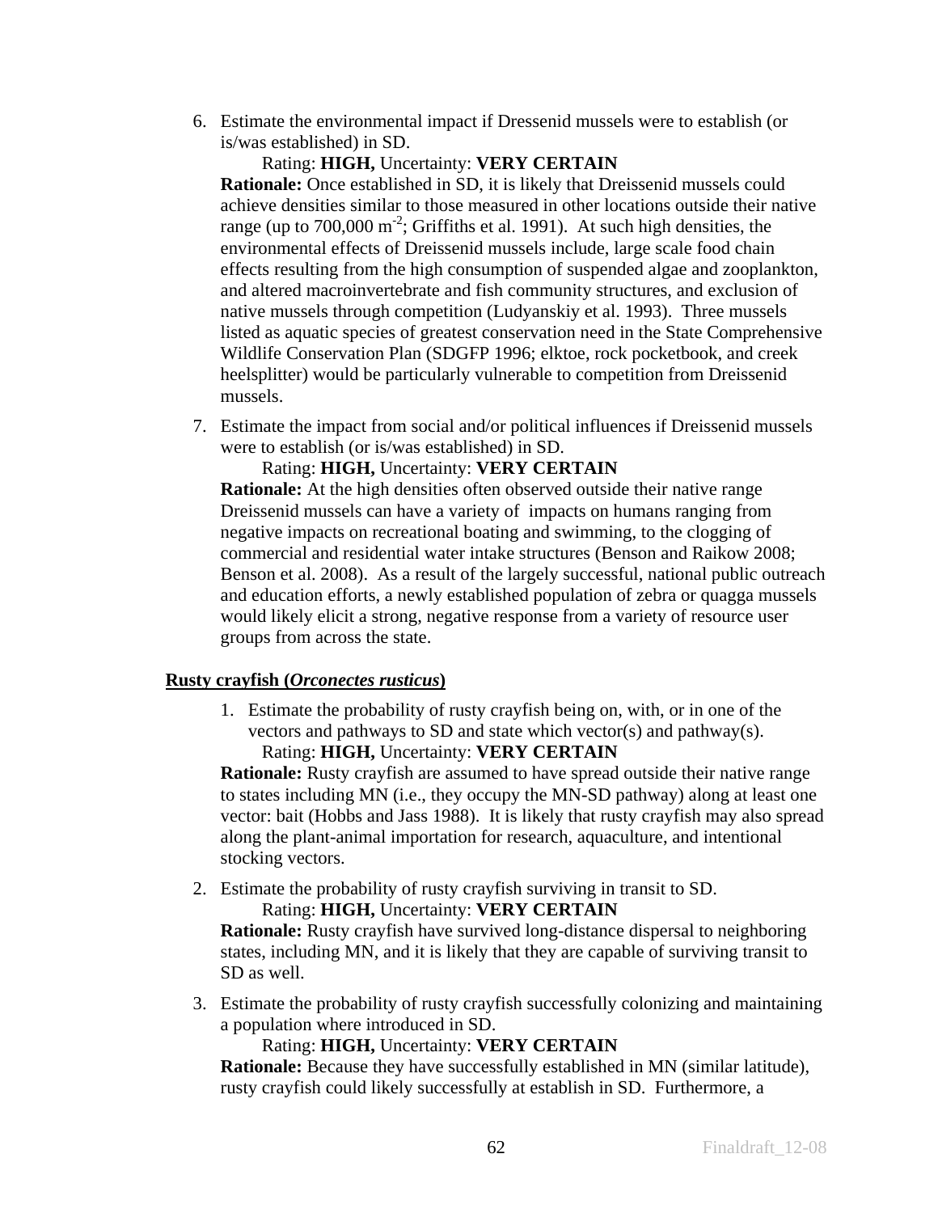6. Estimate the environmental impact if Dressenid mussels were to establish (or is/was established) in SD.

   Rating: **HIGH,** Uncertainty: **VERY CERTAIN**

   **Rationale:** Once established in SD, it is likely that Dreissenid mussels could achieve densities similar to those measured in other locations outside their native range (up to 700,000 $m^{-2}$; Griffiths et al. 1991). At such high densities, the environmental effects of Dreissenid mussels include, large scale food chain effects resulting from the high consumption of suspended algae and zooplankton, and altered macroinvertebrate and fish community structures, and exclusion of native mussels through competition (Ludyanskiy et al. 1993). Three mussels listed as aquatic species of greatest conservation need in the State Comprehensive Wildlife Conservation Plan (SDGFP 1996; elktoe, rock pocketbook, and creek heelsplitter) would be particularly vulnerable to competition from Dreissenid mussels.

7. Estimate the impact from social and/or political influences if Dreissenid mussels were to establish (or is/was established) in SD.

   Rating: **HIGH,** Uncertainty: **VERY CERTAIN**

   **Rationale:** At the high densities often observed outside their native range Dreissenid mussels can have a variety of impacts on humans ranging from negative impacts on recreational boating and swimming, to the clogging of commercial and residential water intake structures (Benson and Raikow 2008; Benson et al. 2008). As a result of the largely successful, national public outreach and education efforts, a newly established population of zebra or quagga mussels would likely elicit a strong, negative response from a variety of resource user groups from across the state.

**Rusty crayfish (*Orconectes rusticus*)**

1. Estimate the probability of rusty crayfish being on, with, or in one of the vectors and pathways to SD and state which vector(s) and pathway(s).

   Rating: **HIGH,** Uncertainty: **VERY CERTAIN**

   **Rationale:** Rusty crayfish are assumed to have spread outside their native range to states including MN (i.e., they occupy the MN-SD pathway) along at least one vector: bait (Hobbs and Jass 1988). It is likely that rusty crayfish may also spread along the plant-animal importation for research, aquaculture, and intentional stocking vectors.

2. Estimate the probability of rusty crayfish surviving in transit to SD.

   Rating: **HIGH,** Uncertainty: **VERY CERTAIN**

   **Rationale:** Rusty crayfish have survived long-distance dispersal to neighboring states, including MN, and it is likely that they are capable of surviving transit to SD as well.

3. Estimate the probability of rusty crayfish successfully colonizing and maintaining a population where introduced in SD.

   Rating: **HIGH,** Uncertainty: **VERY CERTAIN**

   **Rationale:** Because they have successfully established in MN (similar latitude), rusty crayfish could likely successfully at establish in SD. Furthermore, a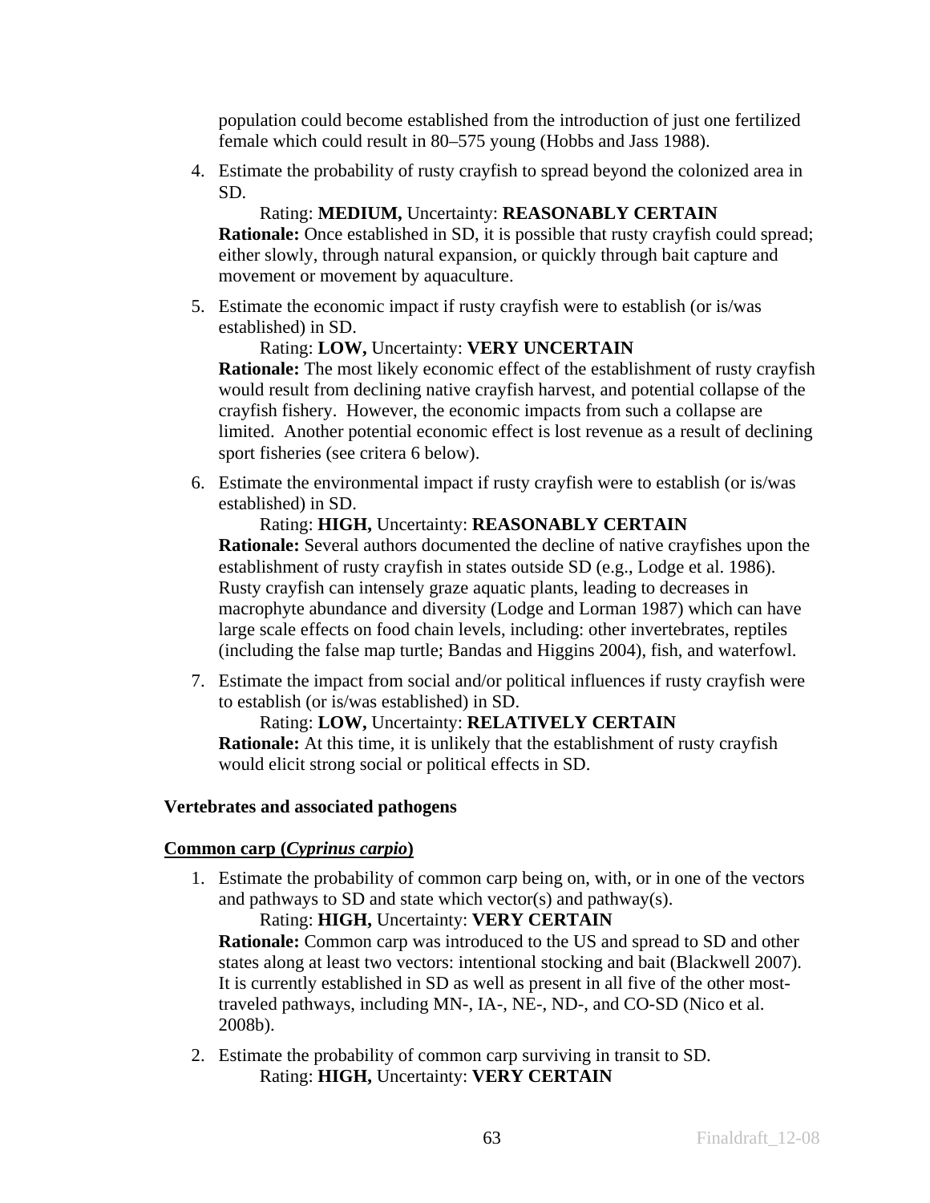population could become established from the introduction of just one fertilized female which could result in 80–575 young (Hobbs and Jass 1988).

4. Estimate the probability of rusty crayfish to spread beyond the colonized area in SD.

   Rating: **MEDIUM,** Uncertainty: **REASONABLY CERTAIN**

   **Rationale:** Once established in SD, it is possible that rusty crayfish could spread; either slowly, through natural expansion, or quickly through bait capture and movement or movement by aquaculture.

5. Estimate the economic impact if rusty crayfish were to establish (or is/was established) in SD.

   Rating: **LOW,** Uncertainty: **VERY UNCERTAIN**

   **Rationale:** The most likely economic effect of the establishment of rusty crayfish would result from declining native crayfish harvest, and potential collapse of the crayfish fishery. However, the economic impacts from such a collapse are limited. Another potential economic effect is lost revenue as a result of declining sport fisheries (see critera 6 below).

6. Estimate the environmental impact if rusty crayfish were to establish (or is/was established) in SD.

   Rating: **HIGH,** Uncertainty: **REASONABLY CERTAIN**

   **Rationale:** Several authors documented the decline of native crayfishes upon the establishment of rusty crayfish in states outside SD (e.g., Lodge et al. 1986). Rusty crayfish can intensely graze aquatic plants, leading to decreases in macrophyte abundance and diversity (Lodge and Lorman 1987) which can have large scale effects on food chain levels, including: other invertebrates, reptiles (including the false map turtle; Bandas and Higgins 2004), fish, and waterfowl.

7. Estimate the impact from social and/or political influences if rusty crayfish were to establish (or is/was established) in SD.

   Rating: **LOW,** Uncertainty: **RELATIVELY CERTAIN**

   **Rationale:** At this time, it is unlikely that the establishment of rusty crayfish would elicit strong social or political effects in SD.

**Vertebrates and associated pathogens**

**<u>Common carp (*Cyprinus carpio*)</u>**

1. Estimate the probability of common carp being on, with, or in one of the vectors and pathways to SD and state which vector(s) and pathway(s).

   Rating: **HIGH,** Uncertainty: **VERY CERTAIN**

   **Rationale:** Common carp was introduced to the US and spread to SD and other states along at least two vectors: intentional stocking and bait (Blackwell 2007). It is currently established in SD as well as present in all five of the other most-traveled pathways, including MN-, IA-, NE-, ND-, and CO-SD (Nico et al. 2008b).

2. Estimate the probability of common carp surviving in transit to SD.

   Rating: **HIGH,** Uncertainty: **VERY CERTAIN**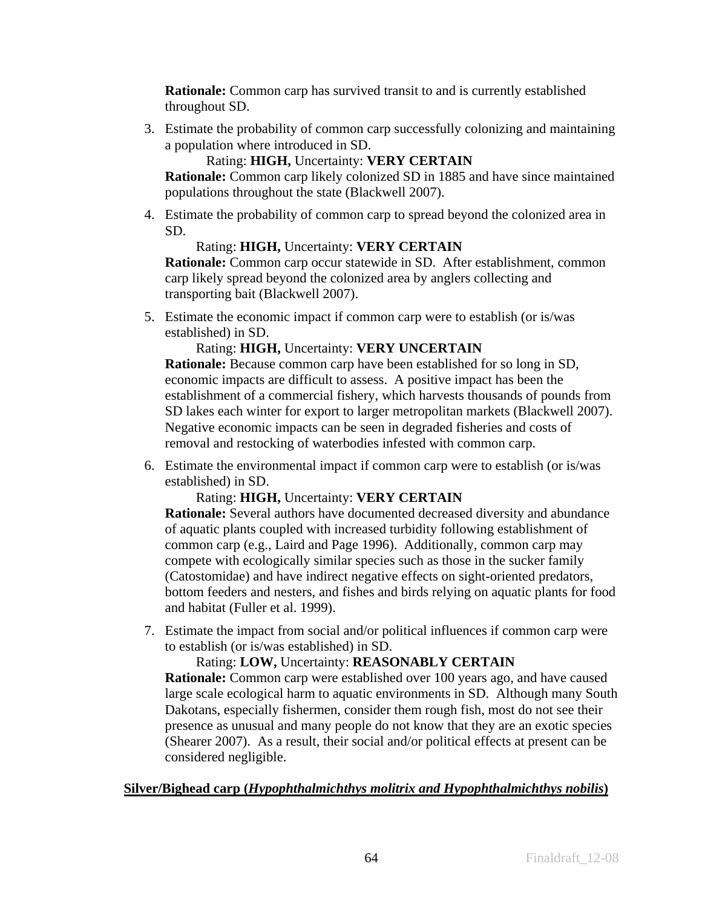**Rationale:** Common carp has survived transit to and is currently established throughout SD.

3. Estimate the probability of common carp successfully colonizing and maintaining a population where introduced in SD.

   Rating: **HIGH,** Uncertainty: **VERY CERTAIN**

   **Rationale:** Common carp likely colonized SD in 1885 and have since maintained populations throughout the state (Blackwell 2007).

4. Estimate the probability of common carp to spread beyond the colonized area in SD.

   Rating: **HIGH,** Uncertainty: **VERY CERTAIN**

   **Rationale:** Common carp occur statewide in SD. After establishment, common carp likely spread beyond the colonized area by anglers collecting and transporting bait (Blackwell 2007).

5. Estimate the economic impact if common carp were to establish (or is/was established) in SD.

   Rating: **HIGH,** Uncertainty: **VERY UNCERTAIN**

   **Rationale:** Because common carp have been established for so long in SD, economic impacts are difficult to assess. A positive impact has been the establishment of a commercial fishery, which harvests thousands of pounds from SD lakes each winter for export to larger metropolitan markets (Blackwell 2007). Negative economic impacts can be seen in degraded fisheries and costs of removal and restocking of waterbodies infested with common carp.

6. Estimate the environmental impact if common carp were to establish (or is/was established) in SD.

   Rating: **HIGH,** Uncertainty: **VERY CERTAIN**

   **Rationale:** Several authors have documented decreased diversity and abundance of aquatic plants coupled with increased turbidity following establishment of common carp (e.g., Laird and Page 1996). Additionally, common carp may compete with ecologically similar species such as those in the sucker family (Catostomidae) and have indirect negative effects on sight-oriented predators, bottom feeders and nesters, and fishes and birds relying on aquatic plants for food and habitat (Fuller et al. 1999).

7. Estimate the impact from social and/or political influences if common carp were to establish (or is/was established) in SD.

   Rating: **LOW,** Uncertainty: **REASONABLY CERTAIN**

   **Rationale:** Common carp were established over 100 years ago, and have caused large scale ecological harm to aquatic environments in SD. Although many South Dakotans, especially fishermen, consider them rough fish, most do not see their presence as unusual and many people do not know that they are an exotic species (Shearer 2007). As a result, their social and/or political effects at present can be considered negligible.

**Silver/Bighead carp (*Hypophthalmichthys molitrix and Hypophthalmichthys nobilis*)**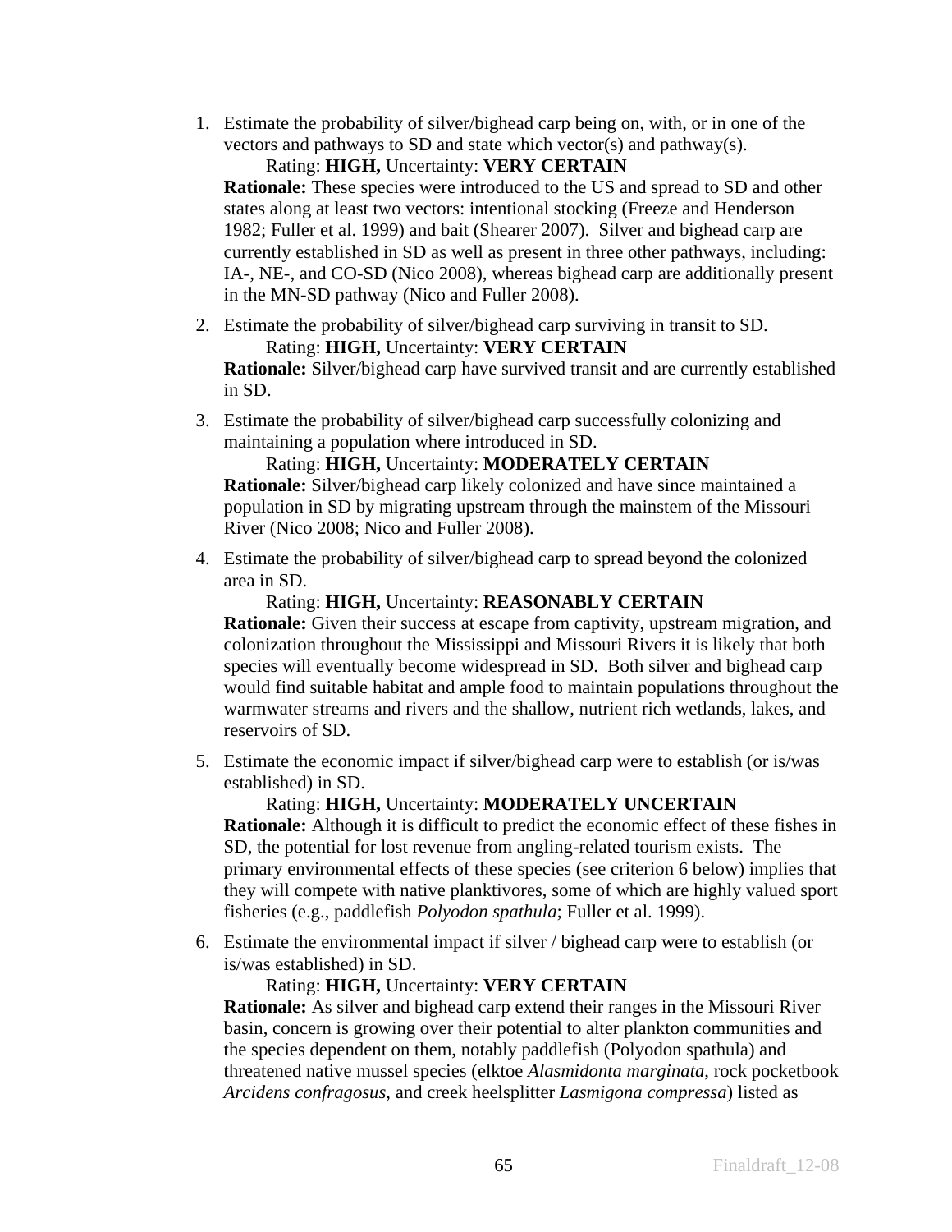1. Estimate the probability of silver/bighead carp being on, with, or in one of the vectors and pathways to SD and state which vector(s) and pathway(s).
   Rating: **HIGH,** Uncertainty: **VERY CERTAIN**
   **Rationale:** These species were introduced to the US and spread to SD and other states along at least two vectors: intentional stocking (Freeze and Henderson 1982; Fuller et al. 1999) and bait (Shearer 2007). Silver and bighead carp are currently established in SD as well as present in three other pathways, including: IA-, NE-, and CO-SD (Nico 2008), whereas bighead carp are additionally present in the MN-SD pathway (Nico and Fuller 2008).

2. Estimate the probability of silver/bighead carp surviving in transit to SD.
   Rating: **HIGH,** Uncertainty: **VERY CERTAIN**
   **Rationale:** Silver/bighead carp have survived transit and are currently established in SD.

3. Estimate the probability of silver/bighead carp successfully colonizing and maintaining a population where introduced in SD.
   Rating: **HIGH,** Uncertainty: **MODERATELY CERTAIN**
   **Rationale:** Silver/bighead carp likely colonized and have since maintained a population in SD by migrating upstream through the mainstem of the Missouri River (Nico 2008; Nico and Fuller 2008).

4. Estimate the probability of silver/bighead carp to spread beyond the colonized area in SD.
   Rating: **HIGH,** Uncertainty: **REASONABLY CERTAIN**
   **Rationale:** Given their success at escape from captivity, upstream migration, and colonization throughout the Mississippi and Missouri Rivers it is likely that both species will eventually become widespread in SD. Both silver and bighead carp would find suitable habitat and ample food to maintain populations throughout the warmwater streams and rivers and the shallow, nutrient rich wetlands, lakes, and reservoirs of SD.

5. Estimate the economic impact if silver/bighead carp were to establish (or is/was established) in SD.
   Rating: **HIGH,** Uncertainty: **MODERATELY UNCERTAIN**
   **Rationale:** Although it is difficult to predict the economic effect of these fishes in SD, the potential for lost revenue from angling-related tourism exists. The primary environmental effects of these species (see criterion 6 below) implies that they will compete with native planktivores, some of which are highly valued sport fisheries (e.g., paddlefish *Polyodon spathula*; Fuller et al. 1999).

6. Estimate the environmental impact if silver / bighead carp were to establish (or is/was established) in SD.
   Rating: **HIGH,** Uncertainty: **VERY CERTAIN**
   **Rationale:** As silver and bighead carp extend their ranges in the Missouri River basin, concern is growing over their potential to alter plankton communities and the species dependent on them, notably paddlefish (Polyodon spathula) and threatened native mussel species (elktoe *Alasmidonta marginata*, rock pocketbook *Arcidens confragosus*, and creek heelsplitter *Lasmigona compressa*) listed as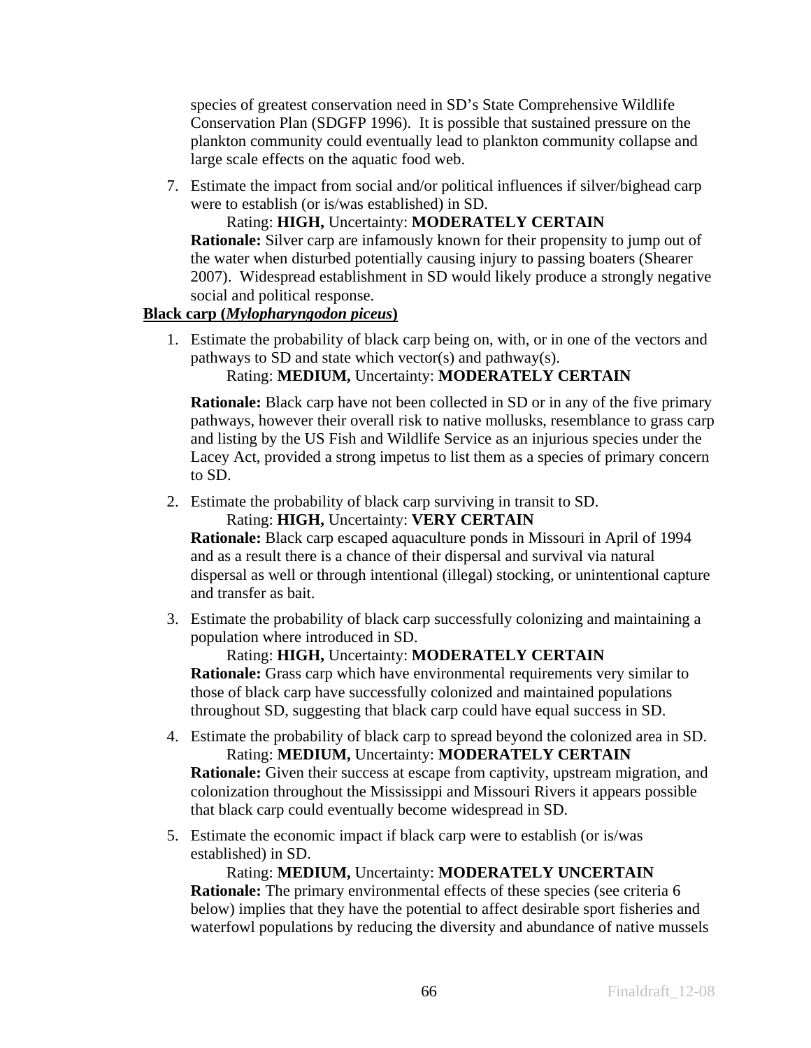species of greatest conservation need in SD's State Comprehensive Wildlife Conservation Plan (SDGFP 1996). It is possible that sustained pressure on the plankton community could eventually lead to plankton community collapse and large scale effects on the aquatic food web.

7. Estimate the impact from social and/or political influences if silver/bighead carp were to establish (or is/was established) in SD.

   Rating: **HIGH,** Uncertainty: **MODERATELY CERTAIN**

   **Rationale:** Silver carp are infamously known for their propensity to jump out of the water when disturbed potentially causing injury to passing boaters (Shearer 2007). Widespread establishment in SD would likely produce a strongly negative social and political response.

**Black carp (*Mylopharyngodon piceus*)**

1. Estimate the probability of black carp being on, with, or in one of the vectors and pathways to SD and state which vector(s) and pathway(s).

   Rating: **MEDIUM,** Uncertainty: **MODERATELY CERTAIN**

   **Rationale:** Black carp have not been collected in SD or in any of the five primary pathways, however their overall risk to native mollusks, resemblance to grass carp and listing by the US Fish and Wildlife Service as an injurious species under the Lacey Act, provided a strong impetus to list them as a species of primary concern to SD.

2. Estimate the probability of black carp surviving in transit to SD.

   Rating: **HIGH,** Uncertainty: **VERY CERTAIN**

   **Rationale:** Black carp escaped aquaculture ponds in Missouri in April of 1994 and as a result there is a chance of their dispersal and survival via natural dispersal as well or through intentional (illegal) stocking, or unintentional capture and transfer as bait.

3. Estimate the probability of black carp successfully colonizing and maintaining a population where introduced in SD.

   Rating: **HIGH,** Uncertainty: **MODERATELY CERTAIN**

   **Rationale:** Grass carp which have environmental requirements very similar to those of black carp have successfully colonized and maintained populations throughout SD, suggesting that black carp could have equal success in SD.

4. Estimate the probability of black carp to spread beyond the colonized area in SD.

   Rating: **MEDIUM,** Uncertainty: **MODERATELY CERTAIN**

   **Rationale:** Given their success at escape from captivity, upstream migration, and colonization throughout the Mississippi and Missouri Rivers it appears possible that black carp could eventually become widespread in SD.

5. Estimate the economic impact if black carp were to establish (or is/was established) in SD.

   Rating: **MEDIUM,** Uncertainty: **MODERATELY UNCERTAIN**

   **Rationale:** The primary environmental effects of these species (see criteria 6 below) implies that they have the potential to affect desirable sport fisheries and waterfowl populations by reducing the diversity and abundance of native mussels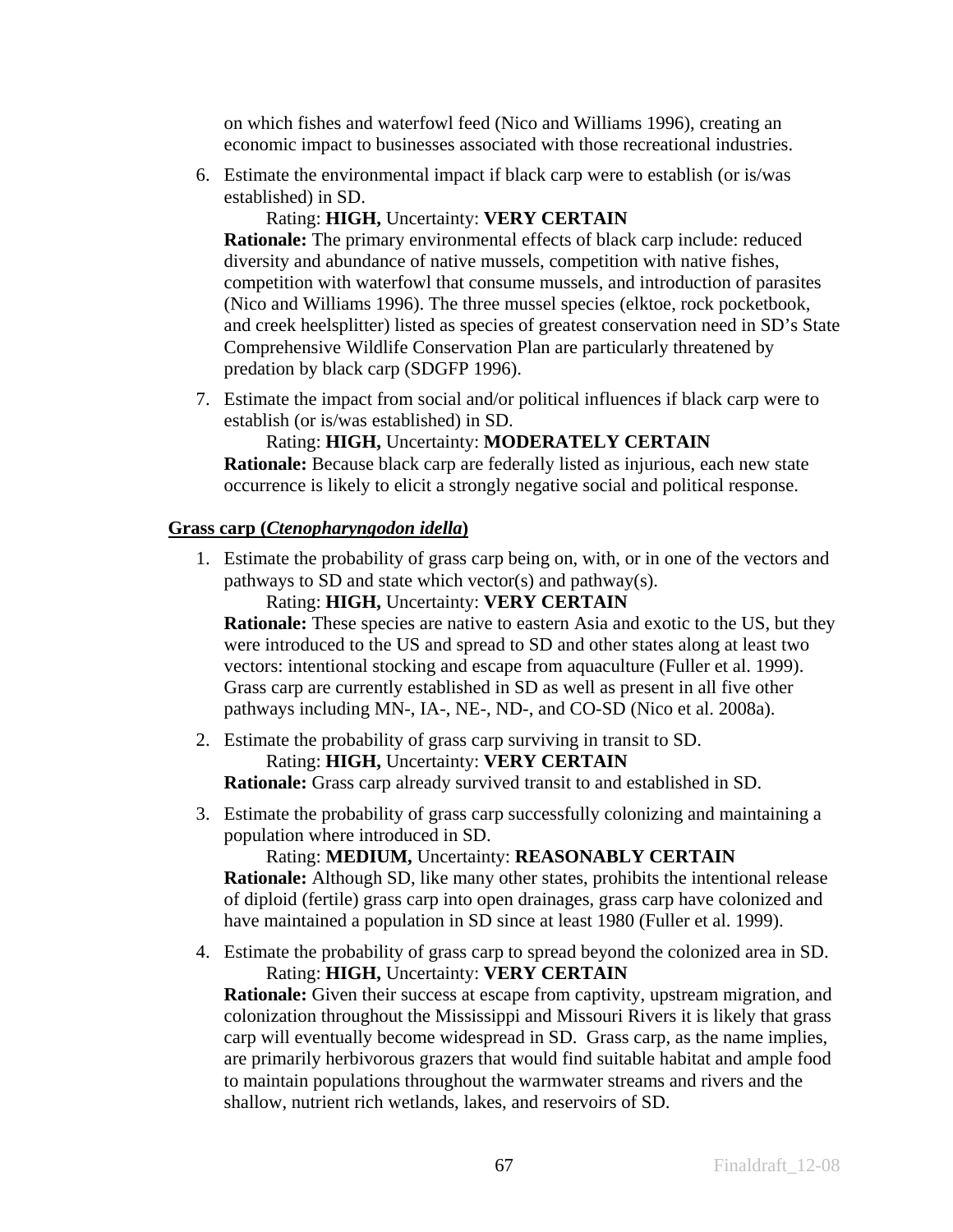on which fishes and waterfowl feed (Nico and Williams 1996), creating an economic impact to businesses associated with those recreational industries.

6. Estimate the environmental impact if black carp were to establish (or is/was established) in SD.

   Rating: **HIGH,** Uncertainty: **VERY CERTAIN**

   **Rationale:** The primary environmental effects of black carp include: reduced diversity and abundance of native mussels, competition with native fishes, competition with waterfowl that consume mussels, and introduction of parasites (Nico and Williams 1996). The three mussel species (elktoe, rock pocketbook, and creek heelsplitter) listed as species of greatest conservation need in SD's State Comprehensive Wildlife Conservation Plan are particularly threatened by predation by black carp (SDGFP 1996).

7. Estimate the impact from social and/or political influences if black carp were to establish (or is/was established) in SD.

   Rating: **HIGH,** Uncertainty: **MODERATELY CERTAIN**

   **Rationale:** Because black carp are federally listed as injurious, each new state occurrence is likely to elicit a strongly negative social and political response.

**Grass carp (*Ctenopharyngodon idella*)**

1. Estimate the probability of grass carp being on, with, or in one of the vectors and pathways to SD and state which vector(s) and pathway(s).

   Rating: **HIGH,** Uncertainty: **VERY CERTAIN**

   **Rationale:** These species are native to eastern Asia and exotic to the US, but they were introduced to the US and spread to SD and other states along at least two vectors: intentional stocking and escape from aquaculture (Fuller et al. 1999). Grass carp are currently established in SD as well as present in all five other pathways including MN-, IA-, NE-, ND-, and CO-SD (Nico et al. 2008a).

2. Estimate the probability of grass carp surviving in transit to SD.

   Rating: **HIGH,** Uncertainty: **VERY CERTAIN**

   **Rationale:** Grass carp already survived transit to and established in SD.

3. Estimate the probability of grass carp successfully colonizing and maintaining a population where introduced in SD.

   Rating: **MEDIUM,** Uncertainty: **REASONABLY CERTAIN**

   **Rationale:** Although SD, like many other states, prohibits the intentional release of diploid (fertile) grass carp into open drainages, grass carp have colonized and have maintained a population in SD since at least 1980 (Fuller et al. 1999).

4. Estimate the probability of grass carp to spread beyond the colonized area in SD.

   Rating: **HIGH,** Uncertainty: **VERY CERTAIN**

   **Rationale:** Given their success at escape from captivity, upstream migration, and colonization throughout the Mississippi and Missouri Rivers it is likely that grass carp will eventually become widespread in SD. Grass carp, as the name implies, are primarily herbivorous grazers that would find suitable habitat and ample food to maintain populations throughout the warmwater streams and rivers and the shallow, nutrient rich wetlands, lakes, and reservoirs of SD.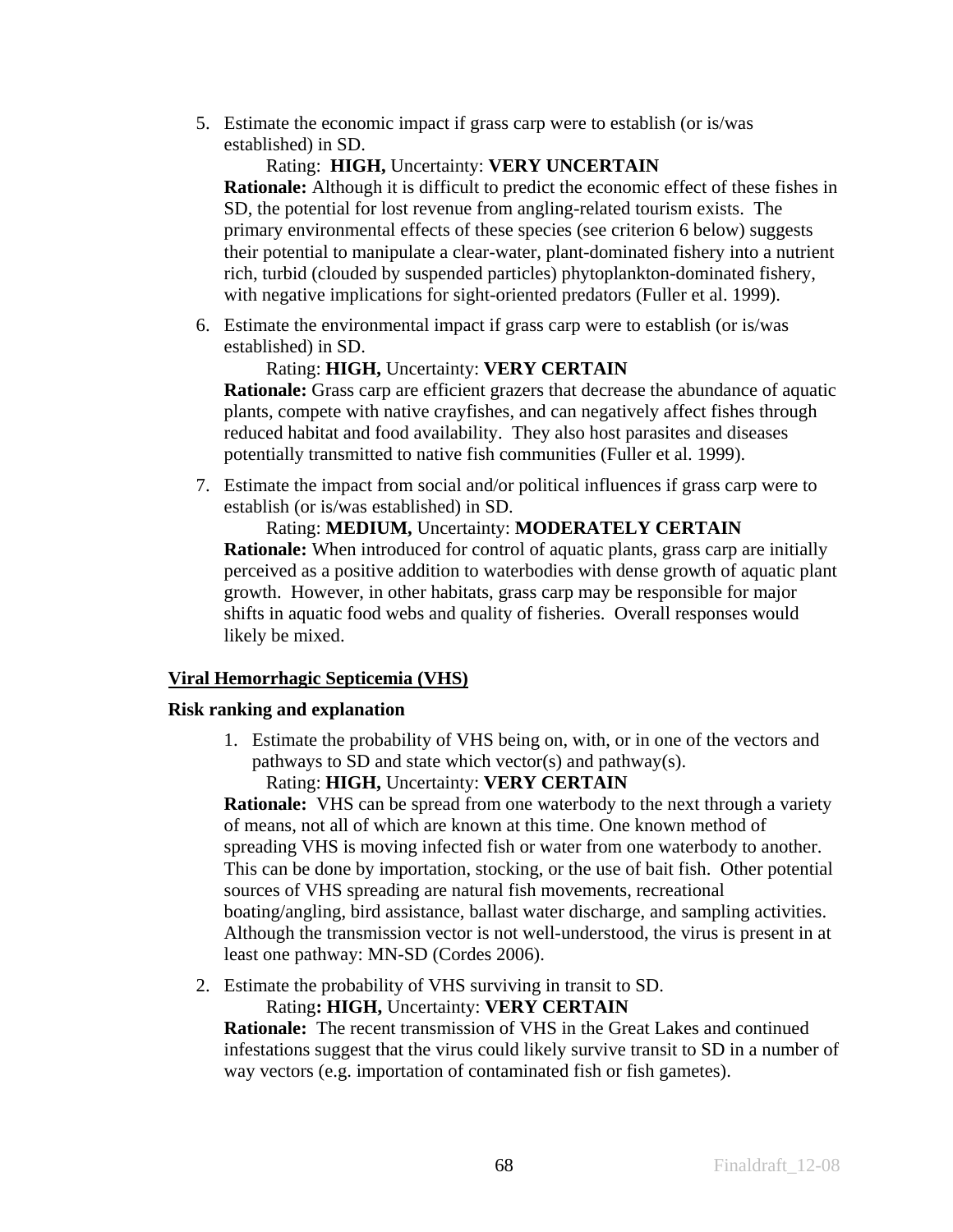5. Estimate the economic impact if grass carp were to establish (or is/was established) in SD.

   Rating: **HIGH,** Uncertainty: **VERY UNCERTAIN**

   **Rationale:** Although it is difficult to predict the economic effect of these fishes in SD, the potential for lost revenue from angling-related tourism exists. The primary environmental effects of these species (see criterion 6 below) suggests their potential to manipulate a clear-water, plant-dominated fishery into a nutrient rich, turbid (clouded by suspended particles) phytoplankton-dominated fishery, with negative implications for sight-oriented predators (Fuller et al. 1999).

6. Estimate the environmental impact if grass carp were to establish (or is/was established) in SD.

   Rating: **HIGH,** Uncertainty: **VERY CERTAIN**

   **Rationale:** Grass carp are efficient grazers that decrease the abundance of aquatic plants, compete with native crayfishes, and can negatively affect fishes through reduced habitat and food availability. They also host parasites and diseases potentially transmitted to native fish communities (Fuller et al. 1999).

7. Estimate the impact from social and/or political influences if grass carp were to establish (or is/was established) in SD.

   Rating: **MEDIUM,** Uncertainty: **MODERATELY CERTAIN**

   **Rationale:** When introduced for control of aquatic plants, grass carp are initially perceived as a positive addition to waterbodies with dense growth of aquatic plant growth. However, in other habitats, grass carp may be responsible for major shifts in aquatic food webs and quality of fisheries. Overall responses would likely be mixed.

## Viral Hemorrhagic Septicemia (VHS)

### Risk ranking and explanation

1. Estimate the probability of VHS being on, with, or in one of the vectors and pathways to SD and state which vector(s) and pathway(s).

   Rating: **HIGH,** Uncertainty: **VERY CERTAIN**

   **Rationale:** VHS can be spread from one waterbody to the next through a variety of means, not all of which are known at this time. One known method of spreading VHS is moving infected fish or water from one waterbody to another. This can be done by importation, stocking, or the use of bait fish. Other potential sources of VHS spreading are natural fish movements, recreational boating/angling, bird assistance, ballast water discharge, and sampling activities. Although the transmission vector is not well-understood, the virus is present in at least one pathway: MN-SD (Cordes 2006).

2. Estimate the probability of VHS surviving in transit to SD.

   Rating**: HIGH,** Uncertainty: **VERY CERTAIN**

   **Rationale:** The recent transmission of VHS in the Great Lakes and continued infestations suggest that the virus could likely survive transit to SD in a number of way vectors (e.g. importation of contaminated fish or fish gametes).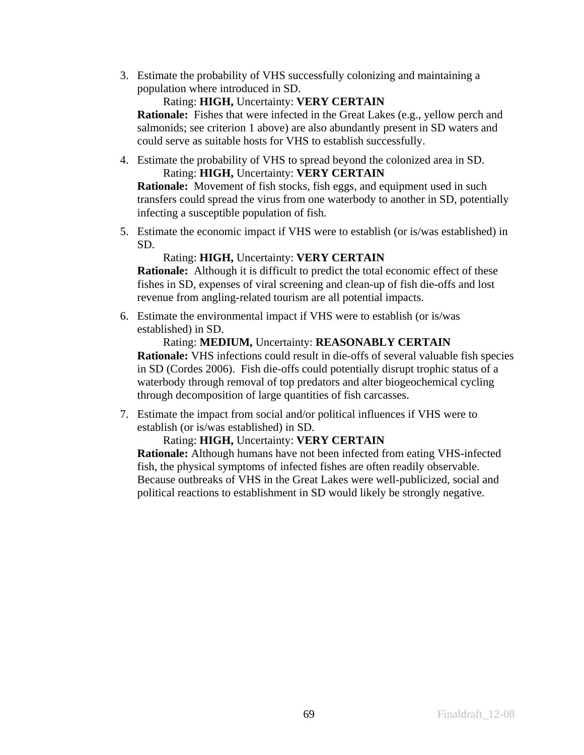3. Estimate the probability of VHS successfully colonizing and maintaining a population where introduced in SD.

   Rating: **HIGH,** Uncertainty: **VERY CERTAIN**

   **Rationale:** Fishes that were infected in the Great Lakes (e.g., yellow perch and salmonids; see criterion 1 above) are also abundantly present in SD waters and could serve as suitable hosts for VHS to establish successfully.

4. Estimate the probability of VHS to spread beyond the colonized area in SD.

   Rating: **HIGH,** Uncertainty: **VERY CERTAIN**

   **Rationale:** Movement of fish stocks, fish eggs, and equipment used in such transfers could spread the virus from one waterbody to another in SD, potentially infecting a susceptible population of fish.

5. Estimate the economic impact if VHS were to establish (or is/was established) in SD.

   Rating: **HIGH,** Uncertainty: **VERY CERTAIN**

   **Rationale:** Although it is difficult to predict the total economic effect of these fishes in SD, expenses of viral screening and clean-up of fish die-offs and lost revenue from angling-related tourism are all potential impacts.

6. Estimate the environmental impact if VHS were to establish (or is/was established) in SD.

   Rating: **MEDIUM,** Uncertainty: **REASONABLY CERTAIN**

   **Rationale:** VHS infections could result in die-offs of several valuable fish species in SD (Cordes 2006). Fish die-offs could potentially disrupt trophic status of a waterbody through removal of top predators and alter biogeochemical cycling through decomposition of large quantities of fish carcasses.

7. Estimate the impact from social and/or political influences if VHS were to establish (or is/was established) in SD.

   Rating: **HIGH,** Uncertainty: **VERY CERTAIN**

   **Rationale:** Although humans have not been infected from eating VHS-infected fish, the physical symptoms of infected fishes are often readily observable. Because outbreaks of VHS in the Great Lakes were well-publicized, social and political reactions to establishment in SD would likely be strongly negative.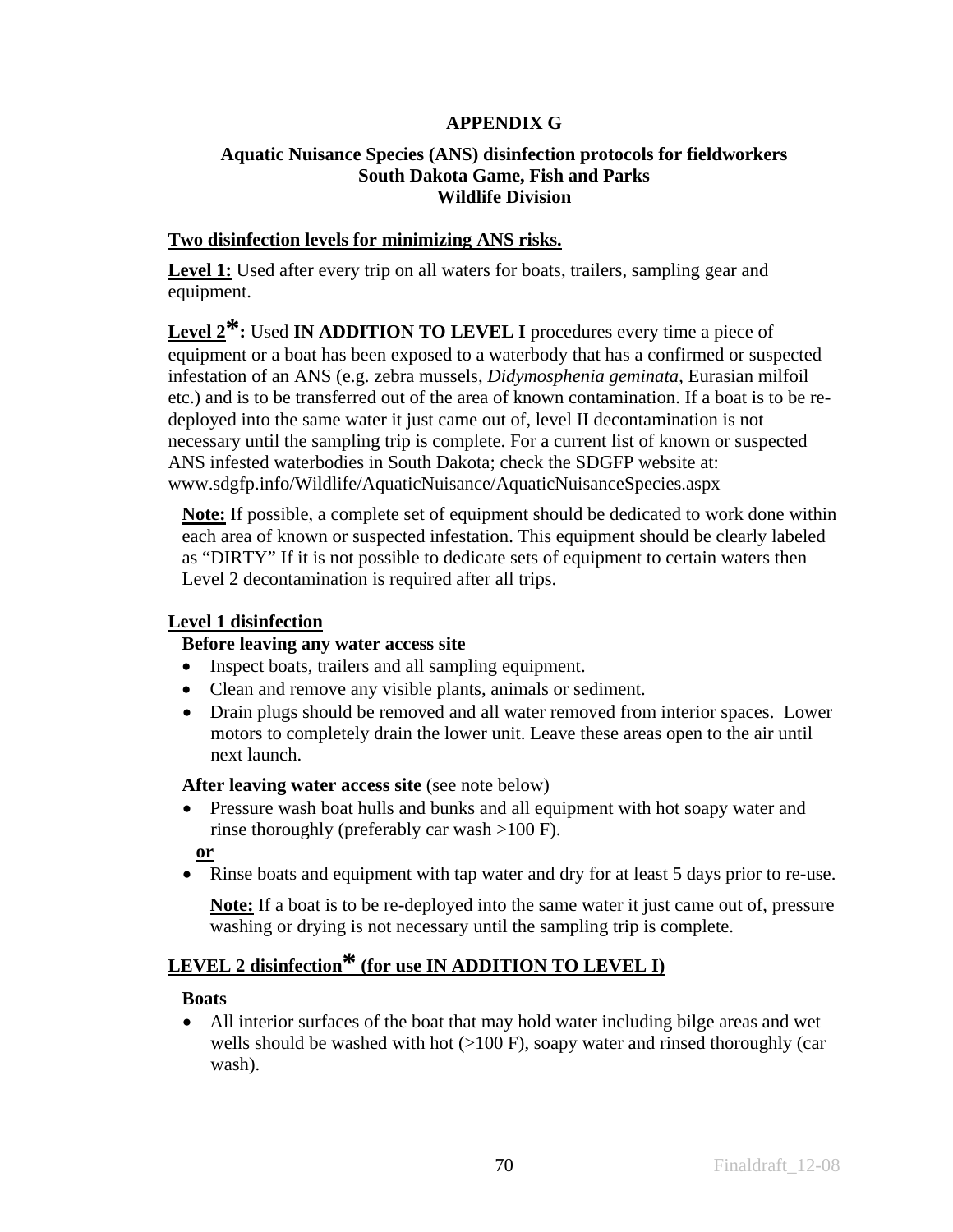# APPENDIX G

## Aquatic Nuisance Species (ANS) disinfection protocols for fieldworkers
## South Dakota Game, Fish and Parks
## Wildlife Division

**Two disinfection levels for minimizing ANS risks.**

**Level 1:** Used after every trip on all waters for boats, trailers, sampling gear and equipment.

**Level 2*:** Used **IN ADDITION TO LEVEL I** procedures every time a piece of equipment or a boat has been exposed to a waterbody that has a confirmed or suspected infestation of an ANS (e.g. zebra mussels, *Didymosphenia geminata*, Eurasian milfoil etc.) and is to be transferred out of the area of known contamination. If a boat is to be re-deployed into the same water it just came out of, level II decontamination is not necessary until the sampling trip is complete. For a current list of known or suspected ANS infested waterbodies in South Dakota; check the SDGFP website at: www.sdgfp.info/Wildlife/AquaticNuisance/AquaticNuisanceSpecies.aspx

> **Note:** If possible, a complete set of equipment should be dedicated to work done within each area of known or suspected infestation. This equipment should be clearly labeled as “DIRTY” If it is not possible to dedicate sets of equipment to certain waters then Level 2 decontamination is required after all trips.

### Level 1 disinfection

**Before leaving any water access site**

- Inspect boats, trailers and all sampling equipment.
- Clean and remove any visible plants, animals or sediment.
- Drain plugs should be removed and all water removed from interior spaces. Lower motors to completely drain the lower unit. Leave these areas open to the air until next launch.

**After leaving water access site** (see note below)

- Pressure wash boat hulls and bunks and all equipment with hot soapy water and rinse thoroughly (preferably car wash >100 F).

**or**

- Rinse boats and equipment with tap water and dry for at least 5 days prior to re-use.

**Note:** If a boat is to be re-deployed into the same water it just came out of, pressure washing or drying is not necessary until the sampling trip is complete.

### LEVEL 2 disinfection* (for use IN ADDITION TO LEVEL I)

**Boats**

- All interior surfaces of the boat that may hold water including bilge areas and wet wells should be washed with hot (>100 F), soapy water and rinsed thoroughly (car wash).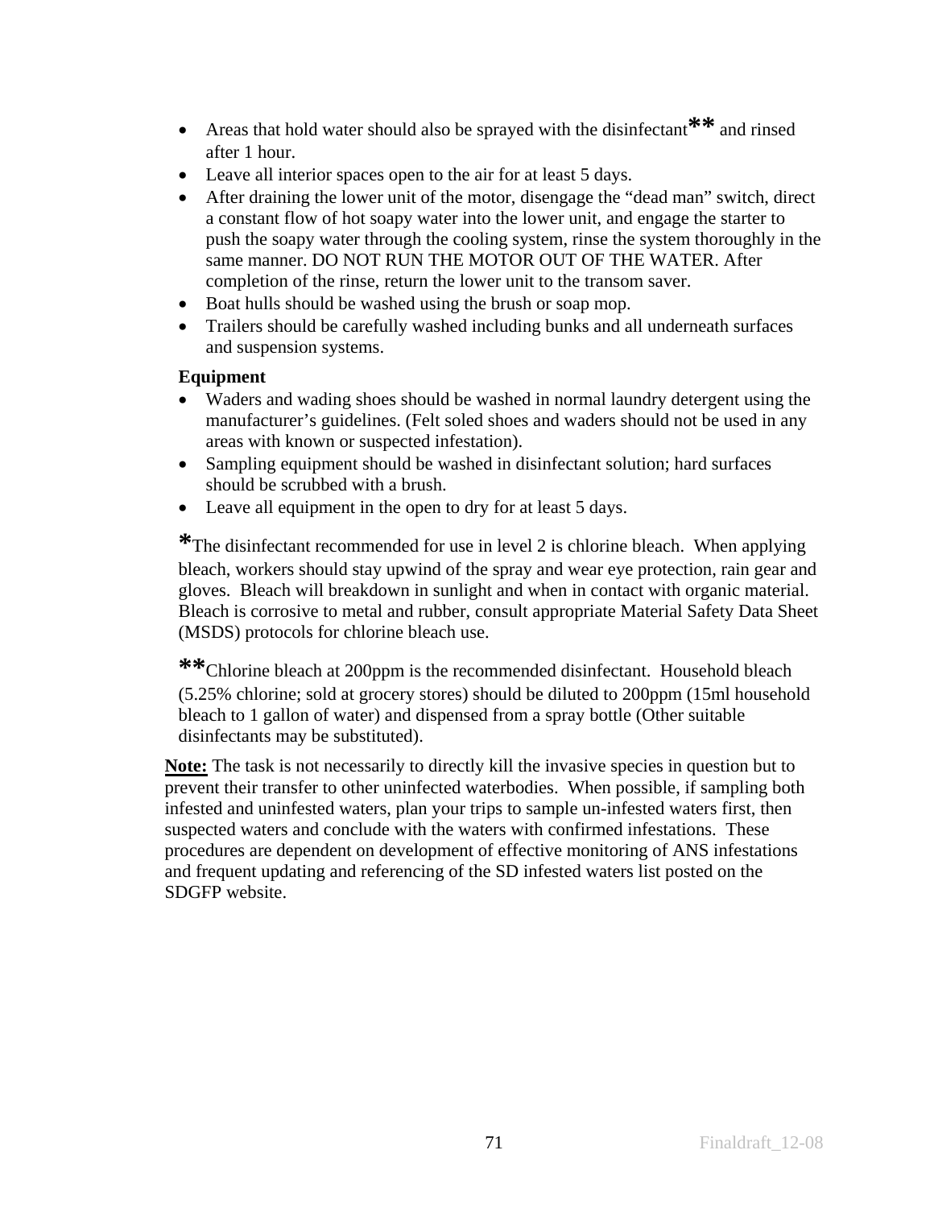- Areas that hold water should also be sprayed with the disinfectant** and rinsed after 1 hour.
- Leave all interior spaces open to the air for at least 5 days.
- After draining the lower unit of the motor, disengage the "dead man" switch, direct a constant flow of hot soapy water into the lower unit, and engage the starter to push the soapy water through the cooling system, rinse the system thoroughly in the same manner. DO NOT RUN THE MOTOR OUT OF THE WATER. After completion of the rinse, return the lower unit to the transom saver.
- Boat hulls should be washed using the brush or soap mop.
- Trailers should be carefully washed including bunks and all underneath surfaces and suspension systems.

**Equipment**

- Waders and wading shoes should be washed in normal laundry detergent using the manufacturer's guidelines. (Felt soled shoes and waders should not be used in any areas with known or suspected infestation).
- Sampling equipment should be washed in disinfectant solution; hard surfaces should be scrubbed with a brush.
- Leave all equipment in the open to dry for at least 5 days.

*The disinfectant recommended for use in level 2 is chlorine bleach. When applying bleach, workers should stay upwind of the spray and wear eye protection, rain gear and gloves. Bleach will breakdown in sunlight and when in contact with organic material. Bleach is corrosive to metal and rubber, consult appropriate Material Safety Data Sheet (MSDS) protocols for chlorine bleach use.

**Chlorine bleach at 200ppm is the recommended disinfectant. Household bleach (5.25% chlorine; sold at grocery stores) should be diluted to 200ppm (15ml household bleach to 1 gallon of water) and dispensed from a spray bottle (Other suitable disinfectants may be substituted).

**Note:** The task is not necessarily to directly kill the invasive species in question but to prevent their transfer to other uninfected waterbodies. When possible, if sampling both infested and uninfested waters, plan your trips to sample un-infested waters first, then suspected waters and conclude with the waters with confirmed infestations. These procedures are dependent on development of effective monitoring of ANS infestations and frequent updating and referencing of the SD infested waters list posted on the SDGFP website.